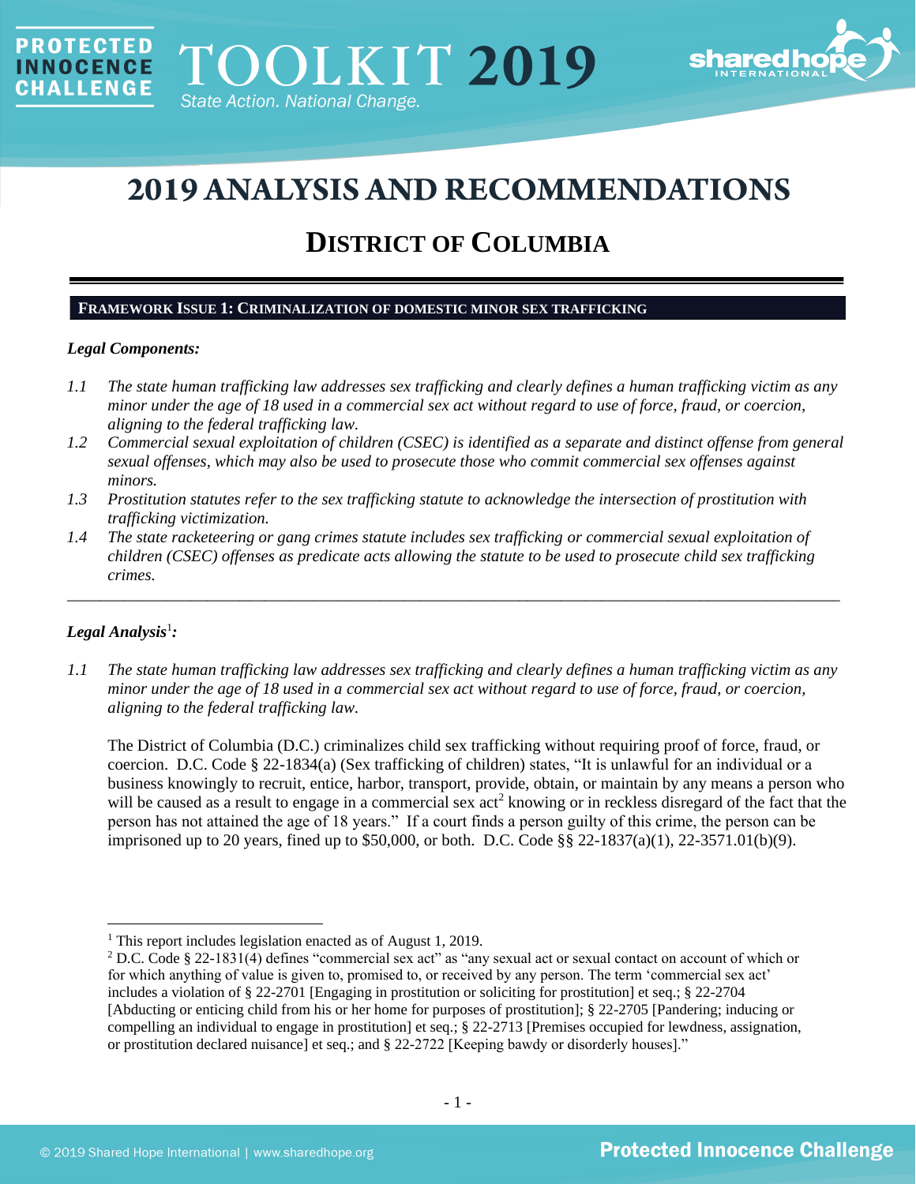PROTECTED INNOCENCE CHALLENGE

TOOLKIT 2019

State Action. National Change.

# 2019 ANALYSIS AND RECOMMENDATIONS

## DISTRICT OF COLUMBIA

### FRAMEWORK ISSUE 1: CRIMINALIZATION OF DOMESTIC MINOR SEX TRAFFICKING

***Legal Components:***

*1.1 The state human trafficking law addresses sex trafficking and clearly defines a human trafficking victim as any minor under the age of 18 used in a commercial sex act without regard to use of force, fraud, or coercion, aligning to the federal trafficking law.*

*1.2 Commercial sexual exploitation of children (CSEC) is identified as a separate and distinct offense from general sexual offenses, which may also be used to prosecute those who commit commercial sex offenses against minors.*

*1.3 Prostitution statutes refer to the sex trafficking statute to acknowledge the intersection of prostitution with trafficking victimization.*

*1.4 The state racketeering or gang crimes statute includes sex trafficking or commercial sexual exploitation of children (CSEC) offenses as predicate acts allowing the statute to be used to prosecute child sex trafficking crimes.*

---

***Legal Analysis***[1]***:***

*1.1 The state human trafficking law addresses sex trafficking and clearly defines a human trafficking victim as any minor under the age of 18 used in a commercial sex act without regard to use of force, fraud, or coercion, aligning to the federal trafficking law.*

The District of Columbia (D.C.) criminalizes child sex trafficking without requiring proof of force, fraud, or coercion. D.C. Code § 22-1834(a) (Sex trafficking of children) states, "It is unlawful for an individual or a business knowingly to recruit, entice, harbor, transport, provide, obtain, or maintain by any means a person who will be caused as a result to engage in a commercial sex act[2] knowing or in reckless disregard of the fact that the person has not attained the age of 18 years." If a court finds a person guilty of this crime, the person can be imprisoned up to 20 years, fined up to $50,000, or both. D.C. Code §§ 22-1837(a)(1), 22-3571.01(b)(9).

---

[1] This report includes legislation enacted as of August 1, 2019.

[2] D.C. Code § 22-1831(4) defines "commercial sex act" as "any sexual act or sexual contact on account of which or for which anything of value is given to, promised to, or received by any person. The term 'commercial sex act' includes a violation of § 22-2701 [Engaging in prostitution or soliciting for prostitution] et seq.; § 22-2704 [Abducting or enticing child from his or her home for purposes of prostitution]; § 22-2705 [Pandering; inducing or compelling an individual to engage in prostitution] et seq.; § 22-2713 [Premises occupied for lewdness, assignation, or prostitution declared nuisance] et seq.; and § 22-2722 [Keeping bawdy or disorderly houses]."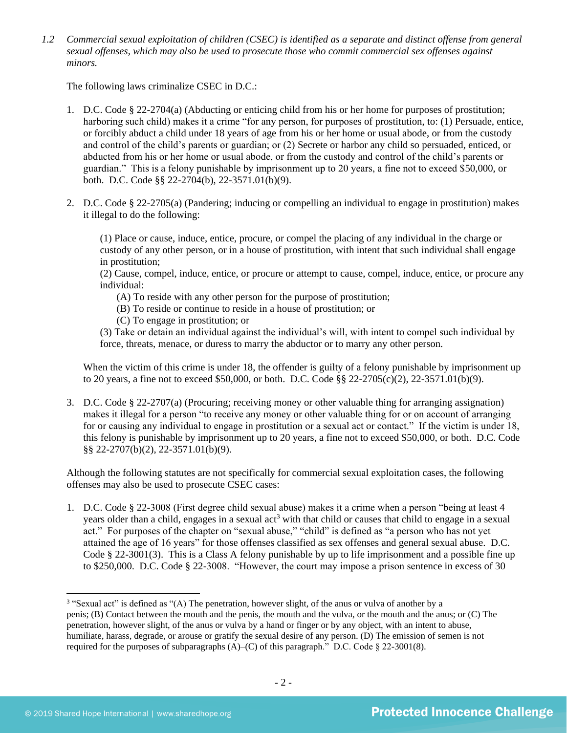*1.2 Commercial sexual exploitation of children (CSEC) is identified as a separate and distinct offense from general sexual offenses, which may also be used to prosecute those who commit commercial sex offenses against minors.*

The following laws criminalize CSEC in D.C.:

1. D.C. Code § 22-2704(a) (Abducting or enticing child from his or her home for purposes of prostitution; harboring such child) makes it a crime "for any person, for purposes of prostitution, to: (1) Persuade, entice, or forcibly abduct a child under 18 years of age from his or her home or usual abode, or from the custody and control of the child's parents or guardian; or (2) Secrete or harbor any child so persuaded, enticed, or abducted from his or her home or usual abode, or from the custody and control of the child's parents or guardian." This is a felony punishable by imprisonment up to 20 years, a fine not to exceed $50,000, or both. D.C. Code §§ 22-2704(b), 22-3571.01(b)(9).

2. D.C. Code § 22-2705(a) (Pandering; inducing or compelling an individual to engage in prostitution) makes it illegal to do the following:

   (1) Place or cause, induce, entice, procure, or compel the placing of any individual in the charge or custody of any other person, or in a house of prostitution, with intent that such individual shall engage in prostitution;
   (2) Cause, compel, induce, entice, or procure or attempt to cause, compel, induce, entice, or procure any individual:
   (A) To reside with any other person for the purpose of prostitution;
   (B) To reside or continue to reside in a house of prostitution; or
   (C) To engage in prostitution; or
   (3) Take or detain an individual against the individual's will, with intent to compel such individual by force, threats, menace, or duress to marry the abductor or to marry any other person.

   When the victim of this crime is under 18, the offender is guilty of a felony punishable by imprisonment up to 20 years, a fine not to exceed $50,000, or both. D.C. Code §§ 22-2705(c)(2), 22-3571.01(b)(9).

3. D.C. Code § 22-2707(a) (Procuring; receiving money or other valuable thing for arranging assignation) makes it illegal for a person "to receive any money or other valuable thing for or on account of arranging for or causing any individual to engage in prostitution or a sexual act or contact." If the victim is under 18, this felony is punishable by imprisonment up to 20 years, a fine not to exceed $50,000, or both. D.C. Code §§ 22-2707(b)(2), 22-3571.01(b)(9).

Although the following statutes are not specifically for commercial sexual exploitation cases, the following offenses may also be used to prosecute CSEC cases:

1. D.C. Code § 22-3008 (First degree child sexual abuse) makes it a crime when a person "being at least 4 years older than a child, engages in a sexual act[3] with that child or causes that child to engage in a sexual act." For purposes of the chapter on "sexual abuse," "child" is defined as "a person who has not yet attained the age of 16 years" for those offenses classified as sex offenses and general sexual abuse. D.C. Code § 22-3001(3). This is a Class A felony punishable by up to life imprisonment and a possible fine up to $250,000. D.C. Code § 22-3008. "However, the court may impose a prison sentence in excess of 30

[3] "Sexual act" is defined as "(A) The penetration, however slight, of the anus or vulva of another by a penis; (B) Contact between the mouth and the penis, the mouth and the vulva, or the mouth and the anus; or (C) The penetration, however slight, of the anus or vulva by a hand or finger or by any object, with an intent to abuse, humiliate, harass, degrade, or arouse or gratify the sexual desire of any person. (D) The emission of semen is not required for the purposes of subparagraphs (A)–(C) of this paragraph." D.C. Code § 22-3001(8).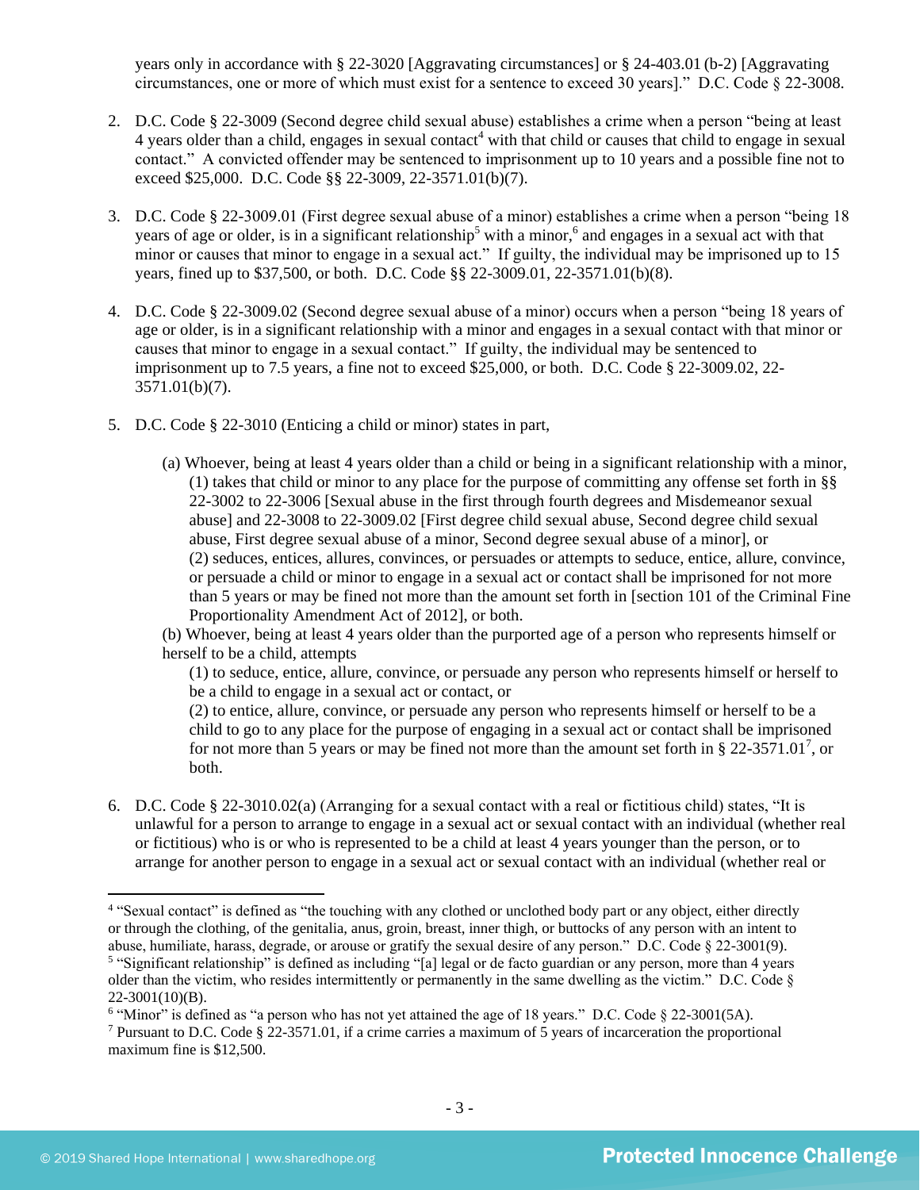years only in accordance with § 22-3020 [Aggravating circumstances] or § 24-403.01 (b-2) [Aggravating circumstances, one or more of which must exist for a sentence to exceed 30 years]." D.C. Code § 22-3008.

2. D.C. Code § 22-3009 (Second degree child sexual abuse) establishes a crime when a person "being at least 4 years older than a child, engages in sexual contact[4] with that child or causes that child to engage in sexual contact." A convicted offender may be sentenced to imprisonment up to 10 years and a possible fine not to exceed $25,000. D.C. Code §§ 22-3009, 22-3571.01(b)(7).

3. D.C. Code § 22-3009.01 (First degree sexual abuse of a minor) establishes a crime when a person "being 18 years of age or older, is in a significant relationship[5] with a minor,[6] and engages in a sexual act with that minor or causes that minor to engage in a sexual act." If guilty, the individual may be imprisoned up to 15 years, fined up to $37,500, or both. D.C. Code §§ 22-3009.01, 22-3571.01(b)(8).

4. D.C. Code § 22-3009.02 (Second degree sexual abuse of a minor) occurs when a person "being 18 years of age or older, is in a significant relationship with a minor and engages in a sexual contact with that minor or causes that minor to engage in a sexual contact." If guilty, the individual may be sentenced to imprisonment up to 7.5 years, a fine not to exceed $25,000, or both. D.C. Code § 22-3009.02, 22-3571.01(b)(7).

5. D.C. Code § 22-3010 (Enticing a child or minor) states in part,

   (a) Whoever, being at least 4 years older than a child or being in a significant relationship with a minor,
      (1) takes that child or minor to any place for the purpose of committing any offense set forth in §§ 22-3002 to 22-3006 [Sexual abuse in the first through fourth degrees and Misdemeanor sexual abuse] and 22-3008 to 22-3009.02 [First degree child sexual abuse, Second degree child sexual abuse, First degree sexual abuse of a minor, Second degree sexual abuse of a minor], or
      (2) seduces, entices, allures, convinces, or persuades or attempts to seduce, entice, allure, convince, or persuade a child or minor to engage in a sexual act or contact shall be imprisoned for not more than 5 years or may be fined not more than the amount set forth in [section 101 of the Criminal Fine Proportionality Amendment Act of 2012], or both.

   (b) Whoever, being at least 4 years older than the purported age of a person who represents himself or herself to be a child, attempts
      (1) to seduce, entice, allure, convince, or persuade any person who represents himself or herself to be a child to engage in a sexual act or contact, or
      (2) to entice, allure, convince, or persuade any person who represents himself or herself to be a child to go to any place for the purpose of engaging in a sexual act or contact shall be imprisoned for not more than 5 years or may be fined not more than the amount set forth in § 22-3571.01[7], or both.

6. D.C. Code § 22-3010.02(a) (Arranging for a sexual contact with a real or fictitious child) states, "It is unlawful for a person to arrange to engage in a sexual act or sexual contact with an individual (whether real or fictitious) who is or who is represented to be a child at least 4 years younger than the person, or to arrange for another person to engage in a sexual act or sexual contact with an individual (whether real or

---

[4] "Sexual contact" is defined as "the touching with any clothed or unclothed body part or any object, either directly or through the clothing, of the genitalia, anus, groin, breast, inner thigh, or buttocks of any person with an intent to abuse, humiliate, harass, degrade, or arouse or gratify the sexual desire of any person." D.C. Code § 22-3001(9).

[5] "Significant relationship" is defined as including "[a] legal or de facto guardian or any person, more than 4 years older than the victim, who resides intermittently or permanently in the same dwelling as the victim." D.C. Code § 22-3001(10)(B).

[6] "Minor" is defined as "a person who has not yet attained the age of 18 years." D.C. Code § 22-3001(5A).

[7] Pursuant to D.C. Code § 22-3571.01, if a crime carries a maximum of 5 years of incarceration the proportional maximum fine is $12,500.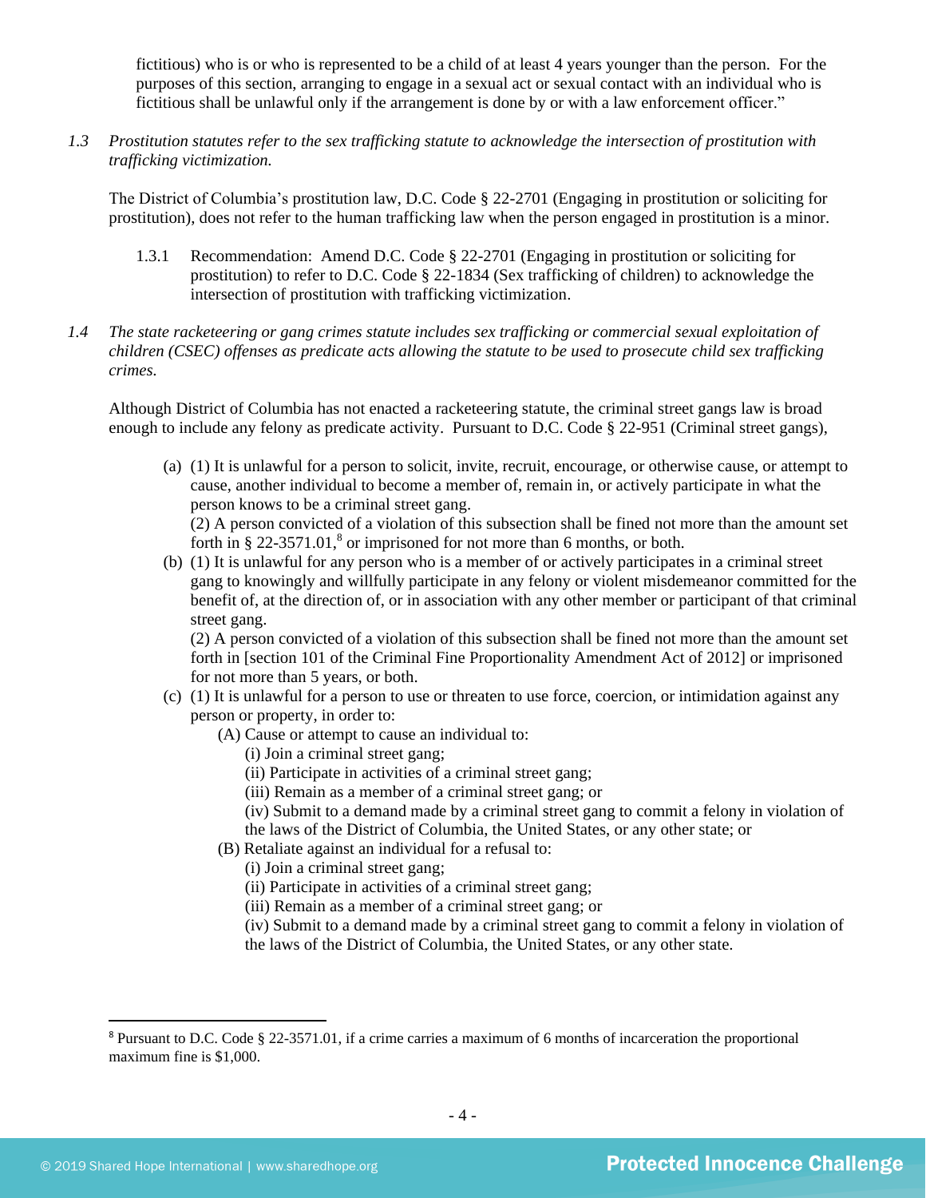fictitious) who is or who is represented to be a child of at least 4 years younger than the person. For the purposes of this section, arranging to engage in a sexual act or sexual contact with an individual who is fictitious shall be unlawful only if the arrangement is done by or with a law enforcement officer."

*1.3 Prostitution statutes refer to the sex trafficking statute to acknowledge the intersection of prostitution with trafficking victimization.*

The District of Columbia's prostitution law, D.C. Code § 22-2701 (Engaging in prostitution or soliciting for prostitution), does not refer to the human trafficking law when the person engaged in prostitution is a minor.

1.3.1 Recommendation: Amend D.C. Code § 22-2701 (Engaging in prostitution or soliciting for prostitution) to refer to D.C. Code § 22-1834 (Sex trafficking of children) to acknowledge the intersection of prostitution with trafficking victimization.

*1.4 The state racketeering or gang crimes statute includes sex trafficking or commercial sexual exploitation of children (CSEC) offenses as predicate acts allowing the statute to be used to prosecute child sex trafficking crimes.*

Although District of Columbia has not enacted a racketeering statute, the criminal street gangs law is broad enough to include any felony as predicate activity. Pursuant to D.C. Code § 22-951 (Criminal street gangs),

> (a) (1) It is unlawful for a person to solicit, invite, recruit, encourage, or otherwise cause, or attempt to cause, another individual to become a member of, remain in, or actively participate in what the person knows to be a criminal street gang.
> (2) A person convicted of a violation of this subsection shall be fined not more than the amount set forth in § 22-3571.01,[8] or imprisoned for not more than 6 months, or both.
>
> (b) (1) It is unlawful for any person who is a member of or actively participates in a criminal street gang to knowingly and willfully participate in any felony or violent misdemeanor committed for the benefit of, at the direction of, or in association with any other member or participant of that criminal street gang.
> (2) A person convicted of a violation of this subsection shall be fined not more than the amount set forth in [section 101 of the Criminal Fine Proportionality Amendment Act of 2012] or imprisoned for not more than 5 years, or both.
>
> (c) (1) It is unlawful for a person to use or threaten to use force, coercion, or intimidation against any person or property, in order to:
>
> (A) Cause or attempt to cause an individual to:
> (i) Join a criminal street gang;
> (ii) Participate in activities of a criminal street gang;
> (iii) Remain as a member of a criminal street gang; or
> (iv) Submit to a demand made by a criminal street gang to commit a felony in violation of the laws of the District of Columbia, the United States, or any other state; or
>
> (B) Retaliate against an individual for a refusal to:
> (i) Join a criminal street gang;
> (ii) Participate in activities of a criminal street gang;
> (iii) Remain as a member of a criminal street gang; or
> (iv) Submit to a demand made by a criminal street gang to commit a felony in violation of the laws of the District of Columbia, the United States, or any other state.

---

[8] Pursuant to D.C. Code § 22-3571.01, if a crime carries a maximum of 6 months of incarceration the proportional maximum fine is $1,000.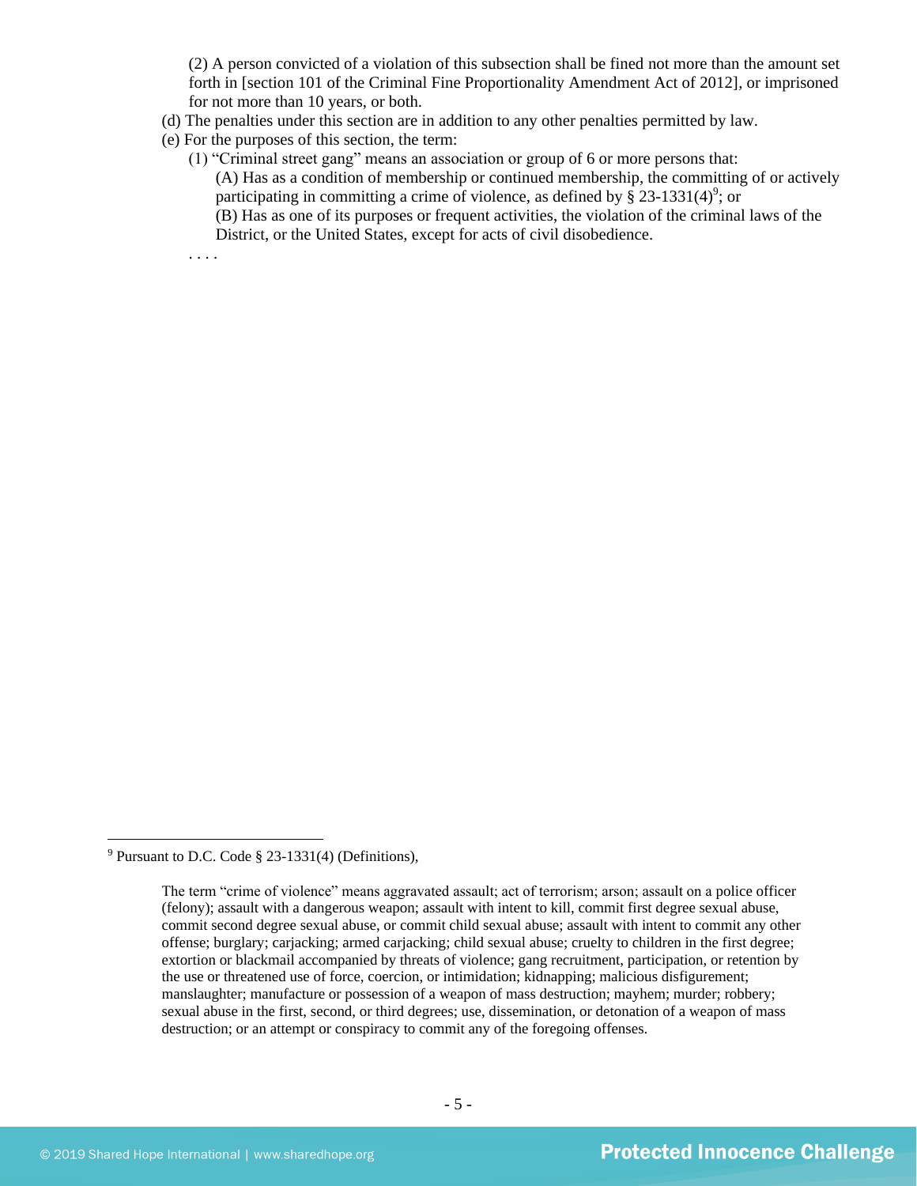(2) A person convicted of a violation of this subsection shall be fined not more than the amount set forth in [section 101 of the Criminal Fine Proportionality Amendment Act of 2012], or imprisoned for not more than 10 years, or both.

(d) The penalties under this section are in addition to any other penalties permitted by law.

(e) For the purposes of this section, the term:

(1) "Criminal street gang" means an association or group of 6 or more persons that:

(A) Has as a condition of membership or continued membership, the committing of or actively participating in committing a crime of violence, as defined by § 23-1331(4)[9]; or

(B) Has as one of its purposes or frequent activities, the violation of the criminal laws of the District, or the United States, except for acts of civil disobedience.

. . . .

---

[9] Pursuant to D.C. Code § 23-1331(4) (Definitions),

> The term "crime of violence" means aggravated assault; act of terrorism; arson; assault on a police officer (felony); assault with a dangerous weapon; assault with intent to kill, commit first degree sexual abuse, commit second degree sexual abuse, or commit child sexual abuse; assault with intent to commit any other offense; burglary; carjacking; armed carjacking; child sexual abuse; cruelty to children in the first degree; extortion or blackmail accompanied by threats of violence; gang recruitment, participation, or retention by the use or threatened use of force, coercion, or intimidation; kidnapping; malicious disfigurement; manslaughter; manufacture or possession of a weapon of mass destruction; mayhem; murder; robbery; sexual abuse in the first, second, or third degrees; use, dissemination, or detonation of a weapon of mass destruction; or an attempt or conspiracy to commit any of the foregoing offenses.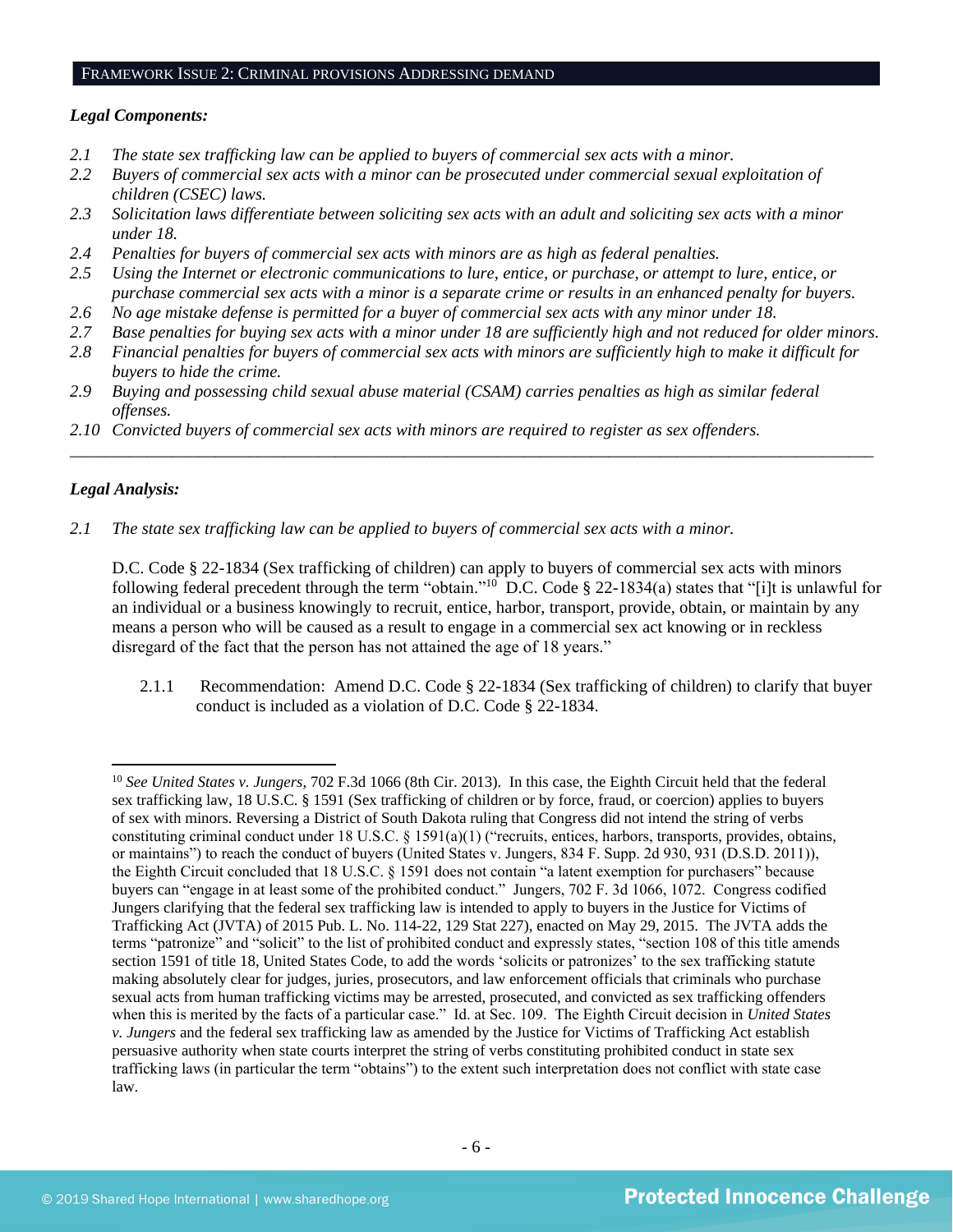## Framework Issue 2: Criminal provisions Addressing demand

***Legal Components:***

*2.1 The state sex trafficking law can be applied to buyers of commercial sex acts with a minor.*
*2.2 Buyers of commercial sex acts with a minor can be prosecuted under commercial sexual exploitation of children (CSEC) laws.*
*2.3 Solicitation laws differentiate between soliciting sex acts with an adult and soliciting sex acts with a minor under 18.*
*2.4 Penalties for buyers of commercial sex acts with minors are as high as federal penalties.*
*2.5 Using the Internet or electronic communications to lure, entice, or purchase, or attempt to lure, entice, or purchase commercial sex acts with a minor is a separate crime or results in an enhanced penalty for buyers.*
*2.6 No age mistake defense is permitted for a buyer of commercial sex acts with any minor under 18.*
*2.7 Base penalties for buying sex acts with a minor under 18 are sufficiently high and not reduced for older minors.*
*2.8 Financial penalties for buyers of commercial sex acts with minors are sufficiently high to make it difficult for buyers to hide the crime.*
*2.9 Buying and possessing child sexual abuse material (CSAM) carries penalties as high as similar federal offenses.*
*2.10 Convicted buyers of commercial sex acts with minors are required to register as sex offenders.*

---

***Legal Analysis:***

*2.1 The state sex trafficking law can be applied to buyers of commercial sex acts with a minor.*

D.C. Code § 22-1834 (Sex trafficking of children) can apply to buyers of commercial sex acts with minors following federal precedent through the term "obtain."[10] D.C. Code § 22-1834(a) states that "[i]t is unlawful for an individual or a business knowingly to recruit, entice, harbor, transport, provide, obtain, or maintain by any means a person who will be caused as a result to engage in a commercial sex act knowing or in reckless disregard of the fact that the person has not attained the age of 18 years."

2.1.1 Recommendation: Amend D.C. Code § 22-1834 (Sex trafficking of children) to clarify that buyer conduct is included as a violation of D.C. Code § 22-1834.

---

[10] *See United States v. Jungers*, 702 F.3d 1066 (8th Cir. 2013). In this case, the Eighth Circuit held that the federal sex trafficking law, 18 U.S.C. § 1591 (Sex trafficking of children or by force, fraud, or coercion) applies to buyers of sex with minors. Reversing a District of South Dakota ruling that Congress did not intend the string of verbs constituting criminal conduct under 18 U.S.C. § 1591(a)(1) ("recruits, entices, harbors, transports, provides, obtains, or maintains") to reach the conduct of buyers (United States v. Jungers, 834 F. Supp. 2d 930, 931 (D.S.D. 2011)), the Eighth Circuit concluded that 18 U.S.C. § 1591 does not contain "a latent exemption for purchasers" because buyers can "engage in at least some of the prohibited conduct." Jungers, 702 F. 3d 1066, 1072. Congress codified Jungers clarifying that the federal sex trafficking law is intended to apply to buyers in the Justice for Victims of Trafficking Act (JVTA) of 2015 Pub. L. No. 114-22, 129 Stat 227), enacted on May 29, 2015. The JVTA adds the terms "patronize" and "solicit" to the list of prohibited conduct and expressly states, "section 108 of this title amends section 1591 of title 18, United States Code, to add the words 'solicits or patronizes' to the sex trafficking statute making absolutely clear for judges, juries, prosecutors, and law enforcement officials that criminals who purchase sexual acts from human trafficking victims may be arrested, prosecuted, and convicted as sex trafficking offenders when this is merited by the facts of a particular case." Id. at Sec. 109. The Eighth Circuit decision in *United States v. Jungers* and the federal sex trafficking law as amended by the Justice for Victims of Trafficking Act establish persuasive authority when state courts interpret the string of verbs constituting prohibited conduct in state sex trafficking laws (in particular the term "obtains") to the extent such interpretation does not conflict with state case law.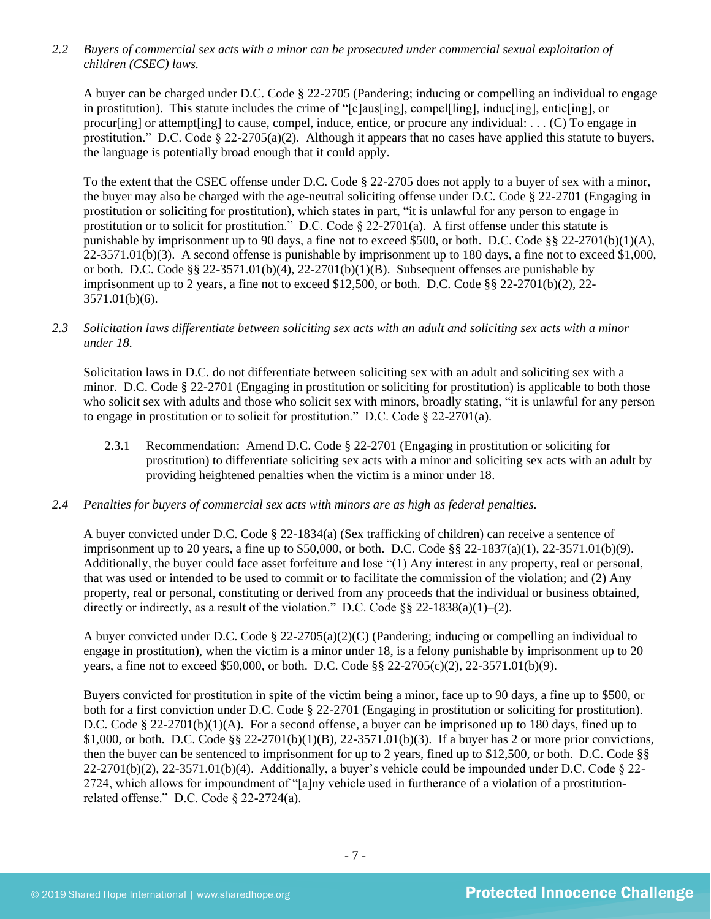*2.2 Buyers of commercial sex acts with a minor can be prosecuted under commercial sexual exploitation of children (CSEC) laws.*

A buyer can be charged under D.C. Code § 22-2705 (Pandering; inducing or compelling an individual to engage in prostitution). This statute includes the crime of "[c]aus[ing], compel[ling], induc[ing], entic[ing], or procur[ing] or attempt[ing] to cause, compel, induce, entice, or procure any individual: . . . (C) To engage in prostitution." D.C. Code § 22-2705(a)(2). Although it appears that no cases have applied this statute to buyers, the language is potentially broad enough that it could apply.

To the extent that the CSEC offense under D.C. Code § 22-2705 does not apply to a buyer of sex with a minor, the buyer may also be charged with the age-neutral soliciting offense under D.C. Code § 22-2701 (Engaging in prostitution or soliciting for prostitution), which states in part, "it is unlawful for any person to engage in prostitution or to solicit for prostitution." D.C. Code § 22-2701(a). A first offense under this statute is punishable by imprisonment up to 90 days, a fine not to exceed $500, or both. D.C. Code §§ 22-2701(b)(1)(A), 22-3571.01(b)(3). A second offense is punishable by imprisonment up to 180 days, a fine not to exceed $1,000, or both. D.C. Code §§ 22-3571.01(b)(4), 22-2701(b)(1)(B). Subsequent offenses are punishable by imprisonment up to 2 years, a fine not to exceed $12,500, or both. D.C. Code §§ 22-2701(b)(2), 22-3571.01(b)(6).

*2.3 Solicitation laws differentiate between soliciting sex acts with an adult and soliciting sex acts with a minor under 18.*

Solicitation laws in D.C. do not differentiate between soliciting sex with an adult and soliciting sex with a minor. D.C. Code § 22-2701 (Engaging in prostitution or soliciting for prostitution) is applicable to both those who solicit sex with adults and those who solicit sex with minors, broadly stating, "it is unlawful for any person to engage in prostitution or to solicit for prostitution." D.C. Code § 22-2701(a).

> 2.3.1 Recommendation: Amend D.C. Code § 22-2701 (Engaging in prostitution or soliciting for prostitution) to differentiate soliciting sex acts with a minor and soliciting sex acts with an adult by providing heightened penalties when the victim is a minor under 18.

*2.4 Penalties for buyers of commercial sex acts with minors are as high as federal penalties.*

A buyer convicted under D.C. Code § 22-1834(a) (Sex trafficking of children) can receive a sentence of imprisonment up to 20 years, a fine up to $50,000, or both. D.C. Code §§ 22-1837(a)(1), 22-3571.01(b)(9). Additionally, the buyer could face asset forfeiture and lose "(1) Any interest in any property, real or personal, that was used or intended to be used to commit or to facilitate the commission of the violation; and (2) Any property, real or personal, constituting or derived from any proceeds that the individual or business obtained, directly or indirectly, as a result of the violation." D.C. Code §§ 22-1838(a)(1)–(2).

A buyer convicted under D.C. Code § 22-2705(a)(2)(C) (Pandering; inducing or compelling an individual to engage in prostitution), when the victim is a minor under 18, is a felony punishable by imprisonment up to 20 years, a fine not to exceed $50,000, or both. D.C. Code §§ 22-2705(c)(2), 22-3571.01(b)(9).

Buyers convicted for prostitution in spite of the victim being a minor, face up to 90 days, a fine up to $500, or both for a first conviction under D.C. Code § 22-2701 (Engaging in prostitution or soliciting for prostitution). D.C. Code § 22-2701(b)(1)(A). For a second offense, a buyer can be imprisoned up to 180 days, fined up to $1,000, or both. D.C. Code §§ 22-2701(b)(1)(B), 22-3571.01(b)(3). If a buyer has 2 or more prior convictions, then the buyer can be sentenced to imprisonment for up to 2 years, fined up to $12,500, or both. D.C. Code §§ 22-2701(b)(2), 22-3571.01(b)(4). Additionally, a buyer's vehicle could be impounded under D.C. Code § 22-2724, which allows for impoundment of "[a]ny vehicle used in furtherance of a violation of a prostitution-related offense." D.C. Code § 22-2724(a).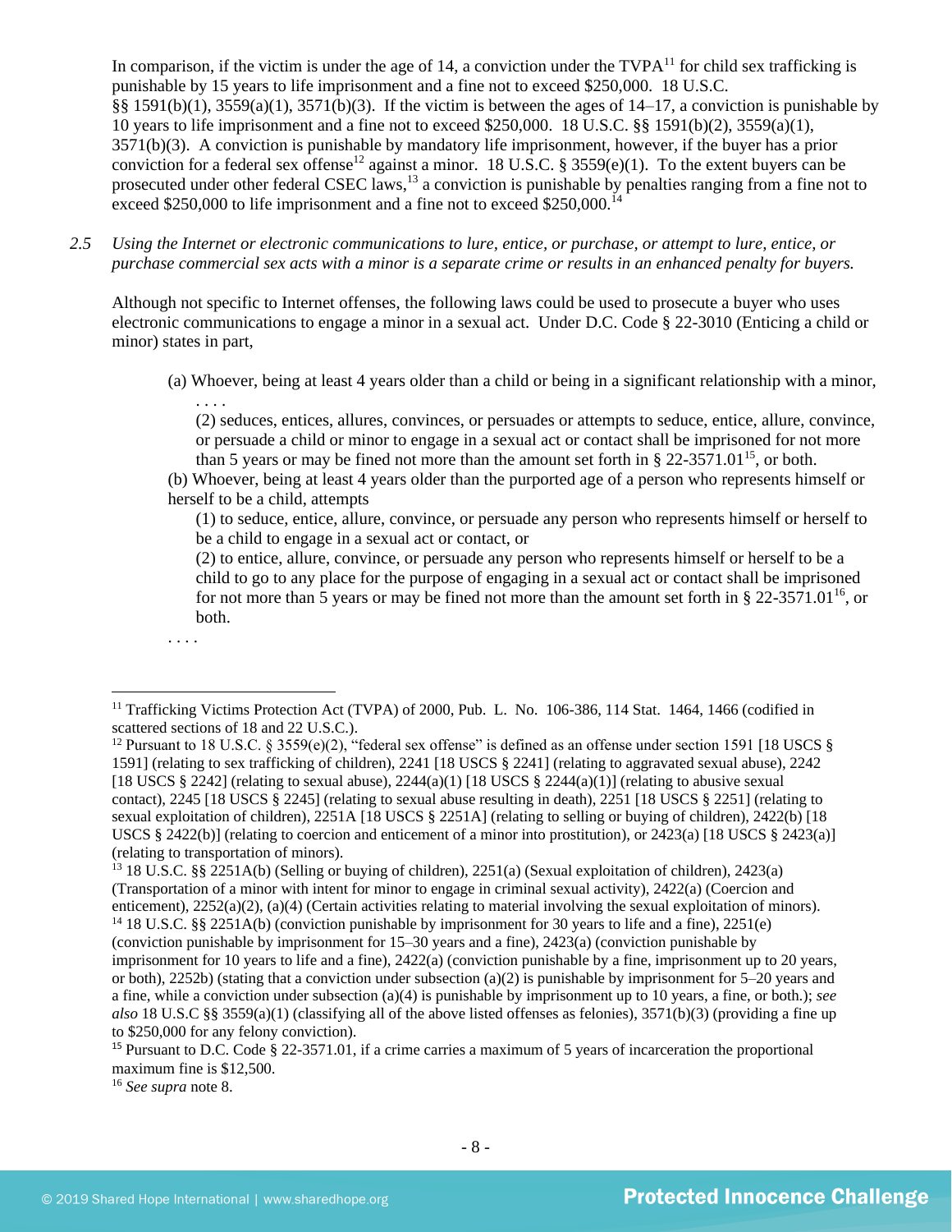In comparison, if the victim is under the age of 14, a conviction under the TVPA[11] for child sex trafficking is punishable by 15 years to life imprisonment and a fine not to exceed $250,000. 18 U.S.C. §§ 1591(b)(1), 3559(a)(1), 3571(b)(3). If the victim is between the ages of 14–17, a conviction is punishable by 10 years to life imprisonment and a fine not to exceed $250,000. 18 U.S.C. §§ 1591(b)(2), 3559(a)(1), 3571(b)(3). A conviction is punishable by mandatory life imprisonment, however, if the buyer has a prior conviction for a federal sex offense[12] against a minor. 18 U.S.C. § 3559(e)(1). To the extent buyers can be prosecuted under other federal CSEC laws,[13] a conviction is punishable by penalties ranging from a fine not to exceed $250,000 to life imprisonment and a fine not to exceed $250,000.[14]

*2.5 Using the Internet or electronic communications to lure, entice, or purchase, or attempt to lure, entice, or purchase commercial sex acts with a minor is a separate crime or results in an enhanced penalty for buyers.*

Although not specific to Internet offenses, the following laws could be used to prosecute a buyer who uses electronic communications to engage a minor in a sexual act. Under D.C. Code § 22-3010 (Enticing a child or minor) states in part,

> (a) Whoever, being at least 4 years older than a child or being in a significant relationship with a minor,
> . . . .
> (2) seduces, entices, allures, convinces, or persuades or attempts to seduce, entice, allure, convince, or persuade a child or minor to engage in a sexual act or contact shall be imprisoned for not more than 5 years or may be fined not more than the amount set forth in § 22-3571.01[15], or both.
> (b) Whoever, being at least 4 years older than the purported age of a person who represents himself or herself to be a child, attempts
> (1) to seduce, entice, allure, convince, or persuade any person who represents himself or herself to be a child to engage in a sexual act or contact, or
> (2) to entice, allure, convince, or persuade any person who represents himself or herself to be a child to go to any place for the purpose of engaging in a sexual act or contact shall be imprisoned for not more than 5 years or may be fined not more than the amount set forth in § 22-3571.01[16], or both.
> . . . .

---

[11] Trafficking Victims Protection Act (TVPA) of 2000, Pub. L. No. 106-386, 114 Stat. 1464, 1466 (codified in scattered sections of 18 and 22 U.S.C.).

[12] Pursuant to 18 U.S.C. § 3559(e)(2), "federal sex offense" is defined as an offense under section 1591 [18 USCS § 1591] (relating to sex trafficking of children), 2241 [18 USCS § 2241] (relating to aggravated sexual abuse), 2242 [18 USCS § 2242] (relating to sexual abuse), 2244(a)(1) [18 USCS § 2244(a)(1)] (relating to abusive sexual contact), 2245 [18 USCS § 2245] (relating to sexual abuse resulting in death), 2251 [18 USCS § 2251] (relating to sexual exploitation of children), 2251A [18 USCS § 2251A] (relating to selling or buying of children), 2422(b) [18 USCS § 2422(b)] (relating to coercion and enticement of a minor into prostitution), or 2423(a) [18 USCS § 2423(a)] (relating to transportation of minors).

[13] 18 U.S.C. §§ 2251A(b) (Selling or buying of children), 2251(a) (Sexual exploitation of children), 2423(a) (Transportation of a minor with intent for minor to engage in criminal sexual activity), 2422(a) (Coercion and enticement), 2252(a)(2), (a)(4) (Certain activities relating to material involving the sexual exploitation of minors).

[14] 18 U.S.C. §§ 2251A(b) (conviction punishable by imprisonment for 30 years to life and a fine), 2251(e) (conviction punishable by imprisonment for 15–30 years and a fine), 2423(a) (conviction punishable by imprisonment for 10 years to life and a fine), 2422(a) (conviction punishable by a fine, imprisonment up to 20 years, or both), 2252b) (stating that a conviction under subsection (a)(2) is punishable by imprisonment for 5–20 years and a fine, while a conviction under subsection (a)(4) is punishable by imprisonment up to 10 years, a fine, or both.); *see also* 18 U.S.C §§ 3559(a)(1) (classifying all of the above listed offenses as felonies), 3571(b)(3) (providing a fine up to $250,000 for any felony conviction).

[15] Pursuant to D.C. Code § 22-3571.01, if a crime carries a maximum of 5 years of incarceration the proportional maximum fine is $12,500.

[16] *See supra* note 8.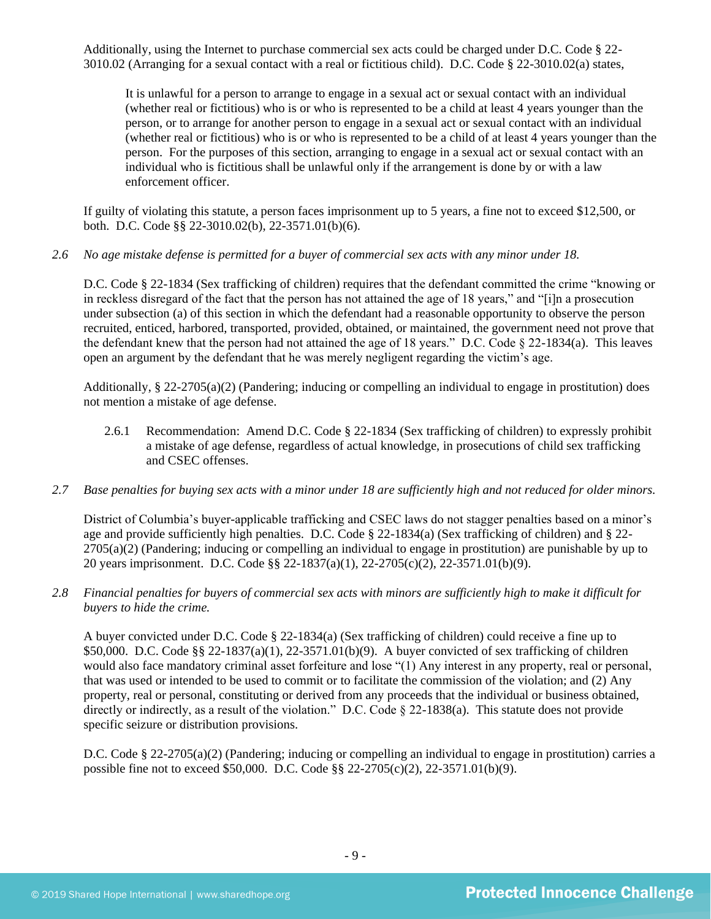Additionally, using the Internet to purchase commercial sex acts could be charged under D.C. Code § 22-3010.02 (Arranging for a sexual contact with a real or fictitious child). D.C. Code § 22-3010.02(a) states,

> It is unlawful for a person to arrange to engage in a sexual act or sexual contact with an individual (whether real or fictitious) who is or who is represented to be a child at least 4 years younger than the person, or to arrange for another person to engage in a sexual act or sexual contact with an individual (whether real or fictitious) who is or who is represented to be a child of at least 4 years younger than the person. For the purposes of this section, arranging to engage in a sexual act or sexual contact with an individual who is fictitious shall be unlawful only if the arrangement is done by or with a law enforcement officer.

If guilty of violating this statute, a person faces imprisonment up to 5 years, a fine not to exceed $12,500, or both. D.C. Code §§ 22-3010.02(b), 22-3571.01(b)(6).

*2.6 No age mistake defense is permitted for a buyer of commercial sex acts with any minor under 18.*

D.C. Code § 22-1834 (Sex trafficking of children) requires that the defendant committed the crime "knowing or in reckless disregard of the fact that the person has not attained the age of 18 years," and "[i]n a prosecution under subsection (a) of this section in which the defendant had a reasonable opportunity to observe the person recruited, enticed, harbored, transported, provided, obtained, or maintained, the government need not prove that the defendant knew that the person had not attained the age of 18 years." D.C. Code § 22-1834(a). This leaves open an argument by the defendant that he was merely negligent regarding the victim's age.

Additionally, § 22-2705(a)(2) (Pandering; inducing or compelling an individual to engage in prostitution) does not mention a mistake of age defense.

2.6.1 Recommendation: Amend D.C. Code § 22-1834 (Sex trafficking of children) to expressly prohibit a mistake of age defense, regardless of actual knowledge, in prosecutions of child sex trafficking and CSEC offenses.

*2.7 Base penalties for buying sex acts with a minor under 18 are sufficiently high and not reduced for older minors.*

District of Columbia's buyer-applicable trafficking and CSEC laws do not stagger penalties based on a minor's age and provide sufficiently high penalties. D.C. Code § 22-1834(a) (Sex trafficking of children) and § 22-2705(a)(2) (Pandering; inducing or compelling an individual to engage in prostitution) are punishable by up to 20 years imprisonment. D.C. Code §§ 22-1837(a)(1), 22-2705(c)(2), 22-3571.01(b)(9).

*2.8 Financial penalties for buyers of commercial sex acts with minors are sufficiently high to make it difficult for buyers to hide the crime.*

A buyer convicted under D.C. Code § 22-1834(a) (Sex trafficking of children) could receive a fine up to $50,000. D.C. Code §§ 22-1837(a)(1), 22-3571.01(b)(9). A buyer convicted of sex trafficking of children would also face mandatory criminal asset forfeiture and lose "(1) Any interest in any property, real or personal, that was used or intended to be used to commit or to facilitate the commission of the violation; and (2) Any property, real or personal, constituting or derived from any proceeds that the individual or business obtained, directly or indirectly, as a result of the violation." D.C. Code § 22-1838(a). This statute does not provide specific seizure or distribution provisions.

D.C. Code § 22-2705(a)(2) (Pandering; inducing or compelling an individual to engage in prostitution) carries a possible fine not to exceed $50,000. D.C. Code §§ 22-2705(c)(2), 22-3571.01(b)(9).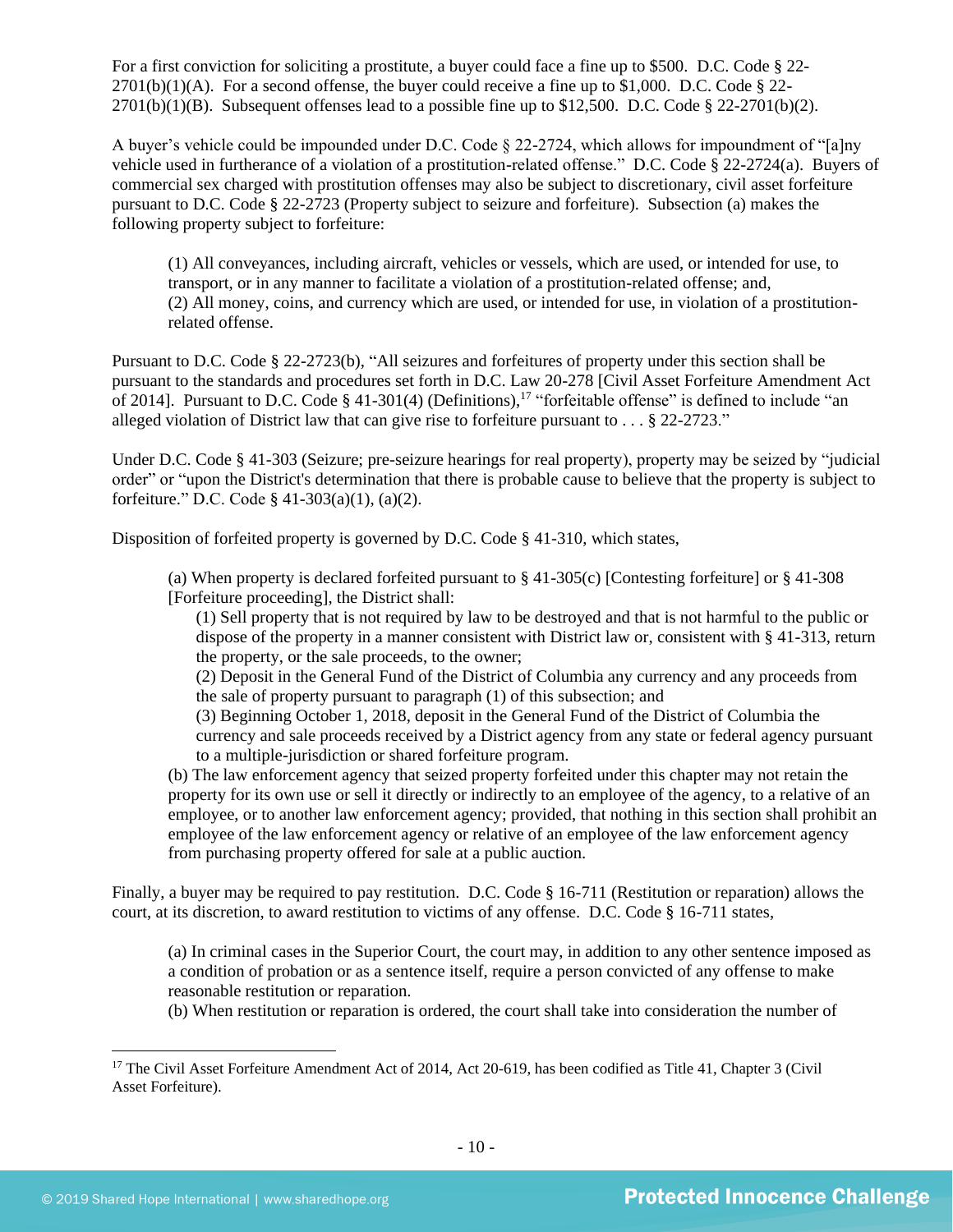For a first conviction for soliciting a prostitute, a buyer could face a fine up to $500. D.C. Code § 22-2701(b)(1)(A). For a second offense, the buyer could receive a fine up to $1,000. D.C. Code § 22-2701(b)(1)(B). Subsequent offenses lead to a possible fine up to $12,500. D.C. Code § 22-2701(b)(2).

A buyer's vehicle could be impounded under D.C. Code § 22-2724, which allows for impoundment of "[a]ny vehicle used in furtherance of a violation of a prostitution-related offense." D.C. Code § 22-2724(a). Buyers of commercial sex charged with prostitution offenses may also be subject to discretionary, civil asset forfeiture pursuant to D.C. Code § 22-2723 (Property subject to seizure and forfeiture). Subsection (a) makes the following property subject to forfeiture:

> (1) All conveyances, including aircraft, vehicles or vessels, which are used, or intended for use, to transport, or in any manner to facilitate a violation of a prostitution-related offense; and,
> (2) All money, coins, and currency which are used, or intended for use, in violation of a prostitution-related offense.

Pursuant to D.C. Code § 22-2723(b), "All seizures and forfeitures of property under this section shall be pursuant to the standards and procedures set forth in D.C. Law 20-278 [Civil Asset Forfeiture Amendment Act of 2014]. Pursuant to D.C. Code § 41-301(4) (Definitions),[17] "forfeitable offense" is defined to include "an alleged violation of District law that can give rise to forfeiture pursuant to . . . § 22-2723."

Under D.C. Code § 41-303 (Seizure; pre-seizure hearings for real property), property may be seized by "judicial order" or "upon the District's determination that there is probable cause to believe that the property is subject to forfeiture." D.C. Code § 41-303(a)(1), (a)(2).

Disposition of forfeited property is governed by D.C. Code § 41-310, which states,

> (a) When property is declared forfeited pursuant to § 41-305(c) [Contesting forfeiture] or § 41-308 [Forfeiture proceeding], the District shall:
>
> (1) Sell property that is not required by law to be destroyed and that is not harmful to the public or dispose of the property in a manner consistent with District law or, consistent with § 41-313, return the property, or the sale proceeds, to the owner;
>
> (2) Deposit in the General Fund of the District of Columbia any currency and any proceeds from the sale of property pursuant to paragraph (1) of this subsection; and
>
> (3) Beginning October 1, 2018, deposit in the General Fund of the District of Columbia the currency and sale proceeds received by a District agency from any state or federal agency pursuant to a multiple-jurisdiction or shared forfeiture program.
>
> (b) The law enforcement agency that seized property forfeited under this chapter may not retain the property for its own use or sell it directly or indirectly to an employee of the agency, to a relative of an employee, or to another law enforcement agency; provided, that nothing in this section shall prohibit an employee of the law enforcement agency or relative of an employee of the law enforcement agency from purchasing property offered for sale at a public auction.

Finally, a buyer may be required to pay restitution. D.C. Code § 16-711 (Restitution or reparation) allows the court, at its discretion, to award restitution to victims of any offense. D.C. Code § 16-711 states,

> (a) In criminal cases in the Superior Court, the court may, in addition to any other sentence imposed as a condition of probation or as a sentence itself, require a person convicted of any offense to make reasonable restitution or reparation.
>
> (b) When restitution or reparation is ordered, the court shall take into consideration the number of

[17] The Civil Asset Forfeiture Amendment Act of 2014, Act 20-619, has been codified as Title 41, Chapter 3 (Civil Asset Forfeiture).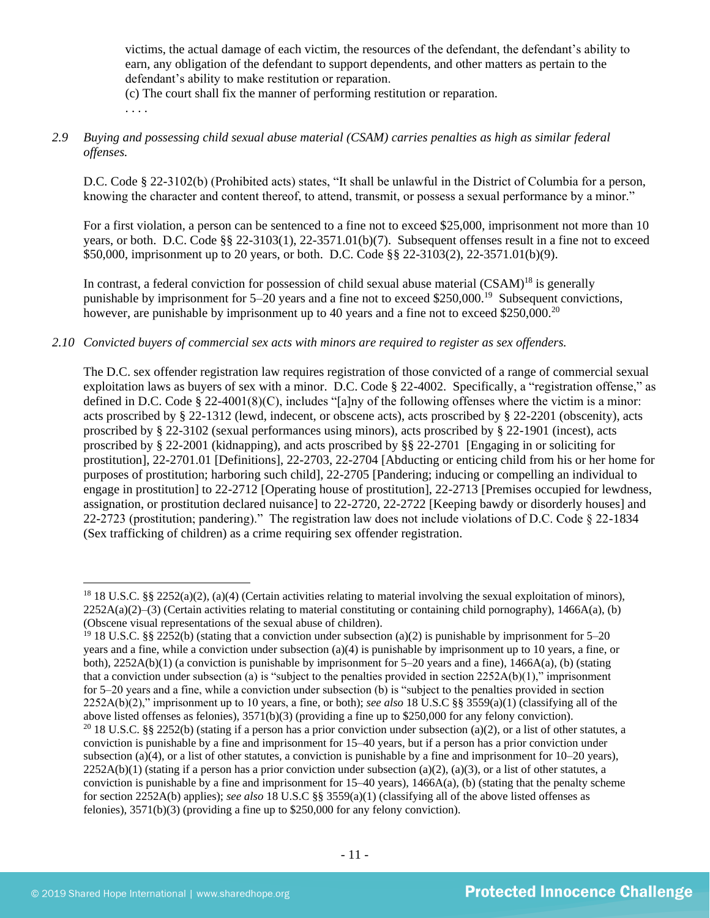victims, the actual damage of each victim, the resources of the defendant, the defendant's ability to earn, any obligation of the defendant to support dependents, and other matters as pertain to the defendant's ability to make restitution or reparation.

(c) The court shall fix the manner of performing restitution or reparation.

. . . .

*2.9 Buying and possessing child sexual abuse material (CSAM) carries penalties as high as similar federal offenses.*

D.C. Code § 22-3102(b) (Prohibited acts) states, "It shall be unlawful in the District of Columbia for a person, knowing the character and content thereof, to attend, transmit, or possess a sexual performance by a minor."

For a first violation, a person can be sentenced to a fine not to exceed $25,000, imprisonment not more than 10 years, or both. D.C. Code §§ 22-3103(1), 22-3571.01(b)(7). Subsequent offenses result in a fine not to exceed $50,000, imprisonment up to 20 years, or both. D.C. Code §§ 22-3103(2), 22-3571.01(b)(9).

In contrast, a federal conviction for possession of child sexual abuse material (CSAM)[18] is generally punishable by imprisonment for 5–20 years and a fine not to exceed $250,000.[19] Subsequent convictions, however, are punishable by imprisonment up to 40 years and a fine not to exceed $250,000.[20]

*2.10 Convicted buyers of commercial sex acts with minors are required to register as sex offenders.*

The D.C. sex offender registration law requires registration of those convicted of a range of commercial sexual exploitation laws as buyers of sex with a minor. D.C. Code § 22-4002. Specifically, a "registration offense," as defined in D.C. Code § 22-4001(8)(C), includes "[a]ny of the following offenses where the victim is a minor: acts proscribed by § 22-1312 (lewd, indecent, or obscene acts), acts proscribed by § 22-2201 (obscenity), acts proscribed by § 22-3102 (sexual performances using minors), acts proscribed by § 22-1901 (incest), acts proscribed by § 22-2001 (kidnapping), and acts proscribed by §§ 22-2701 [Engaging in or soliciting for prostitution], 22-2701.01 [Definitions], 22-2703, 22-2704 [Abducting or enticing child from his or her home for purposes of prostitution; harboring such child], 22-2705 [Pandering; inducing or compelling an individual to engage in prostitution] to 22-2712 [Operating house of prostitution], 22-2713 [Premises occupied for lewdness, assignation, or prostitution declared nuisance] to 22-2720, 22-2722 [Keeping bawdy or disorderly houses] and 22-2723 (prostitution; pandering)." The registration law does not include violations of D.C. Code § 22-1834 (Sex trafficking of children) as a crime requiring sex offender registration.

---

[18] 18 U.S.C. §§ 2252(a)(2), (a)(4) (Certain activities relating to material involving the sexual exploitation of minors), 2252A(a)(2)–(3) (Certain activities relating to material constituting or containing child pornography), 1466A(a), (b) (Obscene visual representations of the sexual abuse of children).

[19] 18 U.S.C. §§ 2252(b) (stating that a conviction under subsection (a)(2) is punishable by imprisonment for 5–20 years and a fine, while a conviction under subsection (a)(4) is punishable by imprisonment up to 10 years, a fine, or both), 2252A(b)(1) (a conviction is punishable by imprisonment for 5–20 years and a fine), 1466A(a), (b) (stating that a conviction under subsection (a) is "subject to the penalties provided in section 2252A(b)(1)," imprisonment for 5–20 years and a fine, while a conviction under subsection (b) is "subject to the penalties provided in section 2252A(b)(2)," imprisonment up to 10 years, a fine, or both); *see also* 18 U.S.C §§ 3559(a)(1) (classifying all of the above listed offenses as felonies), 3571(b)(3) (providing a fine up to $250,000 for any felony conviction).

[20] 18 U.S.C. §§ 2252(b) (stating if a person has a prior conviction under subsection (a)(2), or a list of other statutes, a conviction is punishable by a fine and imprisonment for 15–40 years, but if a person has a prior conviction under subsection (a)(4), or a list of other statutes, a conviction is punishable by a fine and imprisonment for 10–20 years), 2252A(b)(1) (stating if a person has a prior conviction under subsection (a)(2), (a)(3), or a list of other statutes, a conviction is punishable by a fine and imprisonment for 15–40 years), 1466A(a), (b) (stating that the penalty scheme for section 2252A(b) applies); *see also* 18 U.S.C §§ 3559(a)(1) (classifying all of the above listed offenses as felonies), 3571(b)(3) (providing a fine up to $250,000 for any felony conviction).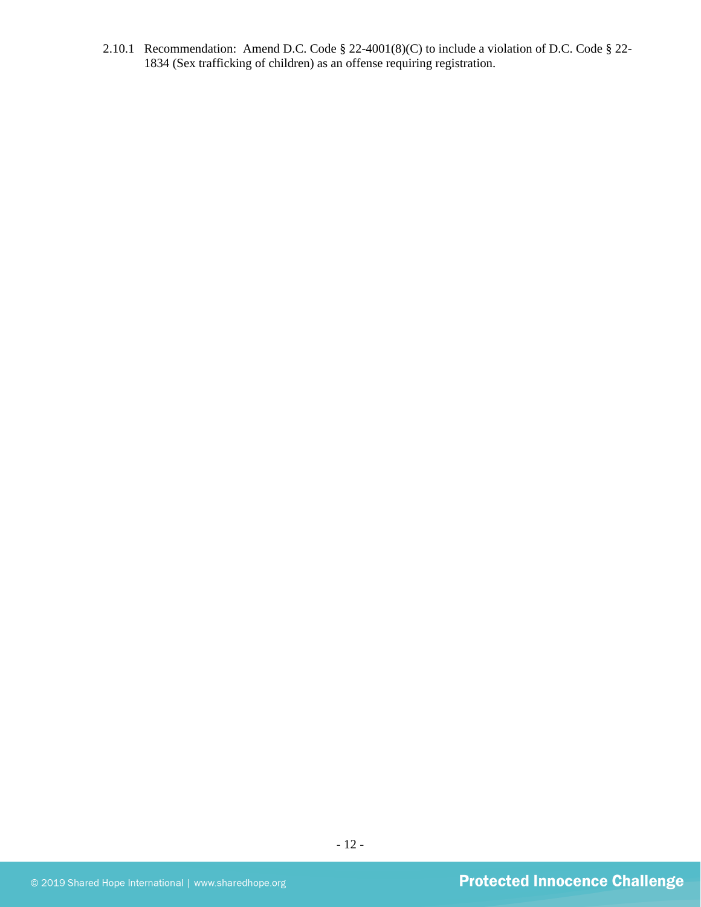2.10.1 Recommendation: Amend D.C. Code § 22-4001(8)(C) to include a violation of D.C. Code § 22-1834 (Sex trafficking of children) as an offense requiring registration.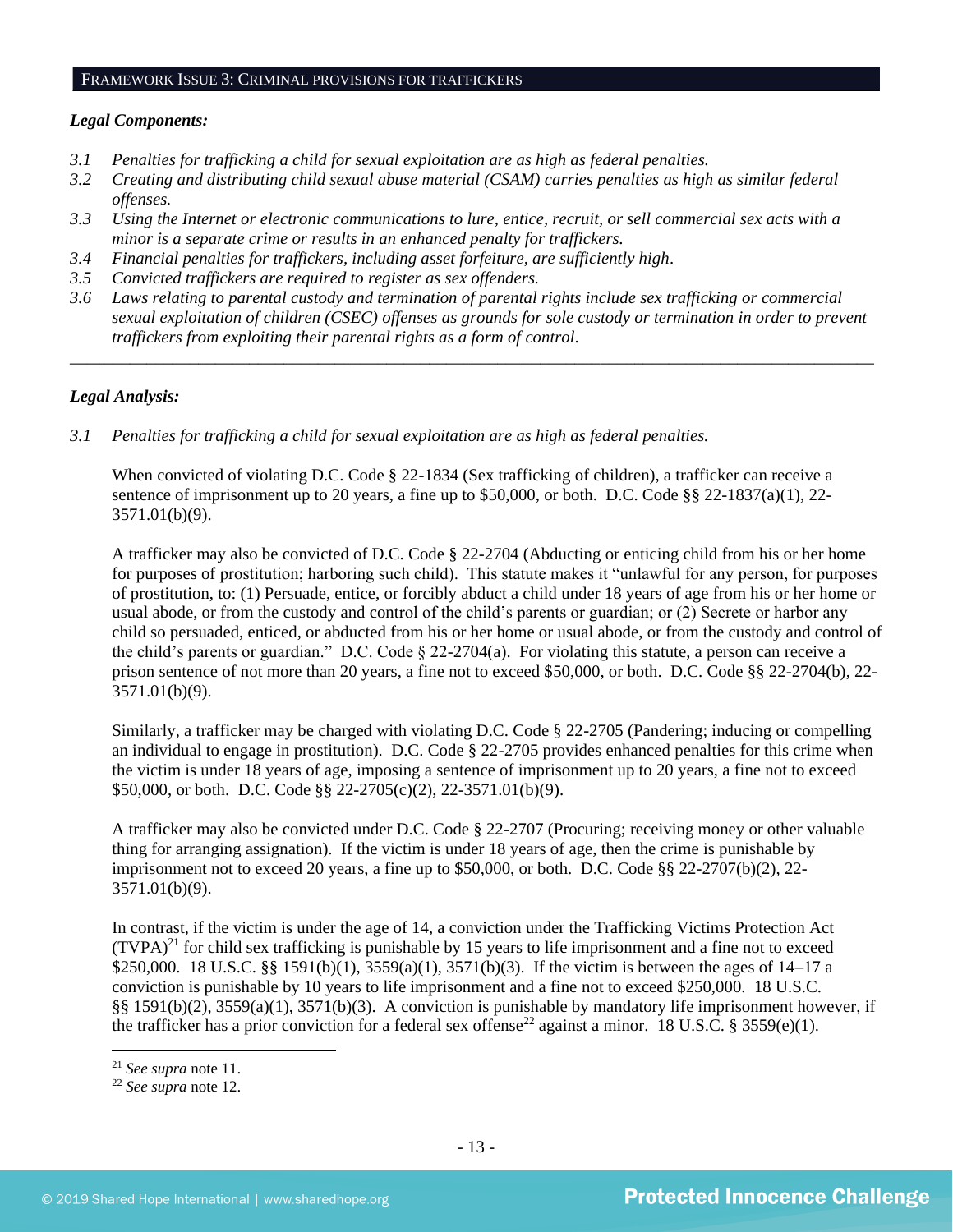## Framework Issue 3: Criminal provisions for traffickers

### *Legal Components:*

*3.1 Penalties for trafficking a child for sexual exploitation are as high as federal penalties.*

*3.2 Creating and distributing child sexual abuse material (CSAM) carries penalties as high as similar federal offenses.*

*3.3 Using the Internet or electronic communications to lure, entice, recruit, or sell commercial sex acts with a minor is a separate crime or results in an enhanced penalty for traffickers.*

*3.4 Financial penalties for traffickers, including asset forfeiture, are sufficiently high.*

*3.5 Convicted traffickers are required to register as sex offenders.*

*3.6 Laws relating to parental custody and termination of parental rights include sex trafficking or commercial sexual exploitation of children (CSEC) offenses as grounds for sole custody or termination in order to prevent traffickers from exploiting their parental rights as a form of control.*

---

### *Legal Analysis:*

*3.1 Penalties for trafficking a child for sexual exploitation are as high as federal penalties.*

When convicted of violating D.C. Code § 22-1834 (Sex trafficking of children), a trafficker can receive a sentence of imprisonment up to 20 years, a fine up to $50,000, or both. D.C. Code §§ 22-1837(a)(1), 22-3571.01(b)(9).

A trafficker may also be convicted of D.C. Code § 22-2704 (Abducting or enticing child from his or her home for purposes of prostitution; harboring such child). This statute makes it "unlawful for any person, for purposes of prostitution, to: (1) Persuade, entice, or forcibly abduct a child under 18 years of age from his or her home or usual abode, or from the custody and control of the child's parents or guardian; or (2) Secrete or harbor any child so persuaded, enticed, or abducted from his or her home or usual abode, or from the custody and control of the child's parents or guardian." D.C. Code § 22-2704(a). For violating this statute, a person can receive a prison sentence of not more than 20 years, a fine not to exceed $50,000, or both. D.C. Code §§ 22-2704(b), 22-3571.01(b)(9).

Similarly, a trafficker may be charged with violating D.C. Code § 22-2705 (Pandering; inducing or compelling an individual to engage in prostitution). D.C. Code § 22-2705 provides enhanced penalties for this crime when the victim is under 18 years of age, imposing a sentence of imprisonment up to 20 years, a fine not to exceed $50,000, or both. D.C. Code §§ 22-2705(c)(2), 22-3571.01(b)(9).

A trafficker may also be convicted under D.C. Code § 22-2707 (Procuring; receiving money or other valuable thing for arranging assignation). If the victim is under 18 years of age, then the crime is punishable by imprisonment not to exceed 20 years, a fine up to $50,000, or both. D.C. Code §§ 22-2707(b)(2), 22-3571.01(b)(9).

In contrast, if the victim is under the age of 14, a conviction under the Trafficking Victims Protection Act (TVPA)[21] for child sex trafficking is punishable by 15 years to life imprisonment and a fine not to exceed $250,000. 18 U.S.C. §§ 1591(b)(1), 3559(a)(1), 3571(b)(3). If the victim is between the ages of 14–17 a conviction is punishable by 10 years to life imprisonment and a fine not to exceed $250,000. 18 U.S.C. §§ 1591(b)(2), 3559(a)(1), 3571(b)(3). A conviction is punishable by mandatory life imprisonment however, if the trafficker has a prior conviction for a federal sex offense[22] against a minor. 18 U.S.C. § 3559(e)(1).

---

[21] *See supra* note 11.

[22] *See supra* note 12.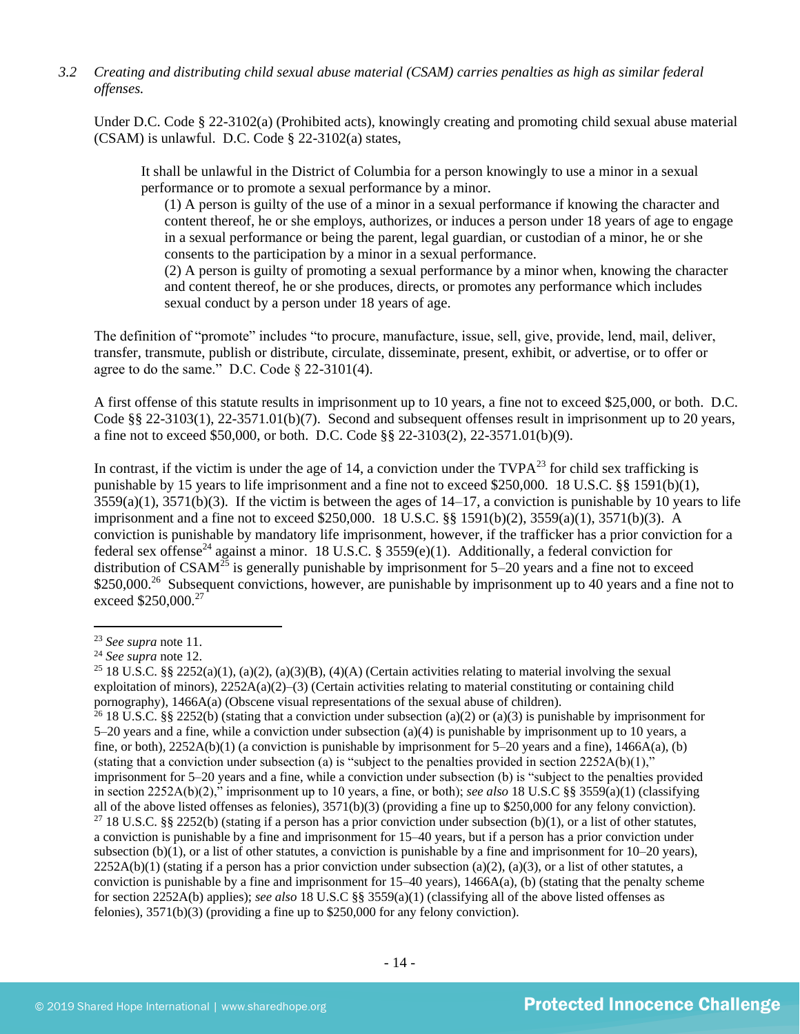*3.2 Creating and distributing child sexual abuse material (CSAM) carries penalties as high as similar federal offenses.*

Under D.C. Code § 22-3102(a) (Prohibited acts), knowingly creating and promoting child sexual abuse material (CSAM) is unlawful. D.C. Code § 22-3102(a) states,

> It shall be unlawful in the District of Columbia for a person knowingly to use a minor in a sexual performance or to promote a sexual performance by a minor.
>
> (1) A person is guilty of the use of a minor in a sexual performance if knowing the character and content thereof, he or she employs, authorizes, or induces a person under 18 years of age to engage in a sexual performance or being the parent, legal guardian, or custodian of a minor, he or she consents to the participation by a minor in a sexual performance.
>
> (2) A person is guilty of promoting a sexual performance by a minor when, knowing the character and content thereof, he or she produces, directs, or promotes any performance which includes sexual conduct by a person under 18 years of age.

The definition of "promote" includes "to procure, manufacture, issue, sell, give, provide, lend, mail, deliver, transfer, transmute, publish or distribute, circulate, disseminate, present, exhibit, or advertise, or to offer or agree to do the same." D.C. Code § 22-3101(4).

A first offense of this statute results in imprisonment up to 10 years, a fine not to exceed $25,000, or both. D.C. Code §§ 22-3103(1), 22-3571.01(b)(7). Second and subsequent offenses result in imprisonment up to 20 years, a fine not to exceed $50,000, or both. D.C. Code §§ 22-3103(2), 22-3571.01(b)(9).

In contrast, if the victim is under the age of 14, a conviction under the TVPA[23] for child sex trafficking is punishable by 15 years to life imprisonment and a fine not to exceed $250,000. 18 U.S.C. §§ 1591(b)(1), 3559(a)(1), 3571(b)(3). If the victim is between the ages of 14–17, a conviction is punishable by 10 years to life imprisonment and a fine not to exceed $250,000. 18 U.S.C. §§ 1591(b)(2), 3559(a)(1), 3571(b)(3). A conviction is punishable by mandatory life imprisonment, however, if the trafficker has a prior conviction for a federal sex offense[24] against a minor. 18 U.S.C. § 3559(e)(1). Additionally, a federal conviction for distribution of CSAM[25] is generally punishable by imprisonment for 5–20 years and a fine not to exceed $250,000.[26] Subsequent convictions, however, are punishable by imprisonment up to 40 years and a fine not to exceed $250,000.[27]

---

[23] *See supra* note 11.

[24] *See supra* note 12.

[25] 18 U.S.C. §§ 2252(a)(1), (a)(2), (a)(3)(B), (4)(A) (Certain activities relating to material involving the sexual exploitation of minors), 2252A(a)(2)–(3) (Certain activities relating to material constituting or containing child pornography), 1466A(a) (Obscene visual representations of the sexual abuse of children).

[26] 18 U.S.C. §§ 2252(b) (stating that a conviction under subsection (a)(2) or (a)(3) is punishable by imprisonment for 5–20 years and a fine, while a conviction under subsection (a)(4) is punishable by imprisonment up to 10 years, a fine, or both), 2252A(b)(1) (a conviction is punishable by imprisonment for 5–20 years and a fine), 1466A(a), (b) (stating that a conviction under subsection (a) is "subject to the penalties provided in section 2252A(b)(1)," imprisonment for 5–20 years and a fine, while a conviction under subsection (b) is "subject to the penalties provided in section 2252A(b)(2)," imprisonment up to 10 years, a fine, or both); *see also* 18 U.S.C §§ 3559(a)(1) (classifying all of the above listed offenses as felonies), 3571(b)(3) (providing a fine up to $250,000 for any felony conviction).

[27] 18 U.S.C. §§ 2252(b) (stating if a person has a prior conviction under subsection (b)(1), or a list of other statutes, a conviction is punishable by a fine and imprisonment for 15–40 years, but if a person has a prior conviction under subsection (b)(1), or a list of other statutes, a conviction is punishable by a fine and imprisonment for 10–20 years), 2252A(b)(1) (stating if a person has a prior conviction under subsection (a)(2), (a)(3), or a list of other statutes, a conviction is punishable by a fine and imprisonment for 15–40 years), 1466A(a), (b) (stating that the penalty scheme for section 2252A(b) applies); *see also* 18 U.S.C §§ 3559(a)(1) (classifying all of the above listed offenses as felonies), 3571(b)(3) (providing a fine up to $250,000 for any felony conviction).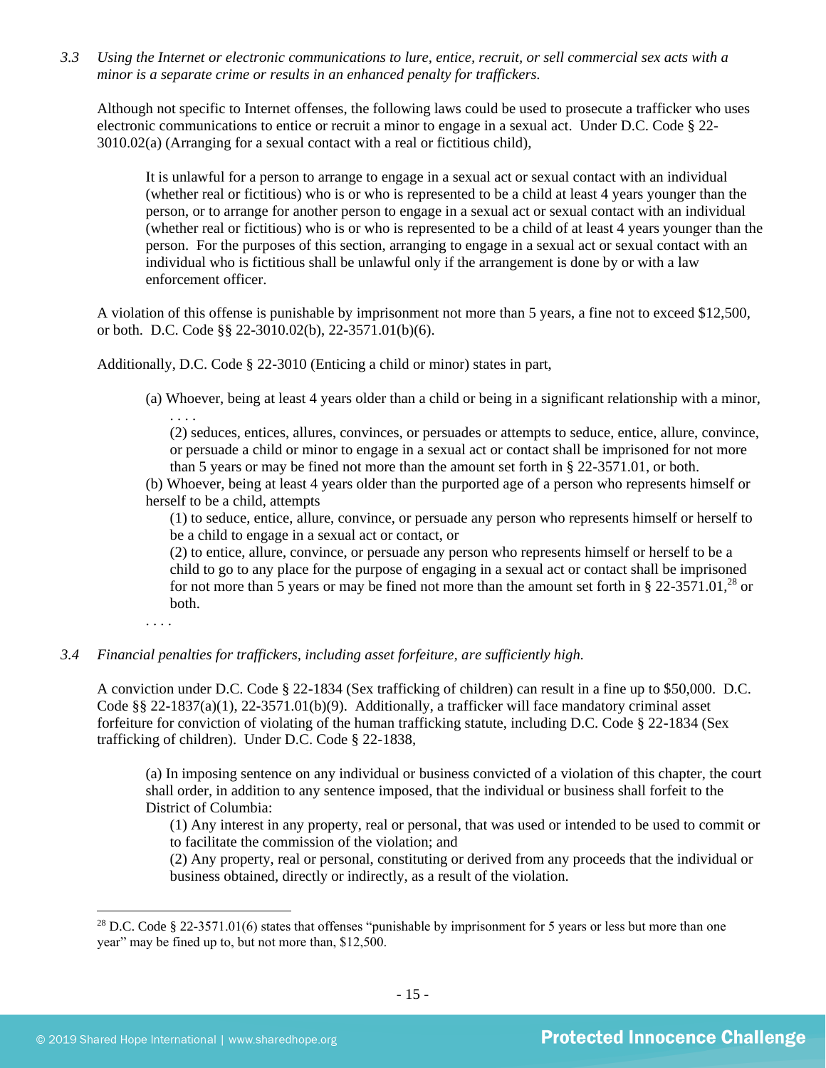*3.3 Using the Internet or electronic communications to lure, entice, recruit, or sell commercial sex acts with a minor is a separate crime or results in an enhanced penalty for traffickers.*

Although not specific to Internet offenses, the following laws could be used to prosecute a trafficker who uses electronic communications to entice or recruit a minor to engage in a sexual act. Under D.C. Code § 22-3010.02(a) (Arranging for a sexual contact with a real or fictitious child),

> It is unlawful for a person to arrange to engage in a sexual act or sexual contact with an individual (whether real or fictitious) who is or who is represented to be a child at least 4 years younger than the person, or to arrange for another person to engage in a sexual act or sexual contact with an individual (whether real or fictitious) who is or who is represented to be a child of at least 4 years younger than the person. For the purposes of this section, arranging to engage in a sexual act or sexual contact with an individual who is fictitious shall be unlawful only if the arrangement is done by or with a law enforcement officer.

A violation of this offense is punishable by imprisonment not more than 5 years, a fine not to exceed $12,500, or both. D.C. Code §§ 22-3010.02(b), 22-3571.01(b)(6).

Additionally, D.C. Code § 22-3010 (Enticing a child or minor) states in part,

> (a) Whoever, being at least 4 years older than a child or being in a significant relationship with a minor,
> . . . .
> (2) seduces, entices, allures, convinces, or persuades or attempts to seduce, entice, allure, convince, or persuade a child or minor to engage in a sexual act or contact shall be imprisoned for not more than 5 years or may be fined not more than the amount set forth in § 22-3571.01, or both.
> (b) Whoever, being at least 4 years older than the purported age of a person who represents himself or herself to be a child, attempts
> (1) to seduce, entice, allure, convince, or persuade any person who represents himself or herself to be a child to engage in a sexual act or contact, or
> (2) to entice, allure, convince, or persuade any person who represents himself or herself to be a child to go to any place for the purpose of engaging in a sexual act or contact shall be imprisoned for not more than 5 years or may be fined not more than the amount set forth in § 22-3571.01,[28] or both.
> . . . .

*3.4 Financial penalties for traffickers, including asset forfeiture, are sufficiently high.*

A conviction under D.C. Code § 22-1834 (Sex trafficking of children) can result in a fine up to $50,000. D.C. Code §§ 22-1837(a)(1), 22-3571.01(b)(9). Additionally, a trafficker will face mandatory criminal asset forfeiture for conviction of violating of the human trafficking statute, including D.C. Code § 22-1834 (Sex trafficking of children). Under D.C. Code § 22-1838,

> (a) In imposing sentence on any individual or business convicted of a violation of this chapter, the court shall order, in addition to any sentence imposed, that the individual or business shall forfeit to the District of Columbia:
> (1) Any interest in any property, real or personal, that was used or intended to be used to commit or to facilitate the commission of the violation; and
> (2) Any property, real or personal, constituting or derived from any proceeds that the individual or business obtained, directly or indirectly, as a result of the violation.

[28] D.C. Code § 22-3571.01(6) states that offenses "punishable by imprisonment for 5 years or less but more than one year" may be fined up to, but not more than, $12,500.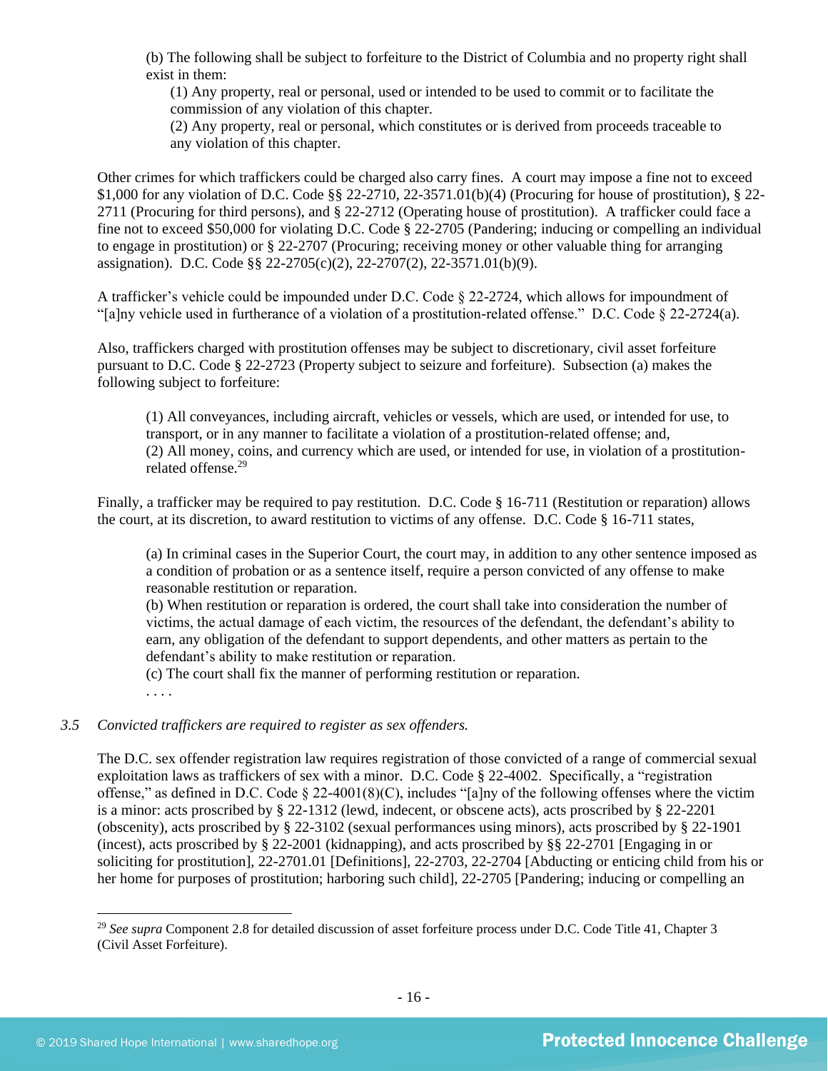(b) The following shall be subject to forfeiture to the District of Columbia and no property right shall exist in them:

(1) Any property, real or personal, used or intended to be used to commit or to facilitate the commission of any violation of this chapter.

(2) Any property, real or personal, which constitutes or is derived from proceeds traceable to any violation of this chapter.

Other crimes for which traffickers could be charged also carry fines. A court may impose a fine not to exceed $1,000 for any violation of D.C. Code §§ 22-2710, 22-3571.01(b)(4) (Procuring for house of prostitution), § 22-2711 (Procuring for third persons), and § 22-2712 (Operating house of prostitution). A trafficker could face a fine not to exceed $50,000 for violating D.C. Code § 22-2705 (Pandering; inducing or compelling an individual to engage in prostitution) or § 22-2707 (Procuring; receiving money or other valuable thing for arranging assignation). D.C. Code §§ 22-2705(c)(2), 22-2707(2), 22-3571.01(b)(9).

A trafficker's vehicle could be impounded under D.C. Code § 22-2724, which allows for impoundment of "[a]ny vehicle used in furtherance of a violation of a prostitution-related offense." D.C. Code § 22-2724(a).

Also, traffickers charged with prostitution offenses may be subject to discretionary, civil asset forfeiture pursuant to D.C. Code § 22-2723 (Property subject to seizure and forfeiture). Subsection (a) makes the following subject to forfeiture:

> (1) All conveyances, including aircraft, vehicles or vessels, which are used, or intended for use, to transport, or in any manner to facilitate a violation of a prostitution-related offense; and,
> (2) All money, coins, and currency which are used, or intended for use, in violation of a prostitution-related offense.[29]

Finally, a trafficker may be required to pay restitution. D.C. Code § 16-711 (Restitution or reparation) allows the court, at its discretion, to award restitution to victims of any offense. D.C. Code § 16-711 states,

> (a) In criminal cases in the Superior Court, the court may, in addition to any other sentence imposed as a condition of probation or as a sentence itself, require a person convicted of any offense to make reasonable restitution or reparation.
> (b) When restitution or reparation is ordered, the court shall take into consideration the number of victims, the actual damage of each victim, the resources of the defendant, the defendant's ability to earn, any obligation of the defendant to support dependents, and other matters as pertain to the defendant's ability to make restitution or reparation.
> (c) The court shall fix the manner of performing restitution or reparation.
> . . . .

*3.5 Convicted traffickers are required to register as sex offenders.*

The D.C. sex offender registration law requires registration of those convicted of a range of commercial sexual exploitation laws as traffickers of sex with a minor. D.C. Code § 22-4002. Specifically, a "registration offense," as defined in D.C. Code § 22-4001(8)(C), includes "[a]ny of the following offenses where the victim is a minor: acts proscribed by § 22-1312 (lewd, indecent, or obscene acts), acts proscribed by § 22-2201 (obscenity), acts proscribed by § 22-3102 (sexual performances using minors), acts proscribed by § 22-1901 (incest), acts proscribed by § 22-2001 (kidnapping), and acts proscribed by §§ 22-2701 [Engaging in or soliciting for prostitution], 22-2701.01 [Definitions], 22-2703, 22-2704 [Abducting or enticing child from his or her home for purposes of prostitution; harboring such child], 22-2705 [Pandering; inducing or compelling an

---

[29] *See supra* Component 2.8 for detailed discussion of asset forfeiture process under D.C. Code Title 41, Chapter 3 (Civil Asset Forfeiture).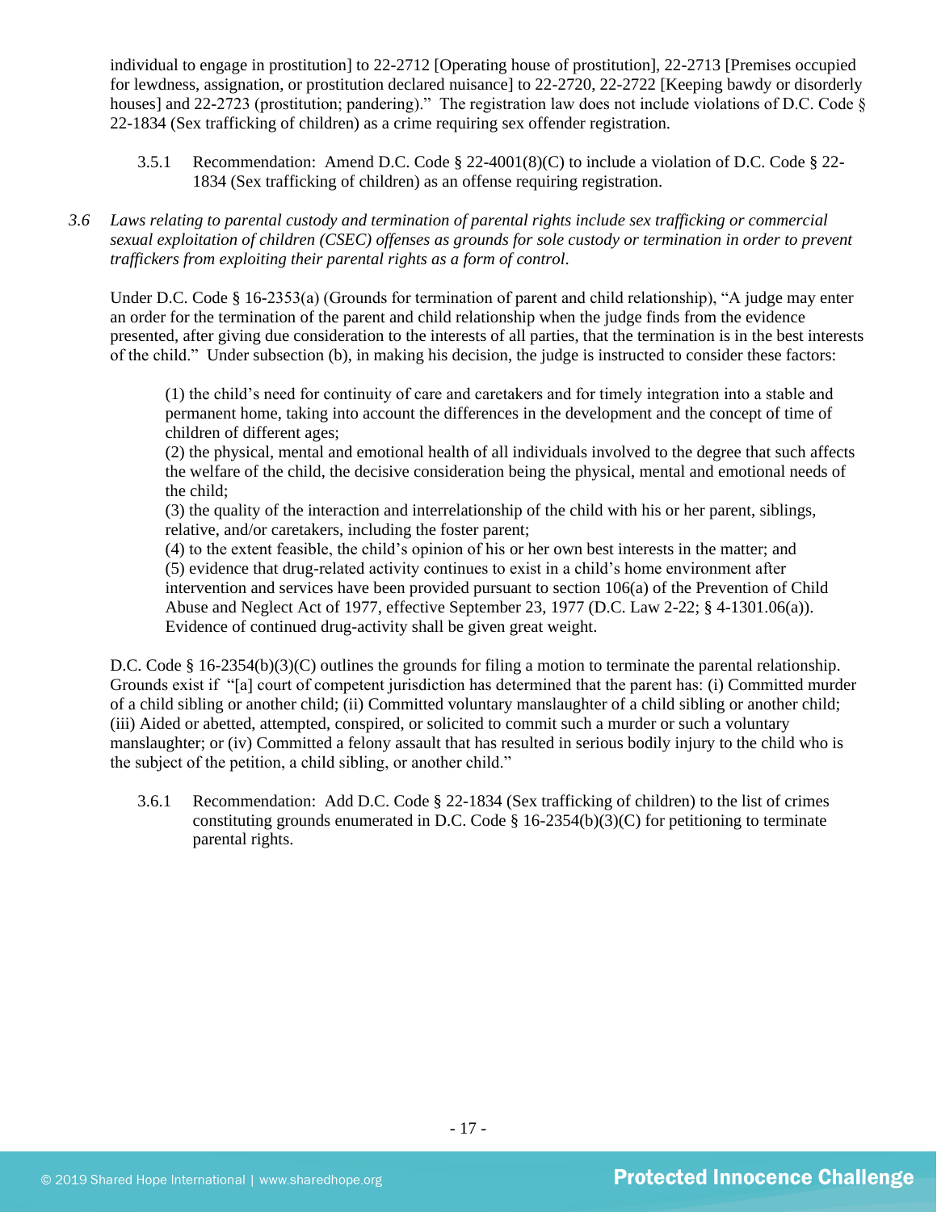individual to engage in prostitution] to 22-2712 [Operating house of prostitution], 22-2713 [Premises occupied for lewdness, assignation, or prostitution declared nuisance] to 22-2720, 22-2722 [Keeping bawdy or disorderly houses] and 22-2723 (prostitution; pandering)." The registration law does not include violations of D.C. Code § 22-1834 (Sex trafficking of children) as a crime requiring sex offender registration.

3.5.1 Recommendation: Amend D.C. Code § 22-4001(8)(C) to include a violation of D.C. Code § 22-1834 (Sex trafficking of children) as an offense requiring registration.

*3.6 Laws relating to parental custody and termination of parental rights include sex trafficking or commercial sexual exploitation of children (CSEC) offenses as grounds for sole custody or termination in order to prevent traffickers from exploiting their parental rights as a form of control.*

Under D.C. Code § 16-2353(a) (Grounds for termination of parent and child relationship), "A judge may enter an order for the termination of the parent and child relationship when the judge finds from the evidence presented, after giving due consideration to the interests of all parties, that the termination is in the best interests of the child." Under subsection (b), in making his decision, the judge is instructed to consider these factors:

> (1) the child's need for continuity of care and caretakers and for timely integration into a stable and permanent home, taking into account the differences in the development and the concept of time of children of different ages;
> (2) the physical, mental and emotional health of all individuals involved to the degree that such affects the welfare of the child, the decisive consideration being the physical, mental and emotional needs of the child;
> (3) the quality of the interaction and interrelationship of the child with his or her parent, siblings, relative, and/or caretakers, including the foster parent;
> (4) to the extent feasible, the child's opinion of his or her own best interests in the matter; and
> (5) evidence that drug-related activity continues to exist in a child's home environment after intervention and services have been provided pursuant to section 106(a) of the Prevention of Child Abuse and Neglect Act of 1977, effective September 23, 1977 (D.C. Law 2-22; § 4-1301.06(a)). Evidence of continued drug-activity shall be given great weight.

D.C. Code § 16-2354(b)(3)(C) outlines the grounds for filing a motion to terminate the parental relationship. Grounds exist if "[a] court of competent jurisdiction has determined that the parent has: (i) Committed murder of a child sibling or another child; (ii) Committed voluntary manslaughter of a child sibling or another child; (iii) Aided or abetted, attempted, conspired, or solicited to commit such a murder or such a voluntary manslaughter; or (iv) Committed a felony assault that has resulted in serious bodily injury to the child who is the subject of the petition, a child sibling, or another child."

3.6.1 Recommendation: Add D.C. Code § 22-1834 (Sex trafficking of children) to the list of crimes constituting grounds enumerated in D.C. Code § 16-2354(b)(3)(C) for petitioning to terminate parental rights.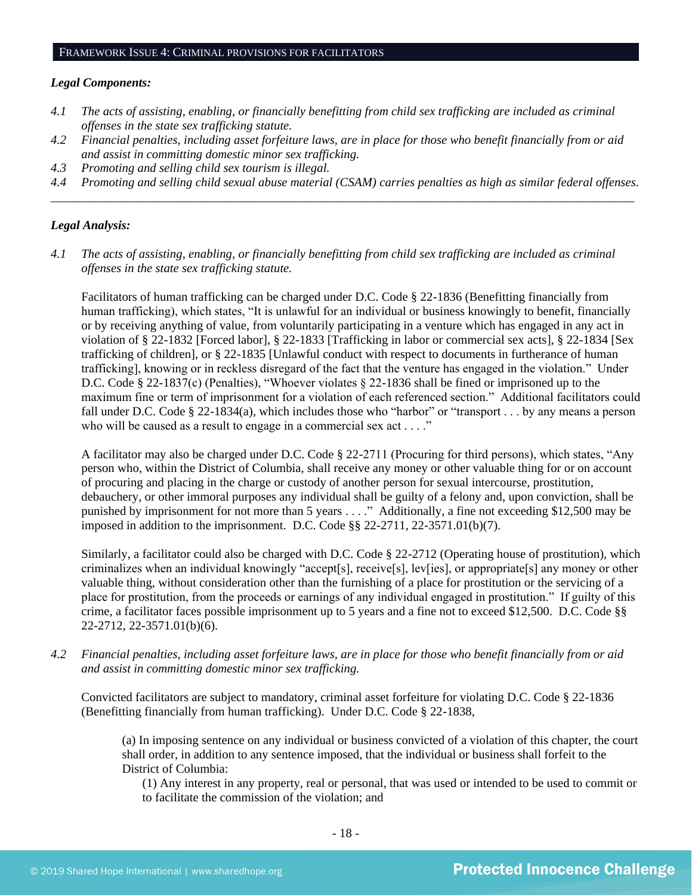## FRAMEWORK ISSUE 4: CRIMINAL PROVISIONS FOR FACILITATORS

***Legal Components:***

*4.1 The acts of assisting, enabling, or financially benefitting from child sex trafficking are included as criminal offenses in the state sex trafficking statute.*

*4.2 Financial penalties, including asset forfeiture laws, are in place for those who benefit financially from or aid and assist in committing domestic minor sex trafficking.*

*4.3 Promoting and selling child sex tourism is illegal.*

*4.4 Promoting and selling child sexual abuse material (CSAM) carries penalties as high as similar federal offenses.*

---

***Legal Analysis:***

*4.1 The acts of assisting, enabling, or financially benefitting from child sex trafficking are included as criminal offenses in the state sex trafficking statute.*

Facilitators of human trafficking can be charged under D.C. Code § 22-1836 (Benefitting financially from human trafficking), which states, "It is unlawful for an individual or business knowingly to benefit, financially or by receiving anything of value, from voluntarily participating in a venture which has engaged in any act in violation of § 22-1832 [Forced labor], § 22-1833 [Trafficking in labor or commercial sex acts], § 22-1834 [Sex trafficking of children], or § 22-1835 [Unlawful conduct with respect to documents in furtherance of human trafficking], knowing or in reckless disregard of the fact that the venture has engaged in the violation." Under D.C. Code § 22-1837(c) (Penalties), "Whoever violates § 22-1836 shall be fined or imprisoned up to the maximum fine or term of imprisonment for a violation of each referenced section." Additional facilitators could fall under D.C. Code § 22-1834(a), which includes those who "harbor" or "transport . . . by any means a person who will be caused as a result to engage in a commercial sex act . . . ."

A facilitator may also be charged under D.C. Code § 22-2711 (Procuring for third persons), which states, "Any person who, within the District of Columbia, shall receive any money or other valuable thing for or on account of procuring and placing in the charge or custody of another person for sexual intercourse, prostitution, debauchery, or other immoral purposes any individual shall be guilty of a felony and, upon conviction, shall be punished by imprisonment for not more than 5 years . . . ." Additionally, a fine not exceeding $12,500 may be imposed in addition to the imprisonment. D.C. Code §§ 22-2711, 22-3571.01(b)(7).

Similarly, a facilitator could also be charged with D.C. Code § 22-2712 (Operating house of prostitution), which criminalizes when an individual knowingly "accept[s], receive[s], lev[ies], or appropriate[s] any money or other valuable thing, without consideration other than the furnishing of a place for prostitution or the servicing of a place for prostitution, from the proceeds or earnings of any individual engaged in prostitution." If guilty of this crime, a facilitator faces possible imprisonment up to 5 years and a fine not to exceed $12,500. D.C. Code §§ 22-2712, 22-3571.01(b)(6).

*4.2 Financial penalties, including asset forfeiture laws, are in place for those who benefit financially from or aid and assist in committing domestic minor sex trafficking.*

Convicted facilitators are subject to mandatory, criminal asset forfeiture for violating D.C. Code § 22-1836 (Benefitting financially from human trafficking). Under D.C. Code § 22-1838,

> (a) In imposing sentence on any individual or business convicted of a violation of this chapter, the court shall order, in addition to any sentence imposed, that the individual or business shall forfeit to the District of Columbia:
>
> (1) Any interest in any property, real or personal, that was used or intended to be used to commit or to facilitate the commission of the violation; and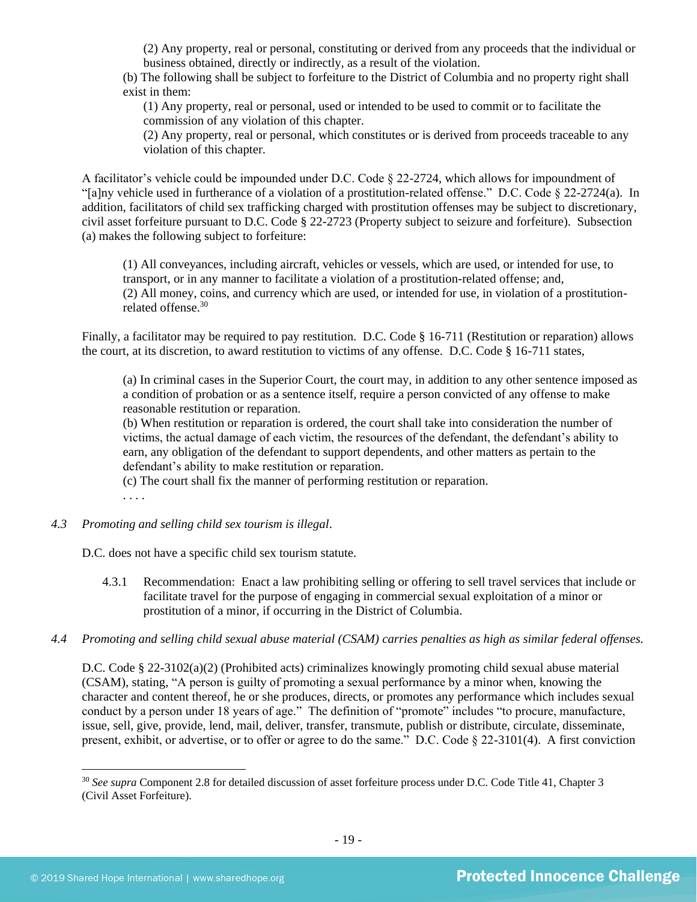(2) Any property, real or personal, constituting or derived from any proceeds that the individual or business obtained, directly or indirectly, as a result of the violation.

(b) The following shall be subject to forfeiture to the District of Columbia and no property right shall exist in them:

(1) Any property, real or personal, used or intended to be used to commit or to facilitate the commission of any violation of this chapter.

(2) Any property, real or personal, which constitutes or is derived from proceeds traceable to any violation of this chapter.

A facilitator's vehicle could be impounded under D.C. Code § 22-2724, which allows for impoundment of "[a]ny vehicle used in furtherance of a violation of a prostitution-related offense." D.C. Code § 22-2724(a). In addition, facilitators of child sex trafficking charged with prostitution offenses may be subject to discretionary, civil asset forfeiture pursuant to D.C. Code § 22-2723 (Property subject to seizure and forfeiture). Subsection (a) makes the following subject to forfeiture:

> (1) All conveyances, including aircraft, vehicles or vessels, which are used, or intended for use, to transport, or in any manner to facilitate a violation of a prostitution-related offense; and,
> (2) All money, coins, and currency which are used, or intended for use, in violation of a prostitution-related offense.[30]

Finally, a facilitator may be required to pay restitution. D.C. Code § 16-711 (Restitution or reparation) allows the court, at its discretion, to award restitution to victims of any offense. D.C. Code § 16-711 states,

> (a) In criminal cases in the Superior Court, the court may, in addition to any other sentence imposed as a condition of probation or as a sentence itself, require a person convicted of any offense to make reasonable restitution or reparation.
> (b) When restitution or reparation is ordered, the court shall take into consideration the number of victims, the actual damage of each victim, the resources of the defendant, the defendant's ability to earn, any obligation of the defendant to support dependents, and other matters as pertain to the defendant's ability to make restitution or reparation.
> (c) The court shall fix the manner of performing restitution or reparation.
> . . . .

4.3 *Promoting and selling child sex tourism is illegal*.

D.C. does not have a specific child sex tourism statute.

4.3.1 Recommendation: Enact a law prohibiting selling or offering to sell travel services that include or facilitate travel for the purpose of engaging in commercial sexual exploitation of a minor or prostitution of a minor, if occurring in the District of Columbia.

4.4 *Promoting and selling child sexual abuse material (CSAM) carries penalties as high as similar federal offenses.*

D.C. Code § 22-3102(a)(2) (Prohibited acts) criminalizes knowingly promoting child sexual abuse material (CSAM), stating, "A person is guilty of promoting a sexual performance by a minor when, knowing the character and content thereof, he or she produces, directs, or promotes any performance which includes sexual conduct by a person under 18 years of age." The definition of "promote" includes "to procure, manufacture, issue, sell, give, provide, lend, mail, deliver, transfer, transmute, publish or distribute, circulate, disseminate, present, exhibit, or advertise, or to offer or agree to do the same." D.C. Code § 22-3101(4). A first conviction

[30] *See supra* Component 2.8 for detailed discussion of asset forfeiture process under D.C. Code Title 41, Chapter 3 (Civil Asset Forfeiture).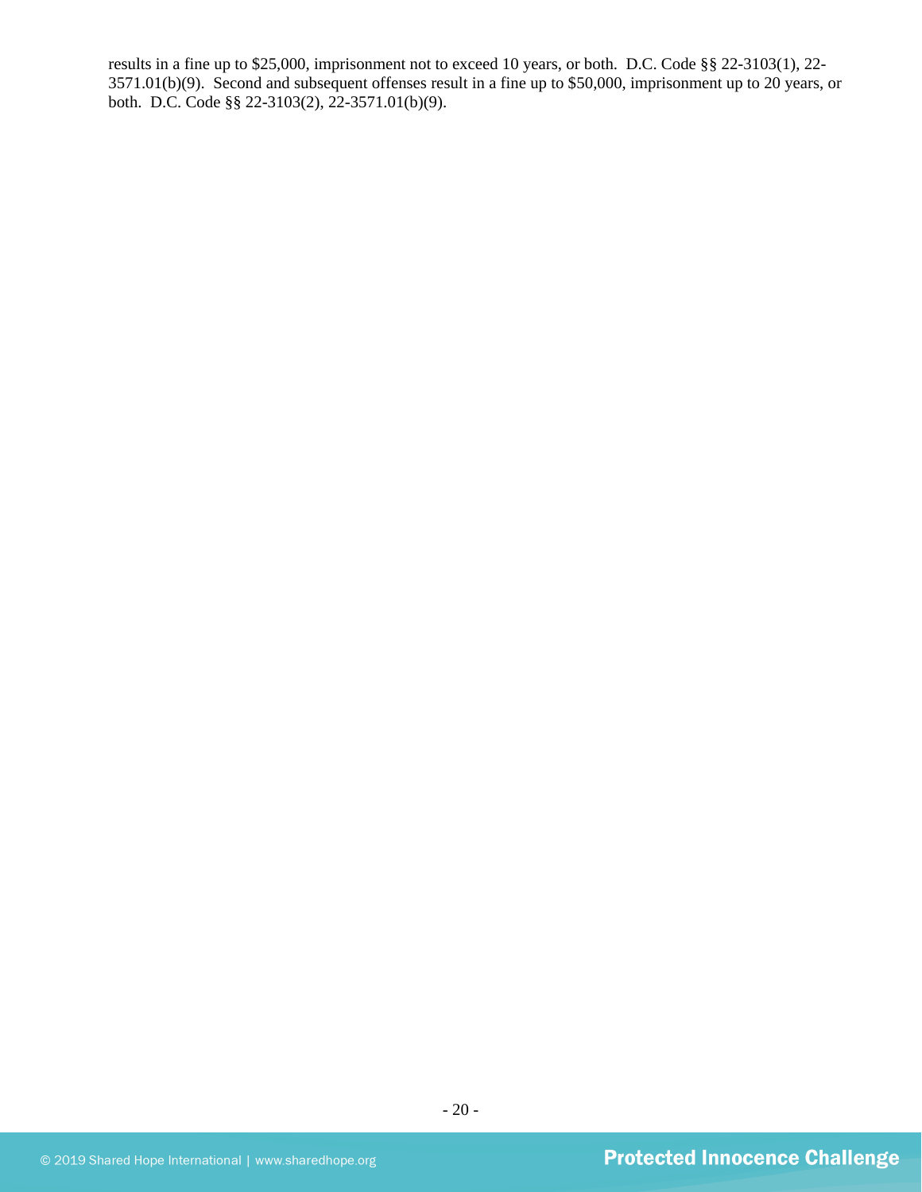results in a fine up to $25,000, imprisonment not to exceed 10 years, or both. D.C. Code §§ 22-3103(1), 22-3571.01(b)(9). Second and subsequent offenses result in a fine up to $50,000, imprisonment up to 20 years, or both. D.C. Code §§ 22-3103(2), 22-3571.01(b)(9).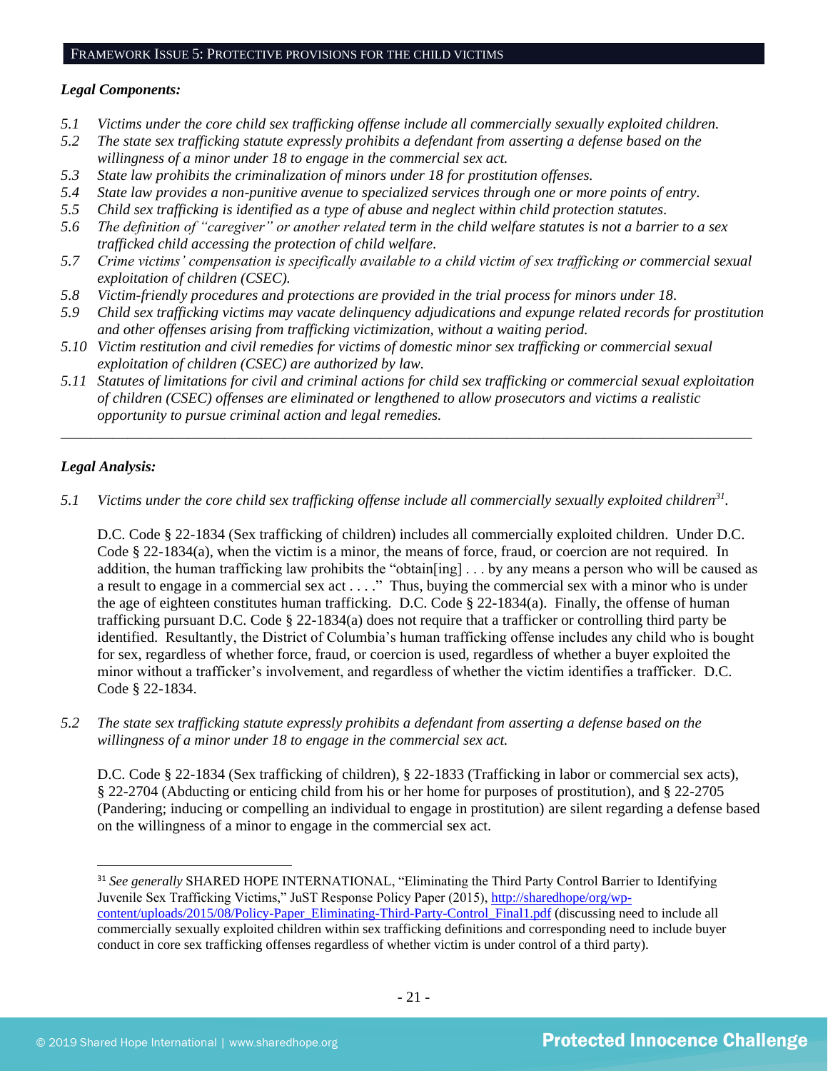## FRAMEWORK ISSUE 5: PROTECTIVE PROVISIONS FOR THE CHILD VICTIMS

***Legal Components:***

*5.1 Victims under the core child sex trafficking offense include all commercially sexually exploited children.*
*5.2 The state sex trafficking statute expressly prohibits a defendant from asserting a defense based on the willingness of a minor under 18 to engage in the commercial sex act.*
*5.3 State law prohibits the criminalization of minors under 18 for prostitution offenses.*
*5.4 State law provides a non-punitive avenue to specialized services through one or more points of entry.*
*5.5 Child sex trafficking is identified as a type of abuse and neglect within child protection statutes.*
*5.6 The definition of "caregiver" or another related term in the child welfare statutes is not a barrier to a sex trafficked child accessing the protection of child welfare.*
*5.7 Crime victims' compensation is specifically available to a child victim of sex trafficking or commercial sexual exploitation of children (CSEC).*
*5.8 Victim-friendly procedures and protections are provided in the trial process for minors under 18.*
*5.9 Child sex trafficking victims may vacate delinquency adjudications and expunge related records for prostitution and other offenses arising from trafficking victimization, without a waiting period.*
*5.10 Victim restitution and civil remedies for victims of domestic minor sex trafficking or commercial sexual exploitation of children (CSEC) are authorized by law.*
*5.11 Statutes of limitations for civil and criminal actions for child sex trafficking or commercial sexual exploitation of children (CSEC) offenses are eliminated or lengthened to allow prosecutors and victims a realistic opportunity to pursue criminal action and legal remedies.*

---

***Legal Analysis:***

*5.1 Victims under the core child sex trafficking offense include all commercially sexually exploited children*[31]*.*

D.C. Code § 22-1834 (Sex trafficking of children) includes all commercially exploited children. Under D.C. Code § 22-1834(a), when the victim is a minor, the means of force, fraud, or coercion are not required. In addition, the human trafficking law prohibits the "obtain[ing] . . . by any means a person who will be caused as a result to engage in a commercial sex act . . . ." Thus, buying the commercial sex with a minor who is under the age of eighteen constitutes human trafficking. D.C. Code § 22-1834(a). Finally, the offense of human trafficking pursuant D.C. Code § 22-1834(a) does not require that a trafficker or controlling third party be identified. Resultantly, the District of Columbia's human trafficking offense includes any child who is bought for sex, regardless of whether force, fraud, or coercion is used, regardless of whether a buyer exploited the minor without a trafficker's involvement, and regardless of whether the victim identifies a trafficker. D.C. Code § 22-1834.

*5.2 The state sex trafficking statute expressly prohibits a defendant from asserting a defense based on the willingness of a minor under 18 to engage in the commercial sex act.*

D.C. Code § 22-1834 (Sex trafficking of children), § 22-1833 (Trafficking in labor or commercial sex acts), § 22-2704 (Abducting or enticing child from his or her home for purposes of prostitution), and § 22-2705 (Pandering; inducing or compelling an individual to engage in prostitution) are silent regarding a defense based on the willingness of a minor to engage in the commercial sex act.

---

[31] *See generally* SHARED HOPE INTERNATIONAL, "Eliminating the Third Party Control Barrier to Identifying Juvenile Sex Trafficking Victims," JuST Response Policy Paper (2015), http://sharedhope.org/wp-content/uploads/2015/08/Policy-Paper_Eliminating-Third-Party-Control_Final1.pdf (discussing need to include all commercially sexually exploited children within sex trafficking definitions and corresponding need to include buyer conduct in core sex trafficking offenses regardless of whether victim is under control of a third party).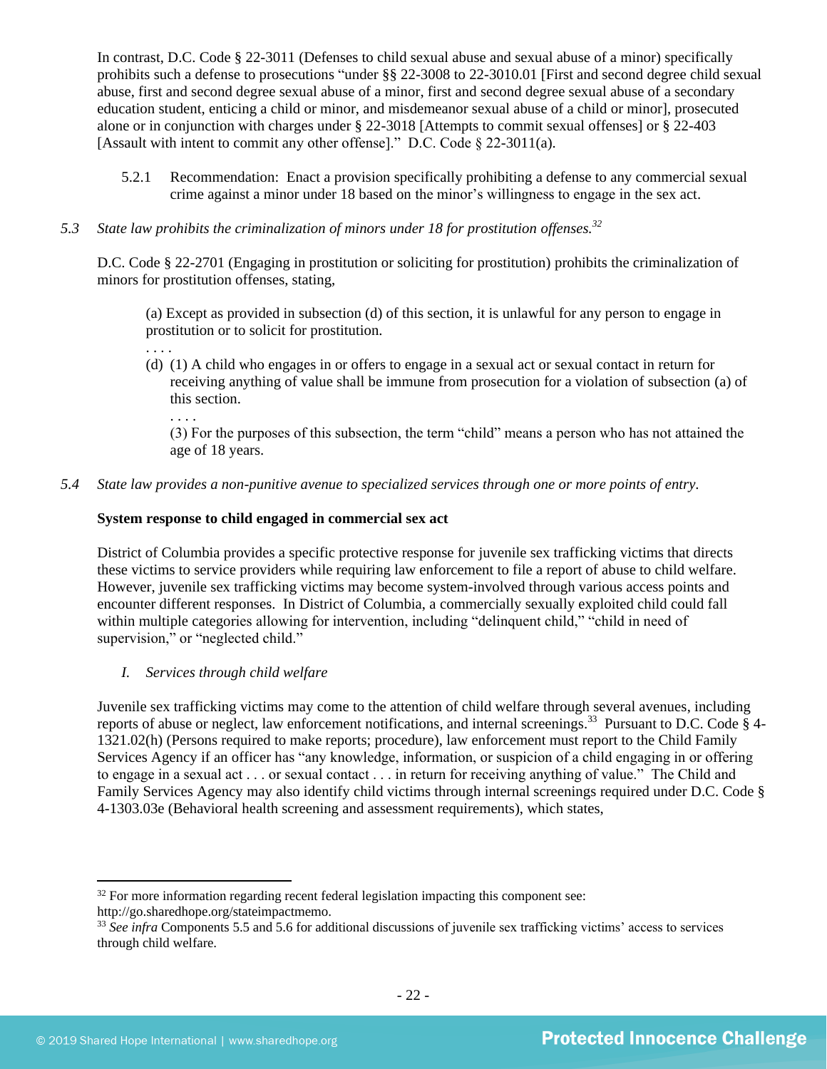In contrast, D.C. Code § 22-3011 (Defenses to child sexual abuse and sexual abuse of a minor) specifically prohibits such a defense to prosecutions "under §§ 22-3008 to 22-3010.01 [First and second degree child sexual abuse, first and second degree sexual abuse of a minor, first and second degree sexual abuse of a secondary education student, enticing a child or minor, and misdemeanor sexual abuse of a child or minor], prosecuted alone or in conjunction with charges under § 22-3018 [Attempts to commit sexual offenses] or § 22-403 [Assault with intent to commit any other offense]." D.C. Code § 22-3011(a).

5.2.1 Recommendation: Enact a provision specifically prohibiting a defense to any commercial sexual crime against a minor under 18 based on the minor's willingness to engage in the sex act.

*5.3 State law prohibits the criminalization of minors under 18 for prostitution offenses.*[32]

D.C. Code § 22-2701 (Engaging in prostitution or soliciting for prostitution) prohibits the criminalization of minors for prostitution offenses, stating,

> (a) Except as provided in subsection (d) of this section, it is unlawful for any person to engage in prostitution or to solicit for prostitution.
>
> . . . .
>
> (d) (1) A child who engages in or offers to engage in a sexual act or sexual contact in return for receiving anything of value shall be immune from prosecution for a violation of subsection (a) of this section.
>
> . . . .
>
> (3) For the purposes of this subsection, the term "child" means a person who has not attained the age of 18 years.

*5.4 State law provides a non-punitive avenue to specialized services through one or more points of entry.*

**System response to child engaged in commercial sex act**

District of Columbia provides a specific protective response for juvenile sex trafficking victims that directs these victims to service providers while requiring law enforcement to file a report of abuse to child welfare. However, juvenile sex trafficking victims may become system-involved through various access points and encounter different responses. In District of Columbia, a commercially sexually exploited child could fall within multiple categories allowing for intervention, including "delinquent child," "child in need of supervision," or "neglected child."

*I. Services through child welfare*

Juvenile sex trafficking victims may come to the attention of child welfare through several avenues, including reports of abuse or neglect, law enforcement notifications, and internal screenings.[33] Pursuant to D.C. Code § 4-1321.02(h) (Persons required to make reports; procedure), law enforcement must report to the Child Family Services Agency if an officer has "any knowledge, information, or suspicion of a child engaging in or offering to engage in a sexual act . . . or sexual contact . . . in return for receiving anything of value." The Child and Family Services Agency may also identify child victims through internal screenings required under D.C. Code § 4-1303.03e (Behavioral health screening and assessment requirements), which states,

---

[32] For more information regarding recent federal legislation impacting this component see: http://go.sharedhope.org/stateimpactmemo.

[33] *See infra* Components 5.5 and 5.6 for additional discussions of juvenile sex trafficking victims' access to services through child welfare.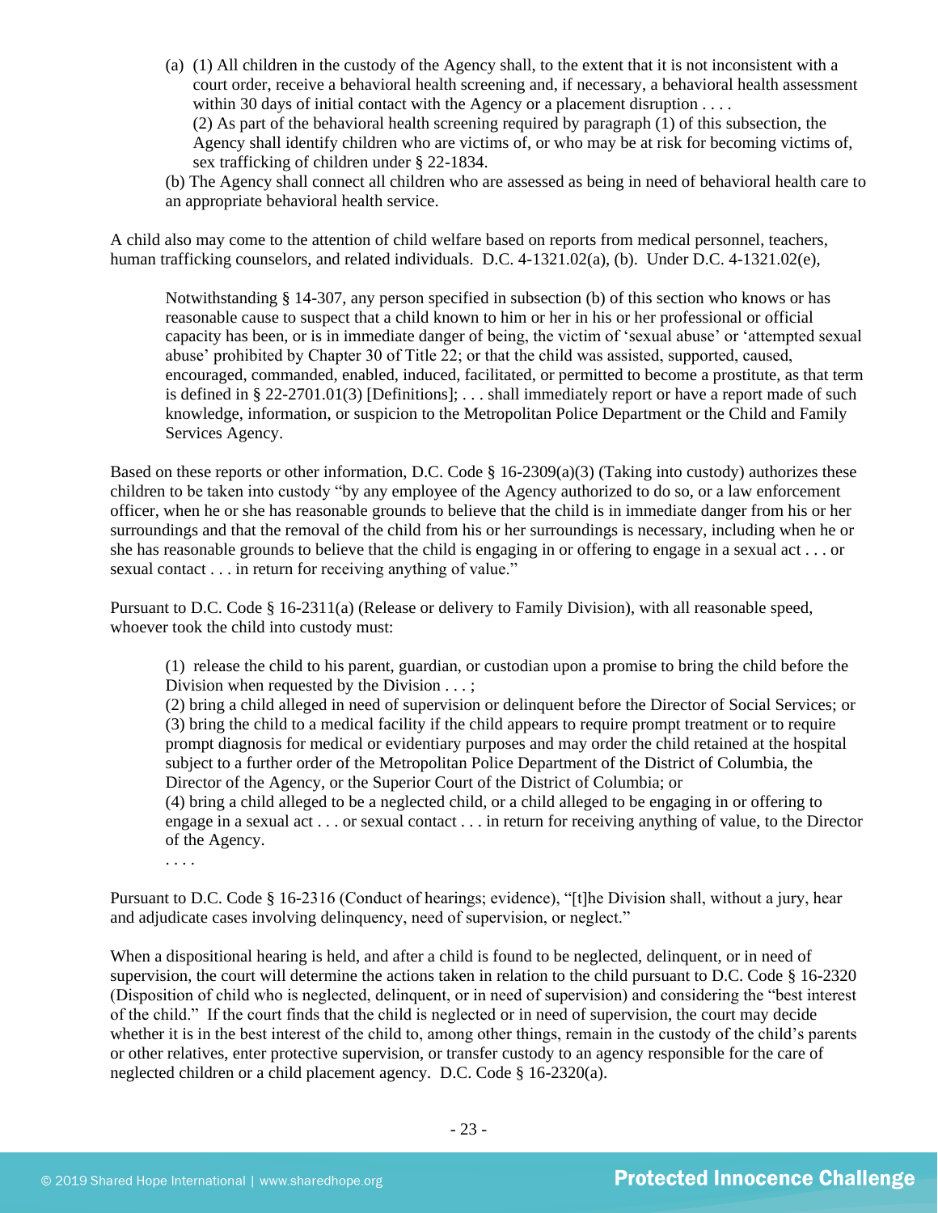> (a) (1) All children in the custody of the Agency shall, to the extent that it is not inconsistent with a court order, receive a behavioral health screening and, if necessary, a behavioral health assessment within 30 days of initial contact with the Agency or a placement disruption . . . .
> (2) As part of the behavioral health screening required by paragraph (1) of this subsection, the Agency shall identify children who are victims of, or who may be at risk for becoming victims of, sex trafficking of children under § 22-1834.
> (b) The Agency shall connect all children who are assessed as being in need of behavioral health care to an appropriate behavioral health service.

A child also may come to the attention of child welfare based on reports from medical personnel, teachers, human trafficking counselors, and related individuals. D.C. 4-1321.02(a), (b). Under D.C. 4-1321.02(e),

> Notwithstanding § 14-307, any person specified in subsection (b) of this section who knows or has reasonable cause to suspect that a child known to him or her in his or her professional or official capacity has been, or is in immediate danger of being, the victim of 'sexual abuse' or 'attempted sexual abuse' prohibited by Chapter 30 of Title 22; or that the child was assisted, supported, caused, encouraged, commanded, enabled, induced, facilitated, or permitted to become a prostitute, as that term is defined in § 22-2701.01(3) [Definitions]; . . . shall immediately report or have a report made of such knowledge, information, or suspicion to the Metropolitan Police Department or the Child and Family Services Agency.

Based on these reports or other information, D.C. Code § 16-2309(a)(3) (Taking into custody) authorizes these children to be taken into custody "by any employee of the Agency authorized to do so, or a law enforcement officer, when he or she has reasonable grounds to believe that the child is in immediate danger from his or her surroundings and that the removal of the child from his or her surroundings is necessary, including when he or she has reasonable grounds to believe that the child is engaging in or offering to engage in a sexual act . . . or sexual contact . . . in return for receiving anything of value."

Pursuant to D.C. Code § 16-2311(a) (Release or delivery to Family Division), with all reasonable speed, whoever took the child into custody must:

> (1) release the child to his parent, guardian, or custodian upon a promise to bring the child before the Division when requested by the Division . . . ;
> (2) bring a child alleged in need of supervision or delinquent before the Director of Social Services; or
> (3) bring the child to a medical facility if the child appears to require prompt treatment or to require prompt diagnosis for medical or evidentiary purposes and may order the child retained at the hospital subject to a further order of the Metropolitan Police Department of the District of Columbia, the Director of the Agency, or the Superior Court of the District of Columbia; or
> (4) bring a child alleged to be a neglected child, or a child alleged to be engaging in or offering to engage in a sexual act . . . or sexual contact . . . in return for receiving anything of value, to the Director of the Agency.
> . . . .

Pursuant to D.C. Code § 16-2316 (Conduct of hearings; evidence), "[t]he Division shall, without a jury, hear and adjudicate cases involving delinquency, need of supervision, or neglect."

When a dispositional hearing is held, and after a child is found to be neglected, delinquent, or in need of supervision, the court will determine the actions taken in relation to the child pursuant to D.C. Code § 16-2320 (Disposition of child who is neglected, delinquent, or in need of supervision) and considering the "best interest of the child." If the court finds that the child is neglected or in need of supervision, the court may decide whether it is in the best interest of the child to, among other things, remain in the custody of the child's parents or other relatives, enter protective supervision, or transfer custody to an agency responsible for the care of neglected children or a child placement agency. D.C. Code § 16-2320(a).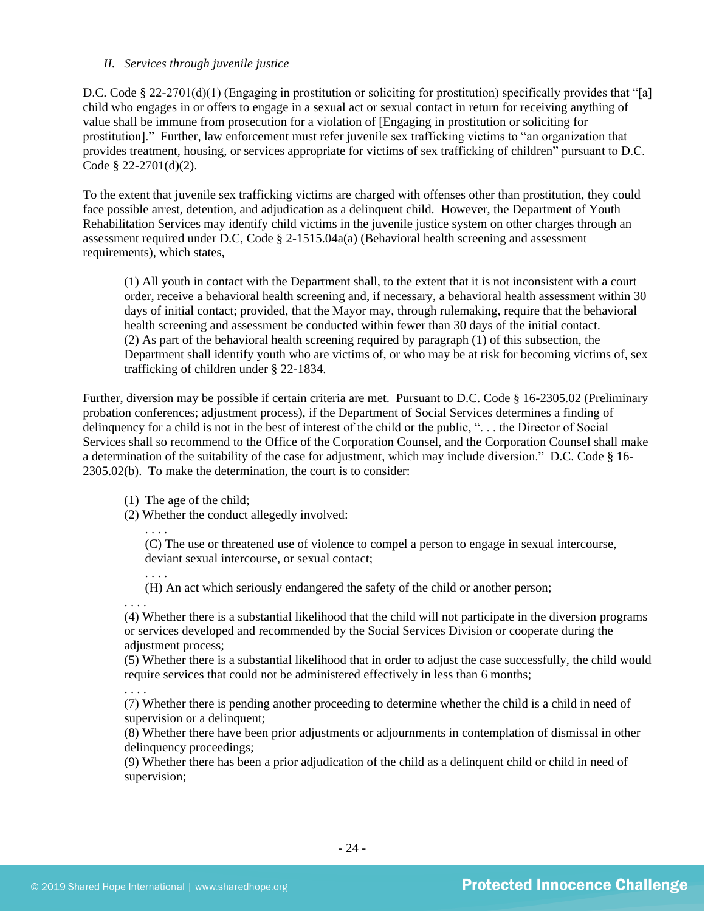*II. Services through juvenile justice*

D.C. Code § 22-2701(d)(1) (Engaging in prostitution or soliciting for prostitution) specifically provides that "[a] child who engages in or offers to engage in a sexual act or sexual contact in return for receiving anything of value shall be immune from prosecution for a violation of [Engaging in prostitution or soliciting for prostitution]." Further, law enforcement must refer juvenile sex trafficking victims to "an organization that provides treatment, housing, or services appropriate for victims of sex trafficking of children" pursuant to D.C. Code § 22-2701(d)(2).

To the extent that juvenile sex trafficking victims are charged with offenses other than prostitution, they could face possible arrest, detention, and adjudication as a delinquent child. However, the Department of Youth Rehabilitation Services may identify child victims in the juvenile justice system on other charges through an assessment required under D.C, Code § 2-1515.04a(a) (Behavioral health screening and assessment requirements), which states,

> (1) All youth in contact with the Department shall, to the extent that it is not inconsistent with a court order, receive a behavioral health screening and, if necessary, a behavioral health assessment within 30 days of initial contact; provided, that the Mayor may, through rulemaking, require that the behavioral health screening and assessment be conducted within fewer than 30 days of the initial contact.
> (2) As part of the behavioral health screening required by paragraph (1) of this subsection, the Department shall identify youth who are victims of, or who may be at risk for becoming victims of, sex trafficking of children under § 22-1834.

Further, diversion may be possible if certain criteria are met. Pursuant to D.C. Code § 16-2305.02 (Preliminary probation conferences; adjustment process), if the Department of Social Services determines a finding of delinquency for a child is not in the best of interest of the child or the public, ". . . the Director of Social Services shall so recommend to the Office of the Corporation Counsel, and the Corporation Counsel shall make a determination of the suitability of the case for adjustment, which may include diversion." D.C. Code § 16-2305.02(b). To make the determination, the court is to consider:

> (1) The age of the child;
> (2) Whether the conduct allegedly involved:
> > . . . .
> > (C) The use or threatened use of violence to compel a person to engage in sexual intercourse, deviant sexual intercourse, or sexual contact;
> > . . . .
> > (H) An act which seriously endangered the safety of the child or another person;
>
> . . . .
> (4) Whether there is a substantial likelihood that the child will not participate in the diversion programs or services developed and recommended by the Social Services Division or cooperate during the adjustment process;
> (5) Whether there is a substantial likelihood that in order to adjust the case successfully, the child would require services that could not be administered effectively in less than 6 months;
> . . . .
> (7) Whether there is pending another proceeding to determine whether the child is a child in need of supervision or a delinquent;
> (8) Whether there have been prior adjustments or adjournments in contemplation of dismissal in other delinquency proceedings;
> (9) Whether there has been a prior adjudication of the child as a delinquent child or child in need of supervision;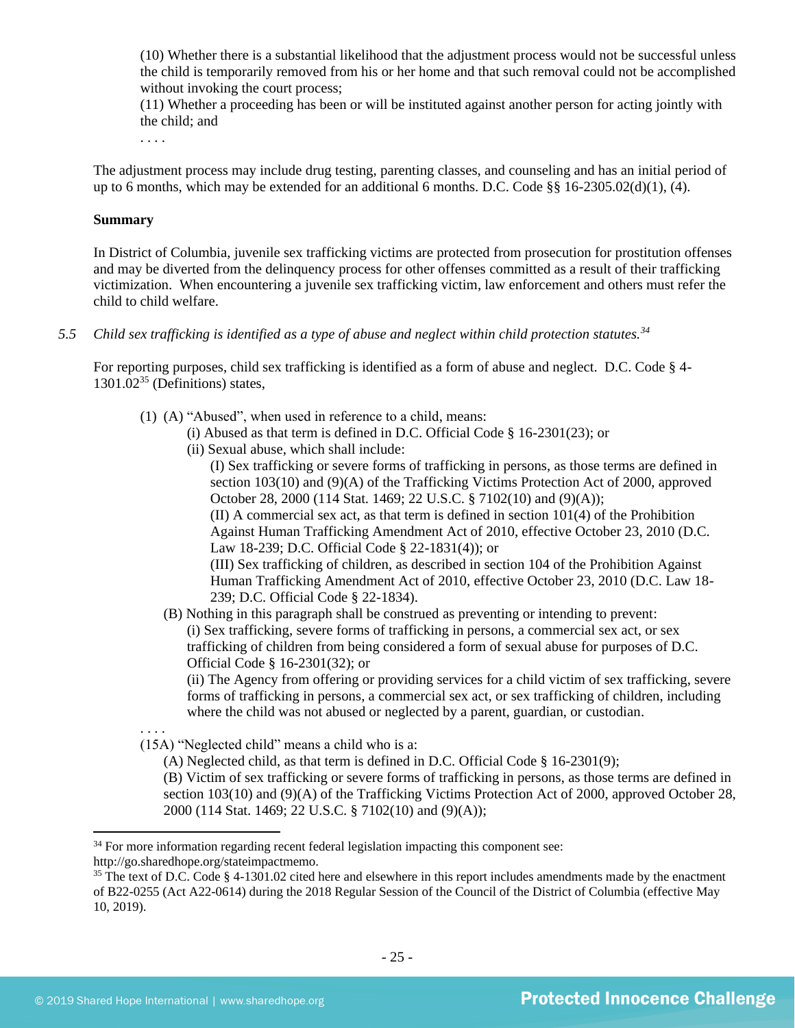(10) Whether there is a substantial likelihood that the adjustment process would not be successful unless the child is temporarily removed from his or her home and that such removal could not be accomplished without invoking the court process;
(11) Whether a proceeding has been or will be instituted against another person for acting jointly with the child; and
. . . .

The adjustment process may include drug testing, parenting classes, and counseling and has an initial period of up to 6 months, which may be extended for an additional 6 months. D.C. Code §§ 16-2305.02(d)(1), (4).

**Summary**

In District of Columbia, juvenile sex trafficking victims are protected from prosecution for prostitution offenses and may be diverted from the delinquency process for other offenses committed as a result of their trafficking victimization. When encountering a juvenile sex trafficking victim, law enforcement and others must refer the child to child welfare.

*5.5 Child sex trafficking is identified as a type of abuse and neglect within child protection statutes.*[34]

For reporting purposes, child sex trafficking is identified as a form of abuse and neglect. D.C. Code § 4-1301.02[35] (Definitions) states,

> (1) (A) "Abused", when used in reference to a child, means:
> (i) Abused as that term is defined in D.C. Official Code § 16-2301(23); or
> (ii) Sexual abuse, which shall include:
> (I) Sex trafficking or severe forms of trafficking in persons, as those terms are defined in section 103(10) and (9)(A) of the Trafficking Victims Protection Act of 2000, approved October 28, 2000 (114 Stat. 1469; 22 U.S.C. § 7102(10) and (9)(A));
> (II) A commercial sex act, as that term is defined in section 101(4) of the Prohibition Against Human Trafficking Amendment Act of 2010, effective October 23, 2010 (D.C. Law 18-239; D.C. Official Code § 22-1831(4)); or
> (III) Sex trafficking of children, as described in section 104 of the Prohibition Against Human Trafficking Amendment Act of 2010, effective October 23, 2010 (D.C. Law 18-239; D.C. Official Code § 22-1834).
> (B) Nothing in this paragraph shall be construed as preventing or intending to prevent:
> (i) Sex trafficking, severe forms of trafficking in persons, a commercial sex act, or sex trafficking of children from being considered a form of sexual abuse for purposes of D.C. Official Code § 16-2301(32); or
> (ii) The Agency from offering or providing services for a child victim of sex trafficking, severe forms of trafficking in persons, a commercial sex act, or sex trafficking of children, including where the child was not abused or neglected by a parent, guardian, or custodian.
> . . . .
> (15A) "Neglected child" means a child who is a:
> (A) Neglected child, as that term is defined in D.C. Official Code § 16-2301(9);
> (B) Victim of sex trafficking or severe forms of trafficking in persons, as those terms are defined in section 103(10) and (9)(A) of the Trafficking Victims Protection Act of 2000, approved October 28, 2000 (114 Stat. 1469; 22 U.S.C. § 7102(10) and (9)(A));

---

[34] For more information regarding recent federal legislation impacting this component see: http://go.sharedhope.org/stateimpactmemo.

[35] The text of D.C. Code § 4-1301.02 cited here and elsewhere in this report includes amendments made by the enactment of B22-0255 (Act A22-0614) during the 2018 Regular Session of the Council of the District of Columbia (effective May 10, 2019).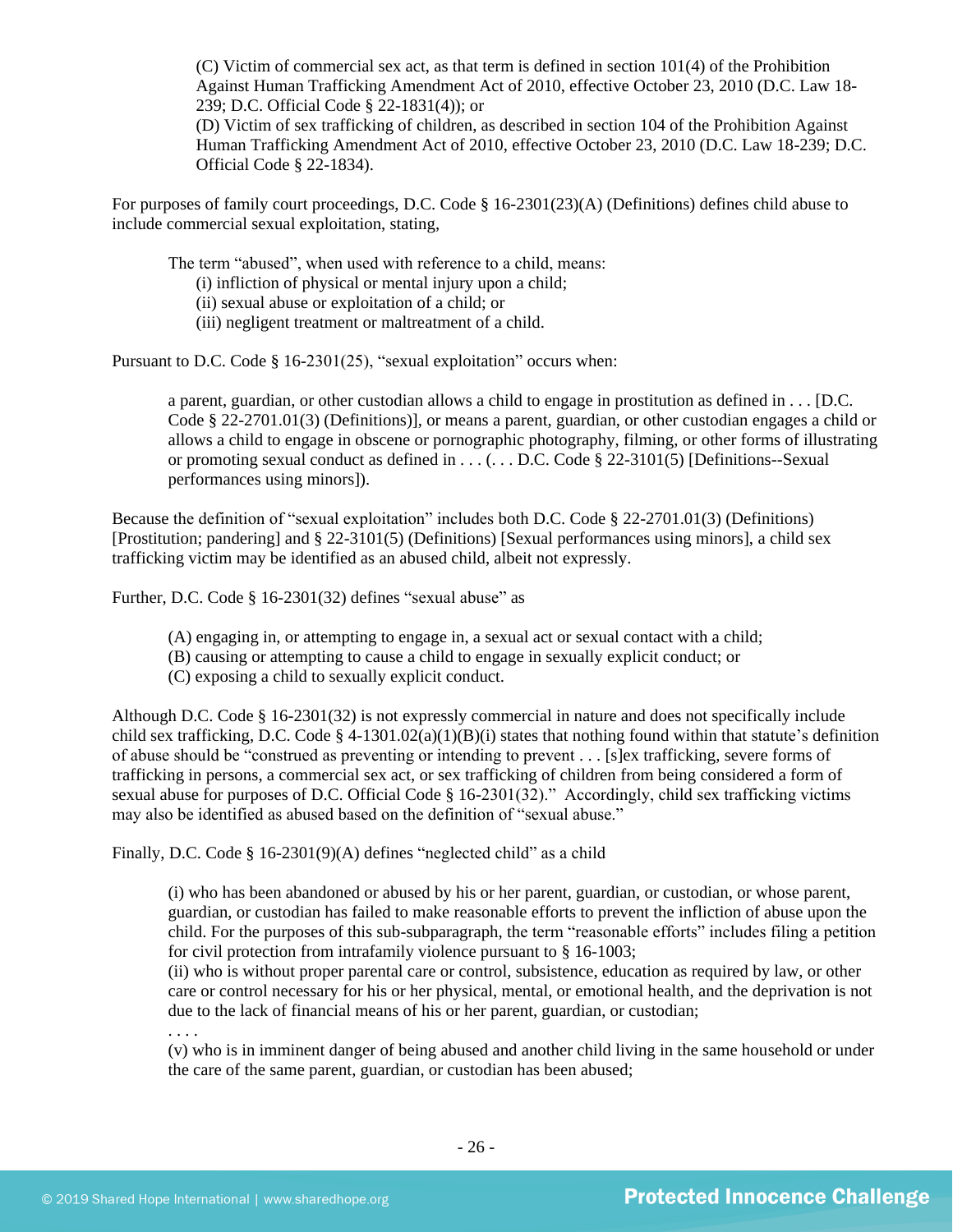(C) Victim of commercial sex act, as that term is defined in section 101(4) of the Prohibition Against Human Trafficking Amendment Act of 2010, effective October 23, 2010 (D.C. Law 18-239; D.C. Official Code § 22-1831(4)); or
(D) Victim of sex trafficking of children, as described in section 104 of the Prohibition Against Human Trafficking Amendment Act of 2010, effective October 23, 2010 (D.C. Law 18-239; D.C. Official Code § 22-1834).

For purposes of family court proceedings, D.C. Code § 16-2301(23)(A) (Definitions) defines child abuse to include commercial sexual exploitation, stating,

> The term "abused", when used with reference to a child, means:
> (i) infliction of physical or mental injury upon a child;
> (ii) sexual abuse or exploitation of a child; or
> (iii) negligent treatment or maltreatment of a child.

Pursuant to D.C. Code § 16-2301(25), "sexual exploitation" occurs when:

> a parent, guardian, or other custodian allows a child to engage in prostitution as defined in . . . [D.C. Code § 22-2701.01(3) (Definitions)], or means a parent, guardian, or other custodian engages a child or allows a child to engage in obscene or pornographic photography, filming, or other forms of illustrating or promoting sexual conduct as defined in . . . (. . . D.C. Code § 22-3101(5) [Definitions--Sexual performances using minors]).

Because the definition of "sexual exploitation" includes both D.C. Code § 22-2701.01(3) (Definitions) [Prostitution; pandering] and § 22-3101(5) (Definitions) [Sexual performances using minors], a child sex trafficking victim may be identified as an abused child, albeit not expressly.

Further, D.C. Code § 16-2301(32) defines "sexual abuse" as

> (A) engaging in, or attempting to engage in, a sexual act or sexual contact with a child;
> (B) causing or attempting to cause a child to engage in sexually explicit conduct; or
> (C) exposing a child to sexually explicit conduct.

Although D.C. Code § 16-2301(32) is not expressly commercial in nature and does not specifically include child sex trafficking, D.C. Code § 4-1301.02(a)(1)(B)(i) states that nothing found within that statute's definition of abuse should be "construed as preventing or intending to prevent . . . [s]ex trafficking, severe forms of trafficking in persons, a commercial sex act, or sex trafficking of children from being considered a form of sexual abuse for purposes of D.C. Official Code § 16-2301(32)." Accordingly, child sex trafficking victims may also be identified as abused based on the definition of "sexual abuse."

Finally, D.C. Code § 16-2301(9)(A) defines "neglected child" as a child

> (i) who has been abandoned or abused by his or her parent, guardian, or custodian, or whose parent, guardian, or custodian has failed to make reasonable efforts to prevent the infliction of abuse upon the child. For the purposes of this sub-subparagraph, the term "reasonable efforts" includes filing a petition for civil protection from intrafamily violence pursuant to § 16-1003;
> (ii) who is without proper parental care or control, subsistence, education as required by law, or other care or control necessary for his or her physical, mental, or emotional health, and the deprivation is not due to the lack of financial means of his or her parent, guardian, or custodian;
> . . . .
> (v) who is in imminent danger of being abused and another child living in the same household or under the care of the same parent, guardian, or custodian has been abused;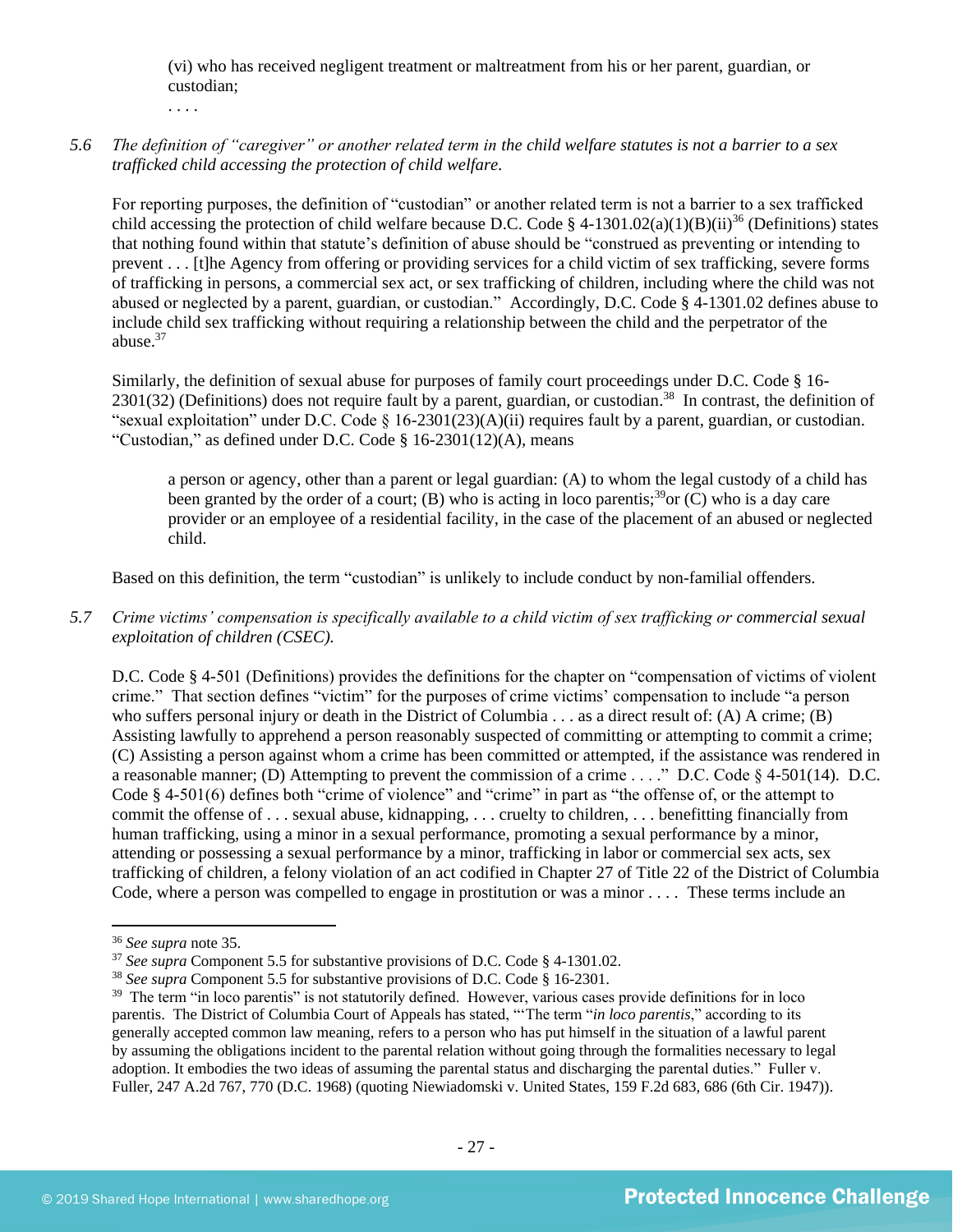(vi) who has received negligent treatment or maltreatment from his or her parent, guardian, or custodian;

. . . .

*5.6 The definition of "caregiver" or another related term in the child welfare statutes is not a barrier to a sex trafficked child accessing the protection of child welfare.*

For reporting purposes, the definition of "custodian" or another related term is not a barrier to a sex trafficked child accessing the protection of child welfare because D.C. Code § 4-1301.02(a)(1)(B)(ii)[36] (Definitions) states that nothing found within that statute's definition of abuse should be "construed as preventing or intending to prevent . . . [t]he Agency from offering or providing services for a child victim of sex trafficking, severe forms of trafficking in persons, a commercial sex act, or sex trafficking of children, including where the child was not abused or neglected by a parent, guardian, or custodian." Accordingly, D.C. Code § 4-1301.02 defines abuse to include child sex trafficking without requiring a relationship between the child and the perpetrator of the abuse.[37]

Similarly, the definition of sexual abuse for purposes of family court proceedings under D.C. Code § 16-2301(32) (Definitions) does not require fault by a parent, guardian, or custodian.[38] In contrast, the definition of "sexual exploitation" under D.C. Code § 16-2301(23)(A)(ii) requires fault by a parent, guardian, or custodian. "Custodian," as defined under D.C. Code § 16-2301(12)(A), means

> a person or agency, other than a parent or legal guardian: (A) to whom the legal custody of a child has been granted by the order of a court; (B) who is acting in loco parentis;[39] or (C) who is a day care provider or an employee of a residential facility, in the case of the placement of an abused or neglected child.

Based on this definition, the term "custodian" is unlikely to include conduct by non-familial offenders.

*5.7 Crime victims' compensation is specifically available to a child victim of sex trafficking or commercial sexual exploitation of children (CSEC).*

D.C. Code § 4-501 (Definitions) provides the definitions for the chapter on "compensation of victims of violent crime." That section defines "victim" for the purposes of crime victims' compensation to include "a person who suffers personal injury or death in the District of Columbia . . . as a direct result of: (A) A crime; (B) Assisting lawfully to apprehend a person reasonably suspected of committing or attempting to commit a crime; (C) Assisting a person against whom a crime has been committed or attempted, if the assistance was rendered in a reasonable manner; (D) Attempting to prevent the commission of a crime . . . ." D.C. Code § 4-501(14). D.C. Code § 4-501(6) defines both "crime of violence" and "crime" in part as "the offense of, or the attempt to commit the offense of . . . sexual abuse, kidnapping, . . . cruelty to children, . . . benefitting financially from human trafficking, using a minor in a sexual performance, promoting a sexual performance by a minor, attending or possessing a sexual performance by a minor, trafficking in labor or commercial sex acts, sex trafficking of children, a felony violation of an act codified in Chapter 27 of Title 22 of the District of Columbia Code, where a person was compelled to engage in prostitution or was a minor . . . . These terms include an

---

[36] *See supra* note 35.

[37] *See supra* Component 5.5 for substantive provisions of D.C. Code § 4-1301.02.

[38] *See supra* Component 5.5 for substantive provisions of D.C. Code § 16-2301.

[39] The term "in loco parentis" is not statutorily defined. However, various cases provide definitions for in loco parentis. The District of Columbia Court of Appeals has stated, "'The term "*in loco parentis*," according to its generally accepted common law meaning, refers to a person who has put himself in the situation of a lawful parent by assuming the obligations incident to the parental relation without going through the formalities necessary to legal adoption. It embodies the two ideas of assuming the parental status and discharging the parental duties." Fuller v. Fuller, 247 A.2d 767, 770 (D.C. 1968) (quoting Niewiadomski v. United States, 159 F.2d 683, 686 (6th Cir. 1947)).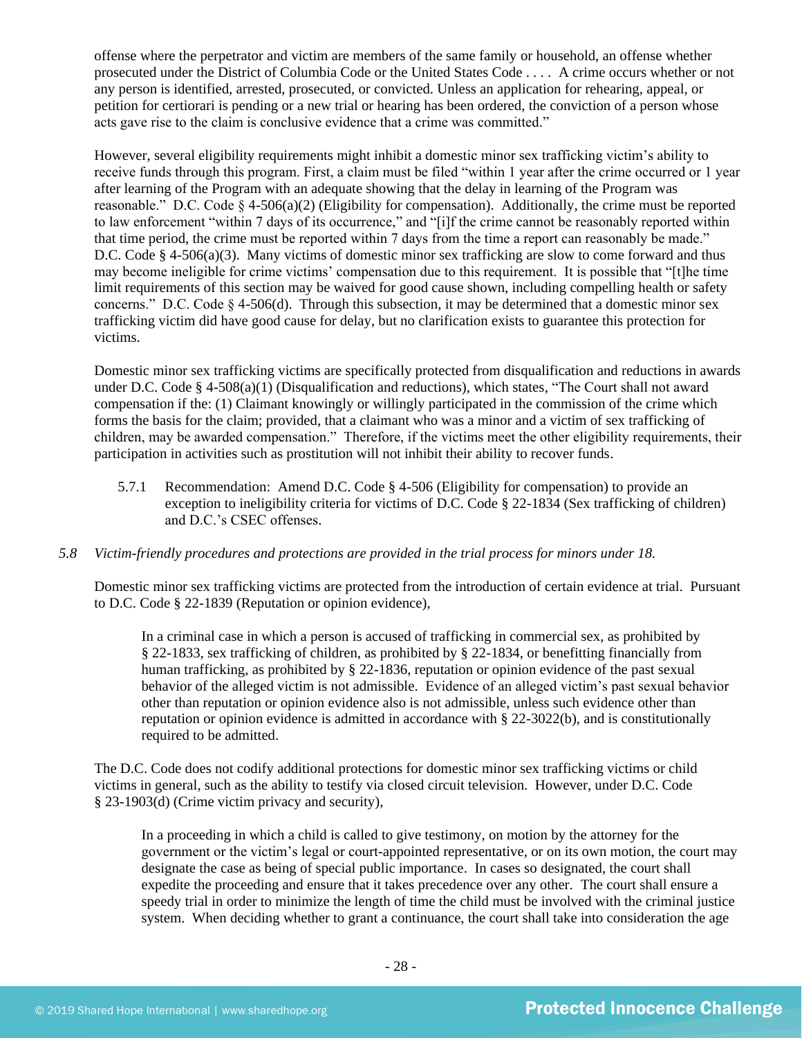offense where the perpetrator and victim are members of the same family or household, an offense whether prosecuted under the District of Columbia Code or the United States Code . . . . A crime occurs whether or not any person is identified, arrested, prosecuted, or convicted. Unless an application for rehearing, appeal, or petition for certiorari is pending or a new trial or hearing has been ordered, the conviction of a person whose acts gave rise to the claim is conclusive evidence that a crime was committed."

However, several eligibility requirements might inhibit a domestic minor sex trafficking victim's ability to receive funds through this program. First, a claim must be filed "within 1 year after the crime occurred or 1 year after learning of the Program with an adequate showing that the delay in learning of the Program was reasonable." D.C. Code § 4-506(a)(2) (Eligibility for compensation). Additionally, the crime must be reported to law enforcement "within 7 days of its occurrence," and "[i]f the crime cannot be reasonably reported within that time period, the crime must be reported within 7 days from the time a report can reasonably be made." D.C. Code § 4-506(a)(3). Many victims of domestic minor sex trafficking are slow to come forward and thus may become ineligible for crime victims' compensation due to this requirement. It is possible that "[t]he time limit requirements of this section may be waived for good cause shown, including compelling health or safety concerns." D.C. Code § 4-506(d). Through this subsection, it may be determined that a domestic minor sex trafficking victim did have good cause for delay, but no clarification exists to guarantee this protection for victims.

Domestic minor sex trafficking victims are specifically protected from disqualification and reductions in awards under D.C. Code § 4-508(a)(1) (Disqualification and reductions), which states, "The Court shall not award compensation if the: (1) Claimant knowingly or willingly participated in the commission of the crime which forms the basis for the claim; provided, that a claimant who was a minor and a victim of sex trafficking of children, may be awarded compensation." Therefore, if the victims meet the other eligibility requirements, their participation in activities such as prostitution will not inhibit their ability to recover funds.

5.7.1 Recommendation: Amend D.C. Code § 4-506 (Eligibility for compensation) to provide an exception to ineligibility criteria for victims of D.C. Code § 22-1834 (Sex trafficking of children) and D.C.'s CSEC offenses.

*5.8 Victim-friendly procedures and protections are provided in the trial process for minors under 18.*

Domestic minor sex trafficking victims are protected from the introduction of certain evidence at trial. Pursuant to D.C. Code § 22-1839 (Reputation or opinion evidence),

> In a criminal case in which a person is accused of trafficking in commercial sex, as prohibited by § 22-1833, sex trafficking of children, as prohibited by § 22-1834, or benefitting financially from human trafficking, as prohibited by § 22-1836, reputation or opinion evidence of the past sexual behavior of the alleged victim is not admissible. Evidence of an alleged victim's past sexual behavior other than reputation or opinion evidence also is not admissible, unless such evidence other than reputation or opinion evidence is admitted in accordance with § 22-3022(b), and is constitutionally required to be admitted.

The D.C. Code does not codify additional protections for domestic minor sex trafficking victims or child victims in general, such as the ability to testify via closed circuit television. However, under D.C. Code § 23-1903(d) (Crime victim privacy and security),

> In a proceeding in which a child is called to give testimony, on motion by the attorney for the government or the victim's legal or court-appointed representative, or on its own motion, the court may designate the case as being of special public importance. In cases so designated, the court shall expedite the proceeding and ensure that it takes precedence over any other. The court shall ensure a speedy trial in order to minimize the length of time the child must be involved with the criminal justice system. When deciding whether to grant a continuance, the court shall take into consideration the age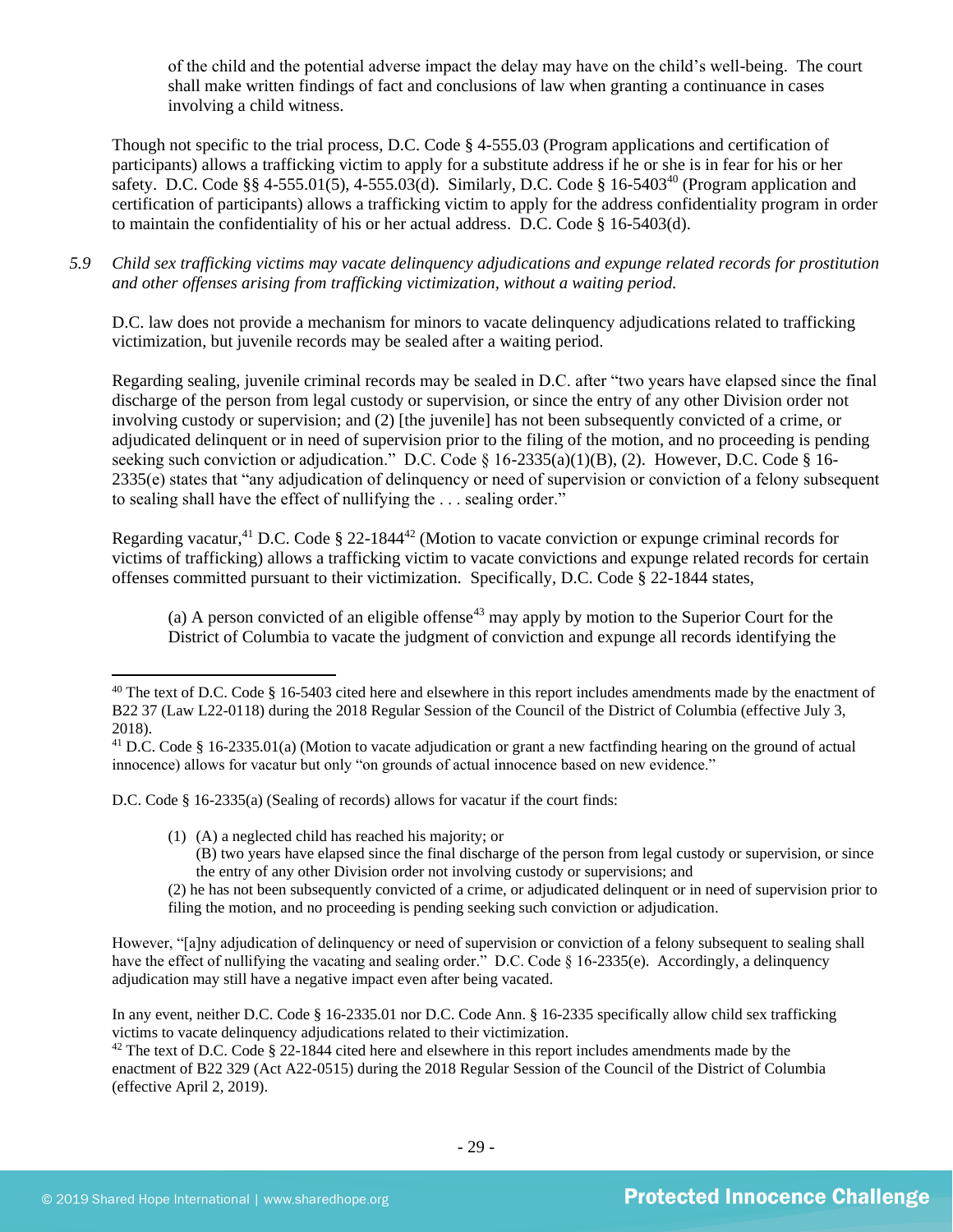of the child and the potential adverse impact the delay may have on the child's well-being. The court shall make written findings of fact and conclusions of law when granting a continuance in cases involving a child witness.

Though not specific to the trial process, D.C. Code § 4-555.03 (Program applications and certification of participants) allows a trafficking victim to apply for a substitute address if he or she is in fear for his or her safety. D.C. Code §§ 4-555.01(5), 4-555.03(d). Similarly, D.C. Code § 16-5403[40] (Program application and certification of participants) allows a trafficking victim to apply for the address confidentiality program in order to maintain the confidentiality of his or her actual address. D.C. Code § 16-5403(d).

*5.9 Child sex trafficking victims may vacate delinquency adjudications and expunge related records for prostitution and other offenses arising from trafficking victimization, without a waiting period.*

D.C. law does not provide a mechanism for minors to vacate delinquency adjudications related to trafficking victimization, but juvenile records may be sealed after a waiting period.

Regarding sealing, juvenile criminal records may be sealed in D.C. after "two years have elapsed since the final discharge of the person from legal custody or supervision, or since the entry of any other Division order not involving custody or supervision; and (2) [the juvenile] has not been subsequently convicted of a crime, or adjudicated delinquent or in need of supervision prior to the filing of the motion, and no proceeding is pending seeking such conviction or adjudication." D.C. Code § 16-2335(a)(1)(B), (2). However, D.C. Code § 16-2335(e) states that "any adjudication of delinquency or need of supervision or conviction of a felony subsequent to sealing shall have the effect of nullifying the . . . sealing order."

Regarding vacatur,[41] D.C. Code § 22-1844[42] (Motion to vacate conviction or expunge criminal records for victims of trafficking) allows a trafficking victim to vacate convictions and expunge related records for certain offenses committed pursuant to their victimization. Specifically, D.C. Code § 22-1844 states,

> (a) A person convicted of an eligible offense[43] may apply by motion to the Superior Court for the District of Columbia to vacate the judgment of conviction and expunge all records identifying the

---

[40] The text of D.C. Code § 16-5403 cited here and elsewhere in this report includes amendments made by the enactment of B22 37 (Law L22-0118) during the 2018 Regular Session of the Council of the District of Columbia (effective July 3, 2018).

[41] D.C. Code § 16-2335.01(a) (Motion to vacate adjudication or grant a new factfinding hearing on the ground of actual innocence) allows for vacatur but only "on grounds of actual innocence based on new evidence."

D.C. Code § 16-2335(a) (Sealing of records) allows for vacatur if the court finds:

> (1) (A) a neglected child has reached his majority; or
> (B) two years have elapsed since the final discharge of the person from legal custody or supervision, or since the entry of any other Division order not involving custody or supervisions; and
> (2) he has not been subsequently convicted of a crime, or adjudicated delinquent or in need of supervision prior to filing the motion, and no proceeding is pending seeking such conviction or adjudication.

However, "[a]ny adjudication of delinquency or need of supervision or conviction of a felony subsequent to sealing shall have the effect of nullifying the vacating and sealing order." D.C. Code § 16-2335(e). Accordingly, a delinquency adjudication may still have a negative impact even after being vacated.

In any event, neither D.C. Code § 16-2335.01 nor D.C. Code Ann. § 16-2335 specifically allow child sex trafficking victims to vacate delinquency adjudications related to their victimization.

[42] The text of D.C. Code § 22-1844 cited here and elsewhere in this report includes amendments made by the enactment of B22 329 (Act A22-0515) during the 2018 Regular Session of the Council of the District of Columbia (effective April 2, 2019).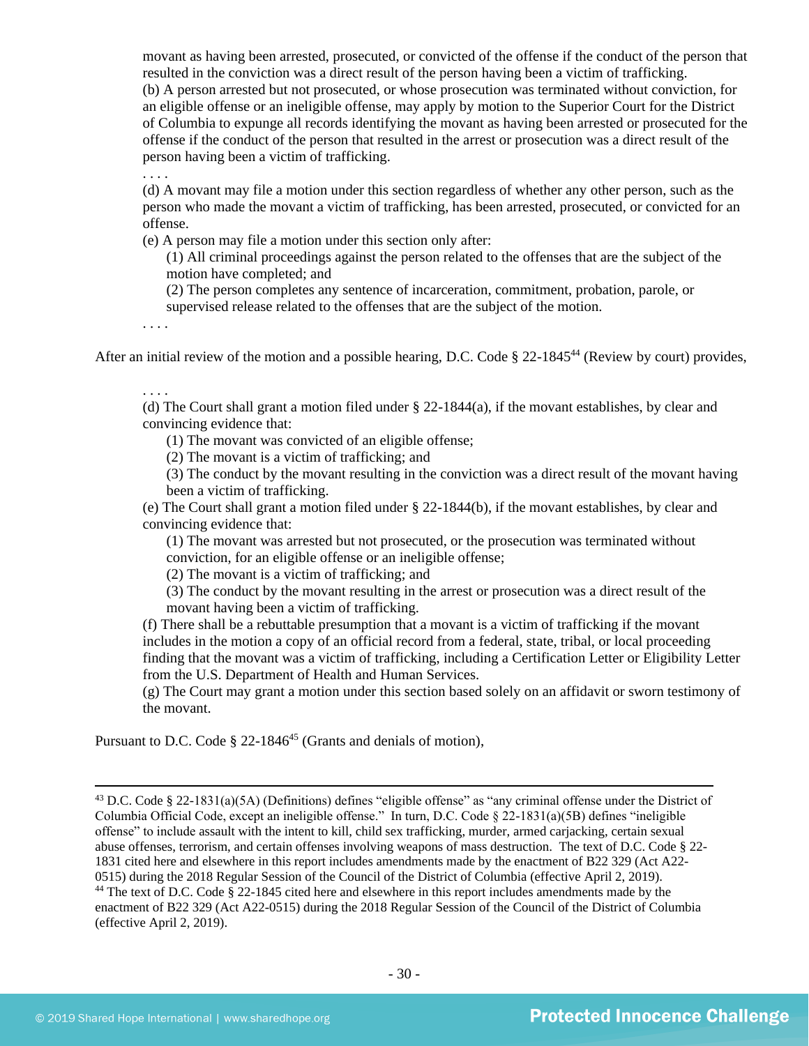movant as having been arrested, prosecuted, or convicted of the offense if the conduct of the person that resulted in the conviction was a direct result of the person having been a victim of trafficking.

(b) A person arrested but not prosecuted, or whose prosecution was terminated without conviction, for an eligible offense or an ineligible offense, may apply by motion to the Superior Court for the District of Columbia to expunge all records identifying the movant as having been arrested or prosecuted for the offense if the conduct of the person that resulted in the arrest or prosecution was a direct result of the person having been a victim of trafficking.

. . . .

(d) A movant may file a motion under this section regardless of whether any other person, such as the person who made the movant a victim of trafficking, has been arrested, prosecuted, or convicted for an offense.

(e) A person may file a motion under this section only after:

(1) All criminal proceedings against the person related to the offenses that are the subject of the motion have completed; and

(2) The person completes any sentence of incarceration, commitment, probation, parole, or supervised release related to the offenses that are the subject of the motion.

. . . .

After an initial review of the motion and a possible hearing, D.C. Code § 22-1845[44] (Review by court) provides,

. . . .

(d) The Court shall grant a motion filed under § 22-1844(a), if the movant establishes, by clear and convincing evidence that:

(1) The movant was convicted of an eligible offense;

(2) The movant is a victim of trafficking; and

(3) The conduct by the movant resulting in the conviction was a direct result of the movant having been a victim of trafficking.

(e) The Court shall grant a motion filed under § 22-1844(b), if the movant establishes, by clear and convincing evidence that:

(1) The movant was arrested but not prosecuted, or the prosecution was terminated without conviction, for an eligible offense or an ineligible offense;

(2) The movant is a victim of trafficking; and

(3) The conduct by the movant resulting in the arrest or prosecution was a direct result of the movant having been a victim of trafficking.

(f) There shall be a rebuttable presumption that a movant is a victim of trafficking if the movant includes in the motion a copy of an official record from a federal, state, tribal, or local proceeding finding that the movant was a victim of trafficking, including a Certification Letter or Eligibility Letter from the U.S. Department of Health and Human Services.

(g) The Court may grant a motion under this section based solely on an affidavit or sworn testimony of the movant.

Pursuant to D.C. Code § 22-1846[45] (Grants and denials of motion),

---

[43] D.C. Code § 22-1831(a)(5A) (Definitions) defines "eligible offense" as "any criminal offense under the District of Columbia Official Code, except an ineligible offense." In turn, D.C. Code § 22-1831(a)(5B) defines "ineligible offense" to include assault with the intent to kill, child sex trafficking, murder, armed carjacking, certain sexual abuse offenses, terrorism, and certain offenses involving weapons of mass destruction. The text of D.C. Code § 22-1831 cited here and elsewhere in this report includes amendments made by the enactment of B22 329 (Act A22-0515) during the 2018 Regular Session of the Council of the District of Columbia (effective April 2, 2019).

[44] The text of D.C. Code § 22-1845 cited here and elsewhere in this report includes amendments made by the enactment of B22 329 (Act A22-0515) during the 2018 Regular Session of the Council of the District of Columbia (effective April 2, 2019).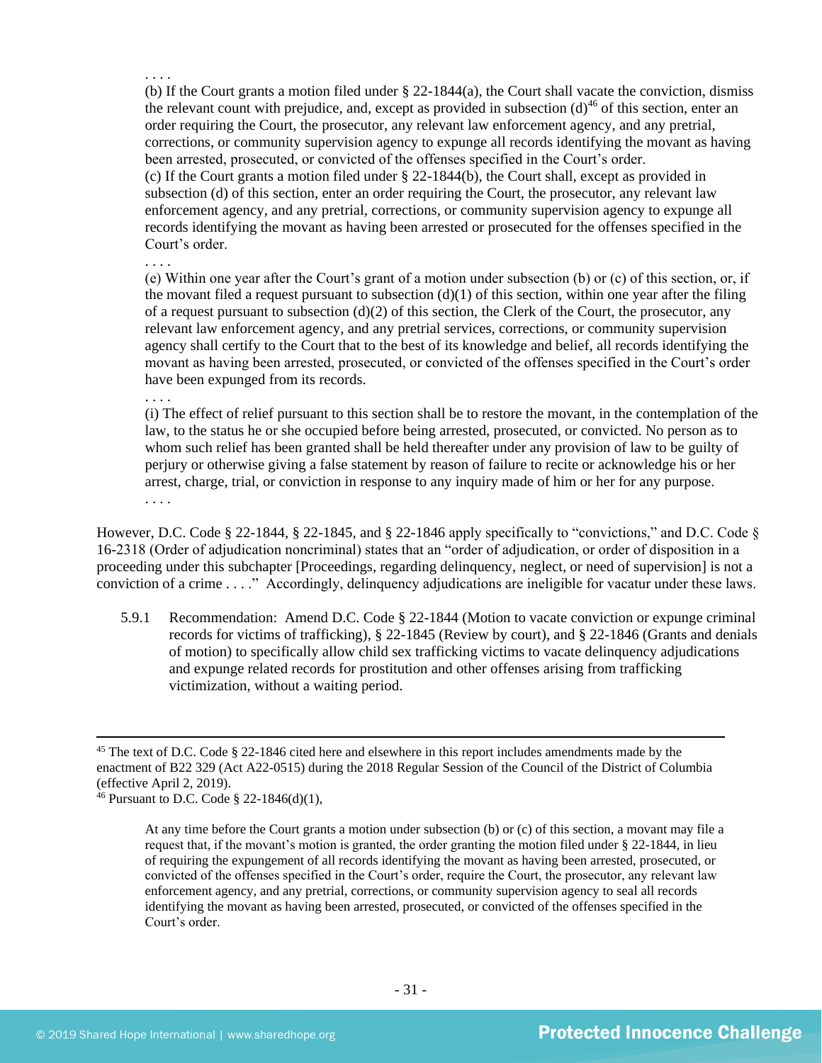. . . .

(b) If the Court grants a motion filed under § 22-1844(a), the Court shall vacate the conviction, dismiss the relevant count with prejudice, and, except as provided in subsection (d)[46] of this section, enter an order requiring the Court, the prosecutor, any relevant law enforcement agency, and any pretrial, corrections, or community supervision agency to expunge all records identifying the movant as having been arrested, prosecuted, or convicted of the offenses specified in the Court's order.

(c) If the Court grants a motion filed under § 22-1844(b), the Court shall, except as provided in subsection (d) of this section, enter an order requiring the Court, the prosecutor, any relevant law enforcement agency, and any pretrial, corrections, or community supervision agency to expunge all records identifying the movant as having been arrested or prosecuted for the offenses specified in the Court's order.

. . . .

(e) Within one year after the Court's grant of a motion under subsection (b) or (c) of this section, or, if the movant filed a request pursuant to subsection (d)(1) of this section, within one year after the filing of a request pursuant to subsection (d)(2) of this section, the Clerk of the Court, the prosecutor, any relevant law enforcement agency, and any pretrial services, corrections, or community supervision agency shall certify to the Court that to the best of its knowledge and belief, all records identifying the movant as having been arrested, prosecuted, or convicted of the offenses specified in the Court's order have been expunged from its records.

. . . .

(i) The effect of relief pursuant to this section shall be to restore the movant, in the contemplation of the law, to the status he or she occupied before being arrested, prosecuted, or convicted. No person as to whom such relief has been granted shall be held thereafter under any provision of law to be guilty of perjury or otherwise giving a false statement by reason of failure to recite or acknowledge his or her arrest, charge, trial, or conviction in response to any inquiry made of him or her for any purpose.

. . . .

However, D.C. Code § 22-1844, § 22-1845, and § 22-1846 apply specifically to "convictions," and D.C. Code § 16-2318 (Order of adjudication noncriminal) states that an "order of adjudication, or order of disposition in a proceeding under this subchapter [Proceedings, regarding delinquency, neglect, or need of supervision] is not a conviction of a crime . . . ." Accordingly, delinquency adjudications are ineligible for vacatur under these laws.

5.9.1 Recommendation: Amend D.C. Code § 22-1844 (Motion to vacate conviction or expunge criminal records for victims of trafficking), § 22-1845 (Review by court), and § 22-1846 (Grants and denials of motion) to specifically allow child sex trafficking victims to vacate delinquency adjudications and expunge related records for prostitution and other offenses arising from trafficking victimization, without a waiting period.

---

[45] The text of D.C. Code § 22-1846 cited here and elsewhere in this report includes amendments made by the enactment of B22 329 (Act A22-0515) during the 2018 Regular Session of the Council of the District of Columbia (effective April 2, 2019).

[46] Pursuant to D.C. Code § 22-1846(d)(1),

> At any time before the Court grants a motion under subsection (b) or (c) of this section, a movant may file a request that, if the movant's motion is granted, the order granting the motion filed under § 22-1844, in lieu of requiring the expungement of all records identifying the movant as having been arrested, prosecuted, or convicted of the offenses specified in the Court's order, require the Court, the prosecutor, any relevant law enforcement agency, and any pretrial, corrections, or community supervision agency to seal all records identifying the movant as having been arrested, prosecuted, or convicted of the offenses specified in the Court's order.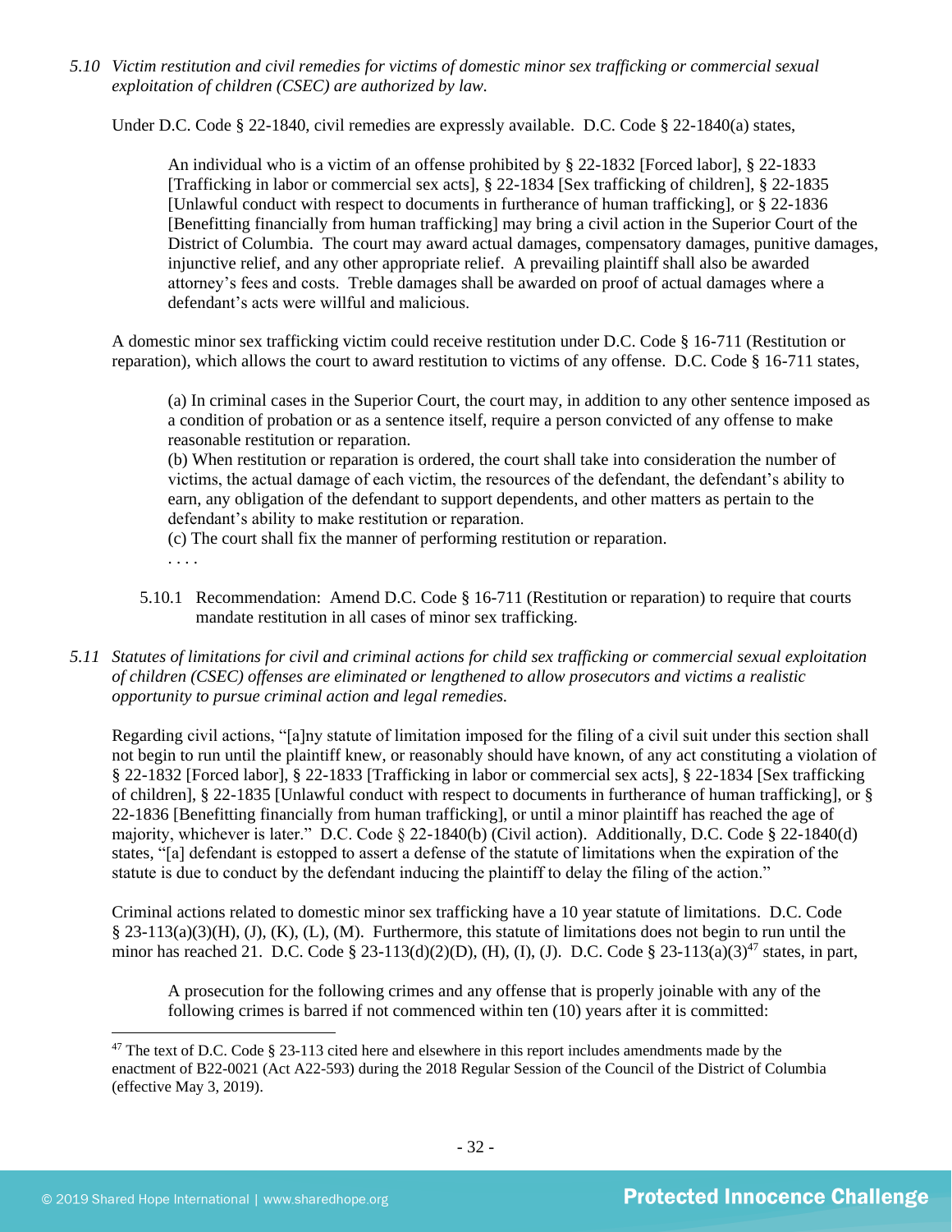*5.10 Victim restitution and civil remedies for victims of domestic minor sex trafficking or commercial sexual exploitation of children (CSEC) are authorized by law.*

Under D.C. Code § 22-1840, civil remedies are expressly available. D.C. Code § 22-1840(a) states,

> An individual who is a victim of an offense prohibited by § 22-1832 [Forced labor], § 22-1833 [Trafficking in labor or commercial sex acts], § 22-1834 [Sex trafficking of children], § 22-1835 [Unlawful conduct with respect to documents in furtherance of human trafficking], or § 22-1836 [Benefitting financially from human trafficking] may bring a civil action in the Superior Court of the District of Columbia. The court may award actual damages, compensatory damages, punitive damages, injunctive relief, and any other appropriate relief. A prevailing plaintiff shall also be awarded attorney's fees and costs. Treble damages shall be awarded on proof of actual damages where a defendant's acts were willful and malicious.

A domestic minor sex trafficking victim could receive restitution under D.C. Code § 16-711 (Restitution or reparation), which allows the court to award restitution to victims of any offense. D.C. Code § 16-711 states,

> (a) In criminal cases in the Superior Court, the court may, in addition to any other sentence imposed as a condition of probation or as a sentence itself, require a person convicted of any offense to make reasonable restitution or reparation.
> (b) When restitution or reparation is ordered, the court shall take into consideration the number of victims, the actual damage of each victim, the resources of the defendant, the defendant's ability to earn, any obligation of the defendant to support dependents, and other matters as pertain to the defendant's ability to make restitution or reparation.
> (c) The court shall fix the manner of performing restitution or reparation.
> . . . .

5.10.1 Recommendation: Amend D.C. Code § 16-711 (Restitution or reparation) to require that courts mandate restitution in all cases of minor sex trafficking.

*5.11 Statutes of limitations for civil and criminal actions for child sex trafficking or commercial sexual exploitation of children (CSEC) offenses are eliminated or lengthened to allow prosecutors and victims a realistic opportunity to pursue criminal action and legal remedies.*

Regarding civil actions, "[a]ny statute of limitation imposed for the filing of a civil suit under this section shall not begin to run until the plaintiff knew, or reasonably should have known, of any act constituting a violation of § 22-1832 [Forced labor], § 22-1833 [Trafficking in labor or commercial sex acts], § 22-1834 [Sex trafficking of children], § 22-1835 [Unlawful conduct with respect to documents in furtherance of human trafficking], or § 22-1836 [Benefitting financially from human trafficking], or until a minor plaintiff has reached the age of majority, whichever is later." D.C. Code § 22-1840(b) (Civil action). Additionally, D.C. Code § 22-1840(d) states, "[a] defendant is estopped to assert a defense of the statute of limitations when the expiration of the statute is due to conduct by the defendant inducing the plaintiff to delay the filing of the action."

Criminal actions related to domestic minor sex trafficking have a 10 year statute of limitations. D.C. Code § 23-113(a)(3)(H), (J), (K), (L), (M). Furthermore, this statute of limitations does not begin to run until the minor has reached 21. D.C. Code § 23-113(d)(2)(D), (H), (I), (J). D.C. Code § 23-113(a)(3)[47] states, in part,

> A prosecution for the following crimes and any offense that is properly joinable with any of the following crimes is barred if not commenced within ten (10) years after it is committed:

[47] The text of D.C. Code § 23-113 cited here and elsewhere in this report includes amendments made by the enactment of B22-0021 (Act A22-593) during the 2018 Regular Session of the Council of the District of Columbia (effective May 3, 2019).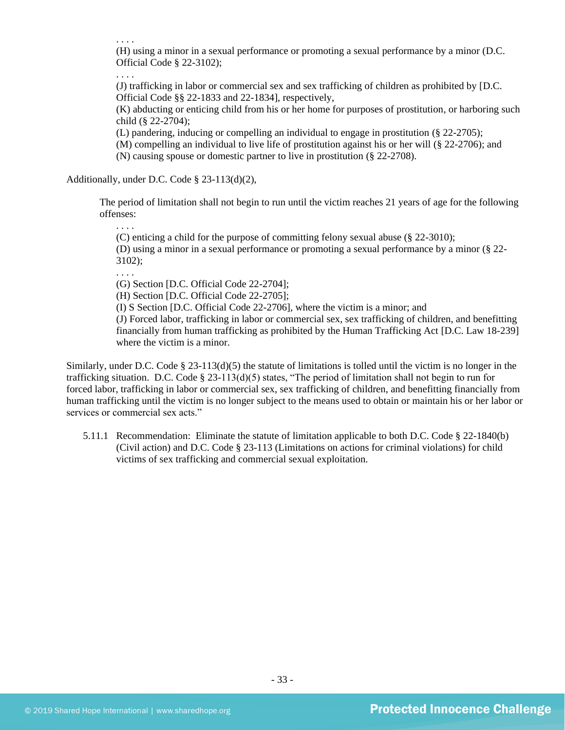> . . . .
>
> (H) using a minor in a sexual performance or promoting a sexual performance by a minor (D.C. Official Code § 22-3102);
>
> . . . .
>
> (J) trafficking in labor or commercial sex and sex trafficking of children as prohibited by [D.C. Official Code §§ 22-1833 and 22-1834], respectively,
>
> (K) abducting or enticing child from his or her home for purposes of prostitution, or harboring such child (§ 22-2704);
>
> (L) pandering, inducing or compelling an individual to engage in prostitution (§ 22-2705);
>
> (M) compelling an individual to live life of prostitution against his or her will (§ 22-2706); and
>
> (N) causing spouse or domestic partner to live in prostitution (§ 22-2708).

Additionally, under D.C. Code § 23-113(d)(2),

> The period of limitation shall not begin to run until the victim reaches 21 years of age for the following offenses:
>
> . . . .
>
> (C) enticing a child for the purpose of committing felony sexual abuse (§ 22-3010);
>
> (D) using a minor in a sexual performance or promoting a sexual performance by a minor (§ 22-3102);
>
> . . . .
>
> (G) Section [D.C. Official Code 22-2704];
>
> (H) Section [D.C. Official Code 22-2705];
>
> (I) S Section [D.C. Official Code 22-2706], where the victim is a minor; and
>
> (J) Forced labor, trafficking in labor or commercial sex, sex trafficking of children, and benefitting financially from human trafficking as prohibited by the Human Trafficking Act [D.C. Law 18-239] where the victim is a minor.

Similarly, under D.C. Code § 23-113(d)(5) the statute of limitations is tolled until the victim is no longer in the trafficking situation. D.C. Code § 23-113(d)(5) states, "The period of limitation shall not begin to run for forced labor, trafficking in labor or commercial sex, sex trafficking of children, and benefitting financially from human trafficking until the victim is no longer subject to the means used to obtain or maintain his or her labor or services or commercial sex acts."

5.11.1 Recommendation: Eliminate the statute of limitation applicable to both D.C. Code § 22-1840(b) (Civil action) and D.C. Code § 23-113 (Limitations on actions for criminal violations) for child victims of sex trafficking and commercial sexual exploitation.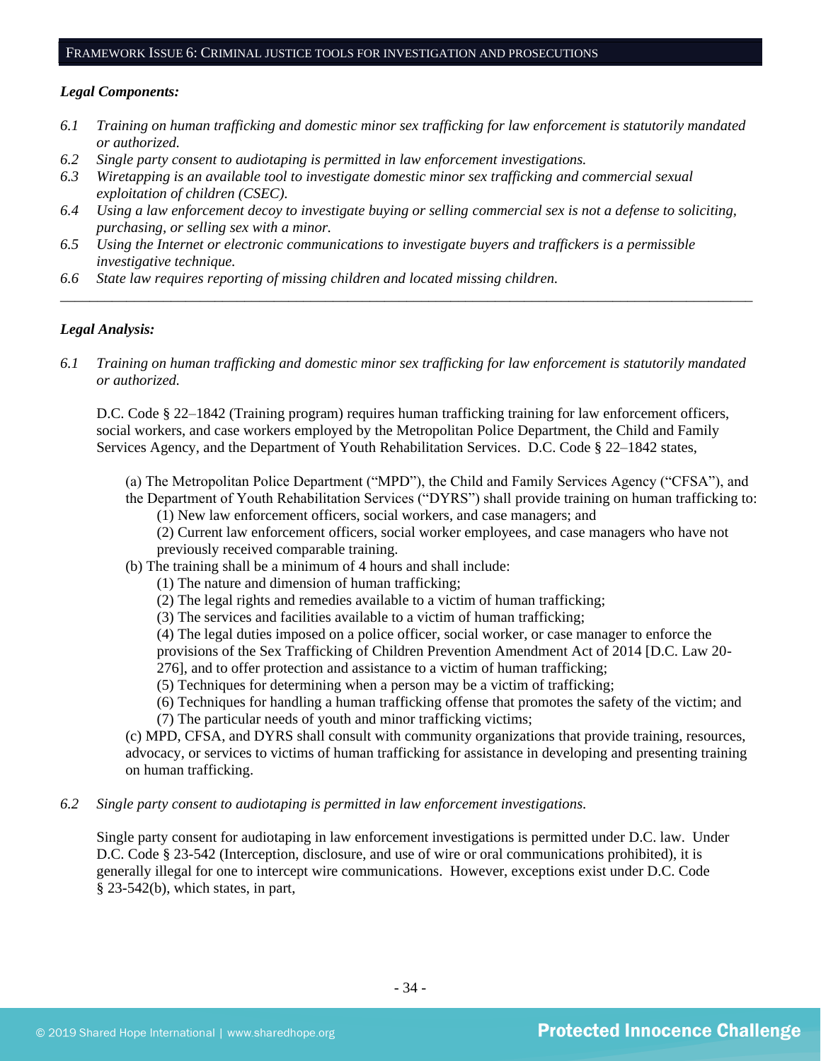## Framework Issue 6: Criminal justice tools for investigation and prosecutions

***Legal Components:***

6.1 *Training on human trafficking and domestic minor sex trafficking for law enforcement is statutorily mandated or authorized.*
6.2 *Single party consent to audiotaping is permitted in law enforcement investigations.*
6.3 *Wiretapping is an available tool to investigate domestic minor sex trafficking and commercial sexual exploitation of children (CSEC).*
6.4 *Using a law enforcement decoy to investigate buying or selling commercial sex is not a defense to soliciting, purchasing, or selling sex with a minor.*
6.5 *Using the Internet or electronic communications to investigate buyers and traffickers is a permissible investigative technique.*
6.6 *State law requires reporting of missing children and located missing children.*

---

***Legal Analysis:***

6.1 *Training on human trafficking and domestic minor sex trafficking for law enforcement is statutorily mandated or authorized.*

D.C. Code § 22–1842 (Training program) requires human trafficking training for law enforcement officers, social workers, and case workers employed by the Metropolitan Police Department, the Child and Family Services Agency, and the Department of Youth Rehabilitation Services. D.C. Code § 22–1842 states,

> (a) The Metropolitan Police Department ("MPD"), the Child and Family Services Agency ("CFSA"), and the Department of Youth Rehabilitation Services ("DYRS") shall provide training on human trafficking to:
> (1) New law enforcement officers, social workers, and case managers; and
> (2) Current law enforcement officers, social worker employees, and case managers who have not previously received comparable training.
> (b) The training shall be a minimum of 4 hours and shall include:
> (1) The nature and dimension of human trafficking;
> (2) The legal rights and remedies available to a victim of human trafficking;
> (3) The services and facilities available to a victim of human trafficking;
> (4) The legal duties imposed on a police officer, social worker, or case manager to enforce the provisions of the Sex Trafficking of Children Prevention Amendment Act of 2014 [D.C. Law 20-276], and to offer protection and assistance to a victim of human trafficking;
> (5) Techniques for determining when a person may be a victim of trafficking;
> (6) Techniques for handling a human trafficking offense that promotes the safety of the victim; and
> (7) The particular needs of youth and minor trafficking victims;
> (c) MPD, CFSA, and DYRS shall consult with community organizations that provide training, resources, advocacy, or services to victims of human trafficking for assistance in developing and presenting training on human trafficking.

6.2 *Single party consent to audiotaping is permitted in law enforcement investigations.*

Single party consent for audiotaping in law enforcement investigations is permitted under D.C. law. Under D.C. Code § 23-542 (Interception, disclosure, and use of wire or oral communications prohibited), it is generally illegal for one to intercept wire communications. However, exceptions exist under D.C. Code § 23-542(b), which states, in part,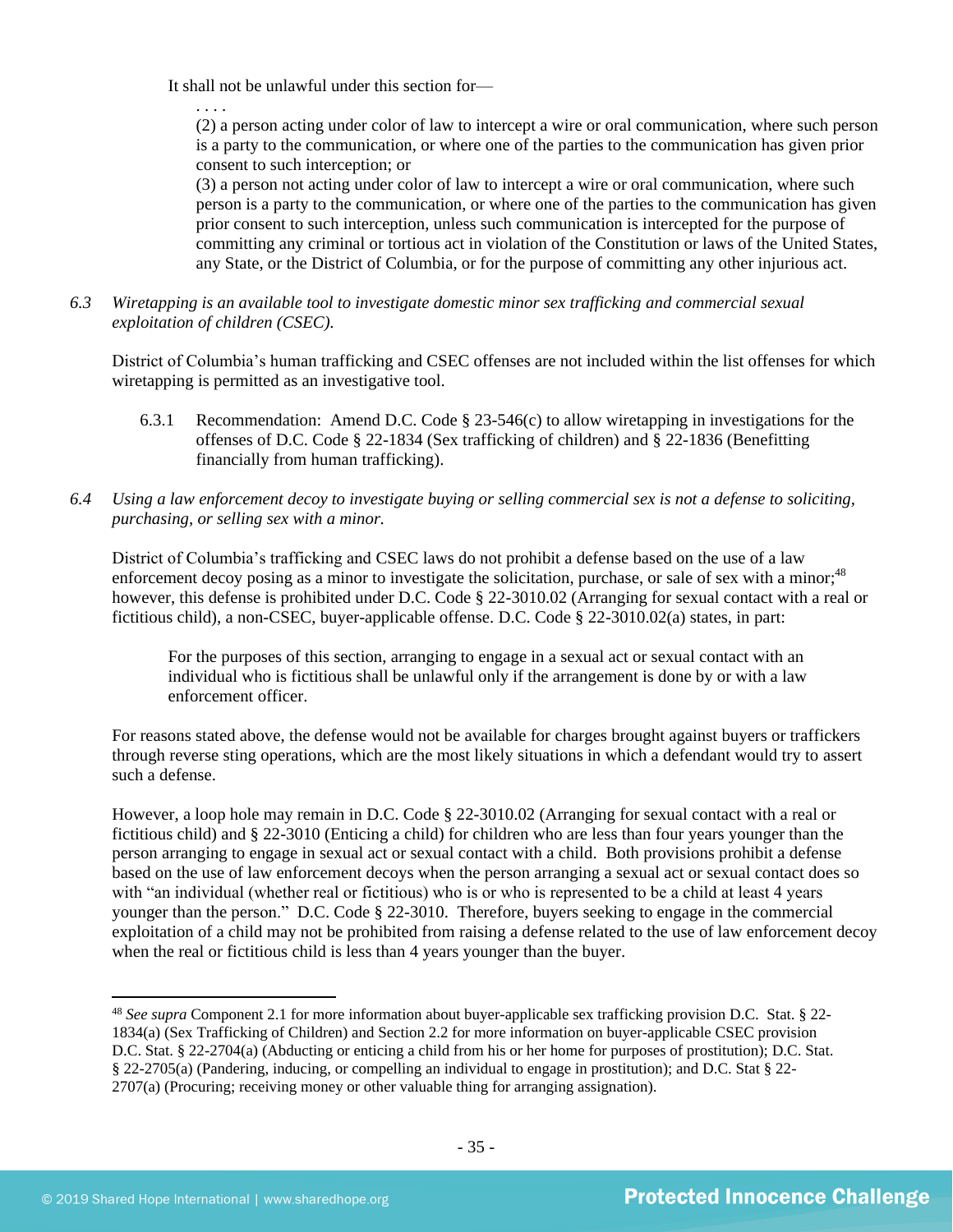It shall not be unlawful under this section for—

. . . .

(2) a person acting under color of law to intercept a wire or oral communication, where such person is a party to the communication, or where one of the parties to the communication has given prior consent to such interception; or

(3) a person not acting under color of law to intercept a wire or oral communication, where such person is a party to the communication, or where one of the parties to the communication has given prior consent to such interception, unless such communication is intercepted for the purpose of committing any criminal or tortious act in violation of the Constitution or laws of the United States, any State, or the District of Columbia, or for the purpose of committing any other injurious act.

*6.3 Wiretapping is an available tool to investigate domestic minor sex trafficking and commercial sexual exploitation of children (CSEC).*

District of Columbia's human trafficking and CSEC offenses are not included within the list offenses for which wiretapping is permitted as an investigative tool.

6.3.1 Recommendation: Amend D.C. Code § 23-546(c) to allow wiretapping in investigations for the offenses of D.C. Code § 22-1834 (Sex trafficking of children) and § 22-1836 (Benefitting financially from human trafficking).

*6.4 Using a law enforcement decoy to investigate buying or selling commercial sex is not a defense to soliciting, purchasing, or selling sex with a minor.*

District of Columbia's trafficking and CSEC laws do not prohibit a defense based on the use of a law enforcement decoy posing as a minor to investigate the solicitation, purchase, or sale of sex with a minor;[48] however, this defense is prohibited under D.C. Code § 22-3010.02 (Arranging for sexual contact with a real or fictitious child), a non-CSEC, buyer-applicable offense. D.C. Code § 22-3010.02(a) states, in part:

> For the purposes of this section, arranging to engage in a sexual act or sexual contact with an individual who is fictitious shall be unlawful only if the arrangement is done by or with a law enforcement officer.

For reasons stated above, the defense would not be available for charges brought against buyers or traffickers through reverse sting operations, which are the most likely situations in which a defendant would try to assert such a defense.

However, a loop hole may remain in D.C. Code § 22-3010.02 (Arranging for sexual contact with a real or fictitious child) and § 22-3010 (Enticing a child) for children who are less than four years younger than the person arranging to engage in sexual act or sexual contact with a child. Both provisions prohibit a defense based on the use of law enforcement decoys when the person arranging a sexual act or sexual contact does so with "an individual (whether real or fictitious) who is or who is represented to be a child at least 4 years younger than the person." D.C. Code § 22-3010. Therefore, buyers seeking to engage in the commercial exploitation of a child may not be prohibited from raising a defense related to the use of law enforcement decoy when the real or fictitious child is less than 4 years younger than the buyer.

---

[48] *See supra* Component 2.1 for more information about buyer-applicable sex trafficking provision D.C. Stat. § 22-1834(a) (Sex Trafficking of Children) and Section 2.2 for more information on buyer-applicable CSEC provision D.C. Stat. § 22-2704(a) (Abducting or enticing a child from his or her home for purposes of prostitution); D.C. Stat. § 22-2705(a) (Pandering, inducing, or compelling an individual to engage in prostitution); and D.C. Stat § 22-2707(a) (Procuring; receiving money or other valuable thing for arranging assignation).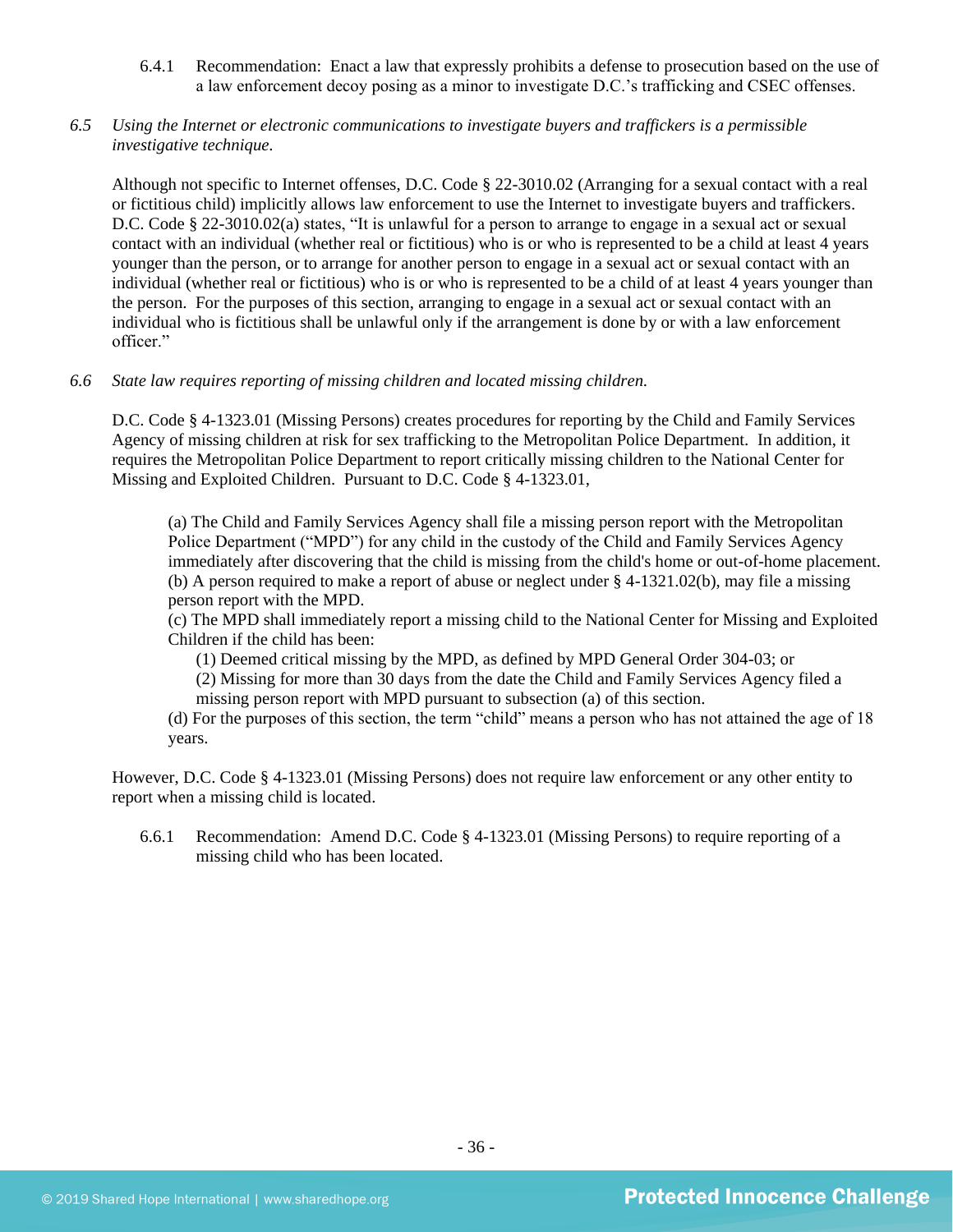6.4.1 Recommendation: Enact a law that expressly prohibits a defense to prosecution based on the use of a law enforcement decoy posing as a minor to investigate D.C.'s trafficking and CSEC offenses.

*6.5 Using the Internet or electronic communications to investigate buyers and traffickers is a permissible investigative technique.*

Although not specific to Internet offenses, D.C. Code § 22-3010.02 (Arranging for a sexual contact with a real or fictitious child) implicitly allows law enforcement to use the Internet to investigate buyers and traffickers. D.C. Code § 22-3010.02(a) states, "It is unlawful for a person to arrange to engage in a sexual act or sexual contact with an individual (whether real or fictitious) who is or who is represented to be a child at least 4 years younger than the person, or to arrange for another person to engage in a sexual act or sexual contact with an individual (whether real or fictitious) who is or who is represented to be a child of at least 4 years younger than the person. For the purposes of this section, arranging to engage in a sexual act or sexual contact with an individual who is fictitious shall be unlawful only if the arrangement is done by or with a law enforcement officer."

*6.6 State law requires reporting of missing children and located missing children.*

D.C. Code § 4-1323.01 (Missing Persons) creates procedures for reporting by the Child and Family Services Agency of missing children at risk for sex trafficking to the Metropolitan Police Department. In addition, it requires the Metropolitan Police Department to report critically missing children to the National Center for Missing and Exploited Children. Pursuant to D.C. Code § 4-1323.01,

> (a) The Child and Family Services Agency shall file a missing person report with the Metropolitan Police Department ("MPD") for any child in the custody of the Child and Family Services Agency immediately after discovering that the child is missing from the child's home or out-of-home placement.
> (b) A person required to make a report of abuse or neglect under § 4-1321.02(b), may file a missing person report with the MPD.
> (c) The MPD shall immediately report a missing child to the National Center for Missing and Exploited Children if the child has been:
>
> (1) Deemed critical missing by the MPD, as defined by MPD General Order 304-03; or
> (2) Missing for more than 30 days from the date the Child and Family Services Agency filed a missing person report with MPD pursuant to subsection (a) of this section.
>
> (d) For the purposes of this section, the term "child" means a person who has not attained the age of 18 years.

However, D.C. Code § 4-1323.01 (Missing Persons) does not require law enforcement or any other entity to report when a missing child is located.

6.6.1 Recommendation: Amend D.C. Code § 4-1323.01 (Missing Persons) to require reporting of a missing child who has been located.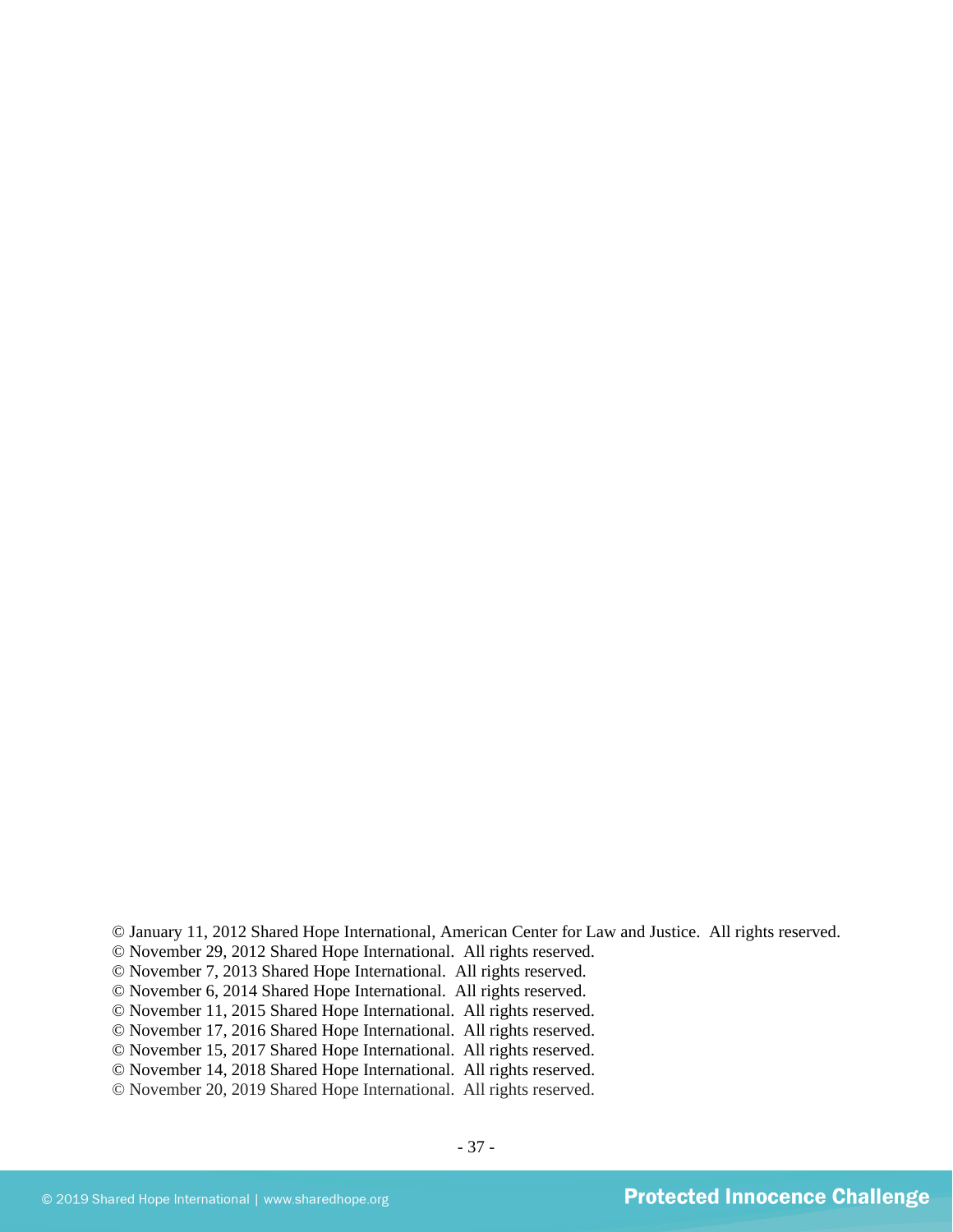© January 11, 2012 Shared Hope International, American Center for Law and Justice. All rights reserved.
© November 29, 2012 Shared Hope International. All rights reserved.
© November 7, 2013 Shared Hope International. All rights reserved.
© November 6, 2014 Shared Hope International. All rights reserved.
© November 11, 2015 Shared Hope International. All rights reserved.
© November 17, 2016 Shared Hope International. All rights reserved.
© November 15, 2017 Shared Hope International. All rights reserved.
© November 14, 2018 Shared Hope International. All rights reserved.
© November 20, 2019 Shared Hope International. All rights reserved.